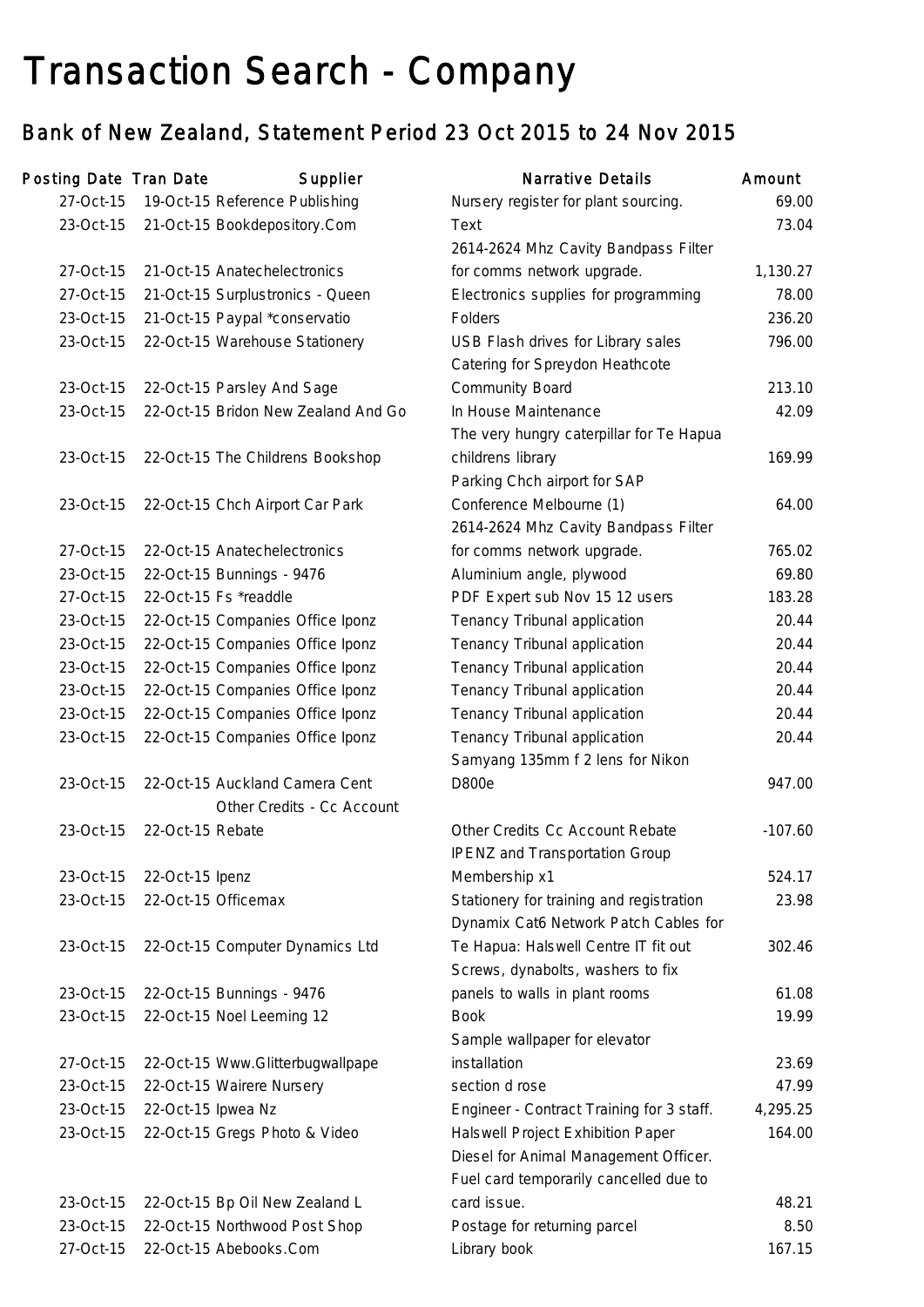# Transaction Search - Company

## Bank of New Zealand, Statement Period 23 Oct 2015 to 24 Nov 2015

| Posting Date | Tran Date | Supplier | Narrative Details | Amount |
|---|---|---|---|---|
| 27-Oct-15 | 19-Oct-15 | Reference Publishing | Nursery register for plant sourcing. | 69.00 |
| 23-Oct-15 | 21-Oct-15 | Bookdepository.Com | Text | 73.04 |
| 27-Oct-15 | 21-Oct-15 | Anatechelectronics | 2614-2624 Mhz Cavity Bandpass Filter for comms network upgrade. | 1,130.27 |
| 27-Oct-15 | 21-Oct-15 | Surplustronics - Queen | Electronics supplies for programming | 78.00 |
| 23-Oct-15 | 21-Oct-15 | Paypal *conservatio | Folders | 236.20 |
| 23-Oct-15 | 22-Oct-15 | Warehouse Stationery | USB Flash drives for Library sales | 796.00 |
| 23-Oct-15 | 22-Oct-15 | Parsley And Sage | Catering for Spreydon Heathcote Community Board | 213.10 |
| 23-Oct-15 | 22-Oct-15 | Bridon New Zealand And Go | In House Maintenance | 42.09 |
| 23-Oct-15 | 22-Oct-15 | The Childrens Bookshop | The very hungry caterpillar for Te Hapua childrens library | 169.99 |
| 23-Oct-15 | 22-Oct-15 | Chch Airport Car Park | Parking Chch airport for SAP Conference Melbourne (1) | 64.00 |
| 27-Oct-15 | 22-Oct-15 | Anatechelectronics | 2614-2624 Mhz Cavity Bandpass Filter for comms network upgrade. | 765.02 |
| 23-Oct-15 | 22-Oct-15 | Bunnings - 9476 | Aluminium angle, plywood | 69.80 |
| 27-Oct-15 | 22-Oct-15 | Fs *readdle | PDF Expert sub Nov 15 12 users | 183.28 |
| 23-Oct-15 | 22-Oct-15 | Companies Office Iponz | Tenancy Tribunal application | 20.44 |
| 23-Oct-15 | 22-Oct-15 | Companies Office Iponz | Tenancy Tribunal application | 20.44 |
| 23-Oct-15 | 22-Oct-15 | Companies Office Iponz | Tenancy Tribunal application | 20.44 |
| 23-Oct-15 | 22-Oct-15 | Companies Office Iponz | Tenancy Tribunal application | 20.44 |
| 23-Oct-15 | 22-Oct-15 | Companies Office Iponz | Tenancy Tribunal application | 20.44 |
| 23-Oct-15 | 22-Oct-15 | Companies Office Iponz | Tenancy Tribunal application | 20.44 |
| 23-Oct-15 | 22-Oct-15 | Auckland Camera Cent | Samyang 135mm f 2 lens for Nikon D800e | 947.00 |
| 23-Oct-15 | 22-Oct-15 | Other Credits - Cc Account Rebate | Other Credits Cc Account Rebate | -107.60 |
| 23-Oct-15 | 22-Oct-15 | Ipenz | IPENZ and Transportation Group Membership x1 | 524.17 |
| 23-Oct-15 | 22-Oct-15 | Officemax | Stationery for training and registration | 23.98 |
| 23-Oct-15 | 22-Oct-15 | Computer Dynamics Ltd | Dynamix Cat6 Network Patch Cables for Te Hapua: Halswell Centre IT fit out | 302.46 |
| 23-Oct-15 | 22-Oct-15 | Bunnings - 9476 | Screws, dynabolts, washers to fix panels to walls in plant rooms | 61.08 |
| 23-Oct-15 | 22-Oct-15 | Noel Leeming 12 | Book | 19.99 |
| 27-Oct-15 | 22-Oct-15 | Www.Glitterbugwallpape | Sample wallpaper for elevator installation | 23.69 |
| 23-Oct-15 | 22-Oct-15 | Wairere Nursery | section d rose | 47.99 |
| 23-Oct-15 | 22-Oct-15 | Ipwea Nz | Engineer - Contract Training for 3 staff. | 4,295.25 |
| 23-Oct-15 | 22-Oct-15 | Gregs Photo & Video | Halswell Project Exhibition Paper | 164.00 |
| 23-Oct-15 | 22-Oct-15 | Bp Oil New Zealand L | Diesel for Animal Management Officer. Fuel card temporarily cancelled due to card issue. | 48.21 |
| 23-Oct-15 | 22-Oct-15 | Northwood Post Shop | Postage for returning parcel | 8.50 |
| 27-Oct-15 | 22-Oct-15 | Abebooks.Com | Library book | 167.15 |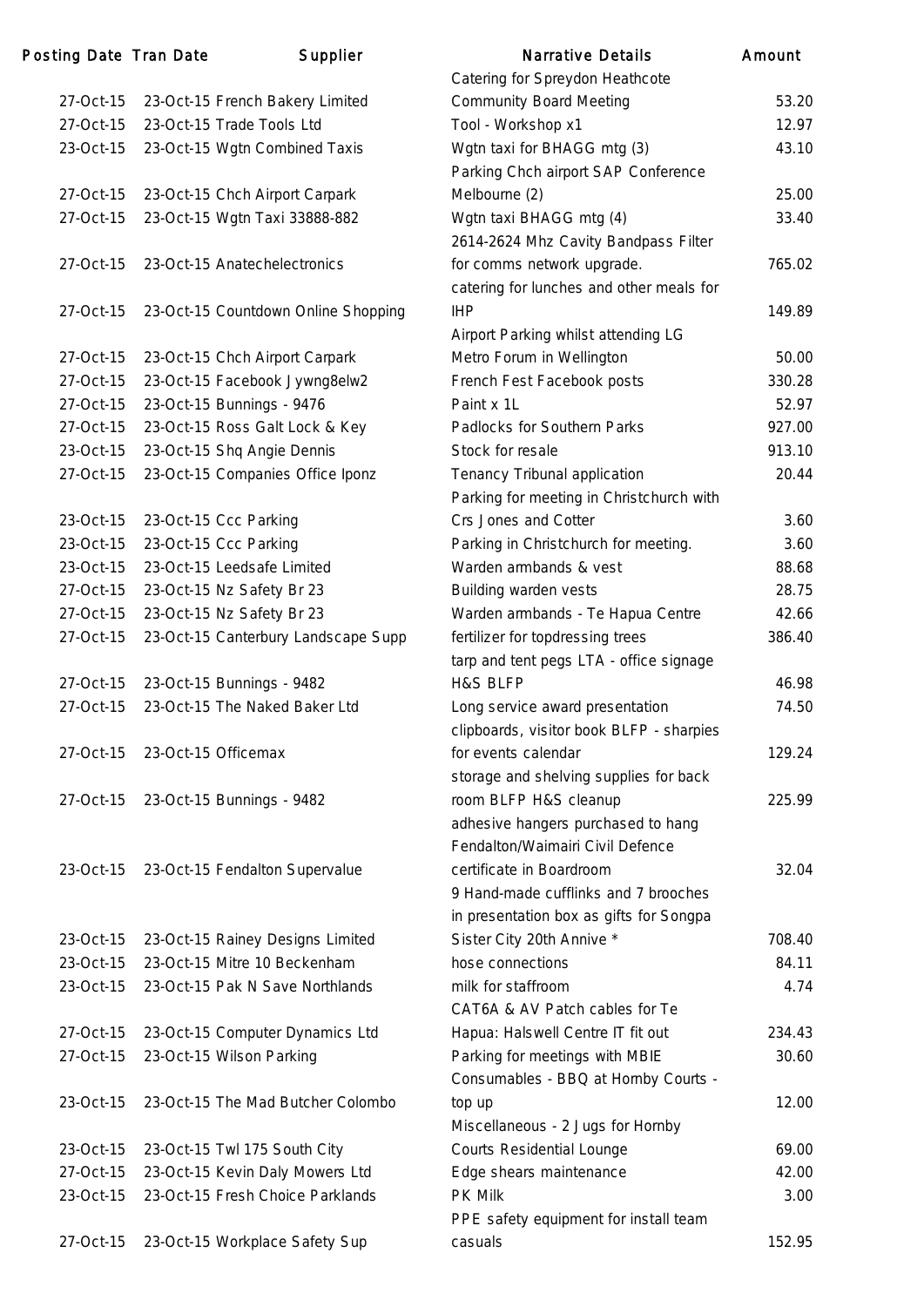| Posting Date | Tran Date | Supplier | Narrative Details | Amount |
|---|---|---|---|---|
| 27-Oct-15 | 23-Oct-15 | French Bakery Limited | Catering for Spreydon Heathcote Community Board Meeting | 53.20 |
| 27-Oct-15 | 23-Oct-15 | Trade Tools Ltd | Tool - Workshop x1 | 12.97 |
| 23-Oct-15 | 23-Oct-15 | Wgtn Combined Taxis | Wgtn taxi for BHAGG mtg (3) | 43.10 |
| 27-Oct-15 | 23-Oct-15 | Chch Airport Carpark | Parking Chch airport SAP Conference Melbourne (2) | 25.00 |
| 27-Oct-15 | 23-Oct-15 | Wgtn Taxi 33888-882 | Wgtn taxi BHAGG mtg (4) | 33.40 |
| 27-Oct-15 | 23-Oct-15 | Anatechelectronics | 2614-2624 Mhz Cavity Bandpass Filter for comms network upgrade. | 765.02 |
| 27-Oct-15 | 23-Oct-15 | Countdown Online Shopping | catering for lunches and other meals for IHP | 149.89 |
| 27-Oct-15 | 23-Oct-15 | Chch Airport Carpark | Airport Parking whilst attending LG Metro Forum in Wellington | 50.00 |
| 27-Oct-15 | 23-Oct-15 | Facebook Jywng8elw2 | French Fest Facebook posts | 330.28 |
| 27-Oct-15 | 23-Oct-15 | Bunnings - 9476 | Paint x 1L | 52.97 |
| 27-Oct-15 | 23-Oct-15 | Ross Galt Lock & Key | Padlocks for Southern Parks | 927.00 |
| 23-Oct-15 | 23-Oct-15 | Shq Angie Dennis | Stock for resale | 913.10 |
| 27-Oct-15 | 23-Oct-15 | Companies Office Iponz | Tenancy Tribunal application | 20.44 |
| 23-Oct-15 | 23-Oct-15 | Ccc Parking | Parking for meeting in Christchurch with Crs Jones and Cotter | 3.60 |
| 23-Oct-15 | 23-Oct-15 | Ccc Parking | Parking in Christchurch for meeting. | 3.60 |
| 23-Oct-15 | 23-Oct-15 | Leedsafe Limited | Warden armbands & vest | 88.68 |
| 27-Oct-15 | 23-Oct-15 | Nz Safety Br 23 | Building warden vests | 28.75 |
| 27-Oct-15 | 23-Oct-15 | Nz Safety Br 23 | Warden armbands - Te Hapua Centre | 42.66 |
| 27-Oct-15 | 23-Oct-15 | Canterbury Landscape Supp | fertilizer for topdressing trees | 386.40 |
| 27-Oct-15 | 23-Oct-15 | Bunnings - 9482 | tarp and tent pegs LTA - office signage H&S BLFP | 46.98 |
| 27-Oct-15 | 23-Oct-15 | The Naked Baker Ltd | Long service award presentation | 74.50 |
| 27-Oct-15 | 23-Oct-15 | Officemax | clipboards, visitor book BLFP - sharpies for events calendar | 129.24 |
| 27-Oct-15 | 23-Oct-15 | Bunnings - 9482 | storage and shelving supplies for back room BLFP H&S cleanup | 225.99 |
| 23-Oct-15 | 23-Oct-15 | Fendalton Supervalue | adhesive hangers purchased to hang Fendalton/Waimairi Civil Defence certificate in Boardroom | 32.04 |
| 23-Oct-15 | 23-Oct-15 | Rainey Designs Limited | 9 Hand-made cufflinks and 7 brooches in presentation box as gifts for Songpa Sister City 20th Annive * | 708.40 |
| 23-Oct-15 | 23-Oct-15 | Mitre 10 Beckenham | hose connections | 84.11 |
| 23-Oct-15 | 23-Oct-15 | Pak N Save Northlands | milk for staffroom | 4.74 |
| 27-Oct-15 | 23-Oct-15 | Computer Dynamics Ltd | CAT6A & AV Patch cables for Te Hapua: Halswell Centre IT fit out | 234.43 |
| 27-Oct-15 | 23-Oct-15 | Wilson Parking | Parking for meetings with MBIE | 30.60 |
| 23-Oct-15 | 23-Oct-15 | The Mad Butcher Colombo | Consumables - BBQ at Hornby Courts - top up | 12.00 |
| 23-Oct-15 | 23-Oct-15 | Twl 175 South City | Miscellaneous - 2 Jugs for Hornby Courts Residential Lounge | 69.00 |
| 27-Oct-15 | 23-Oct-15 | Kevin Daly Mowers Ltd | Edge shears maintenance | 42.00 |
| 23-Oct-15 | 23-Oct-15 | Fresh Choice Parklands | PK Milk | 3.00 |
| 27-Oct-15 | 23-Oct-15 | Workplace Safety Sup | PPE safety equipment for install team casuals | 152.95 |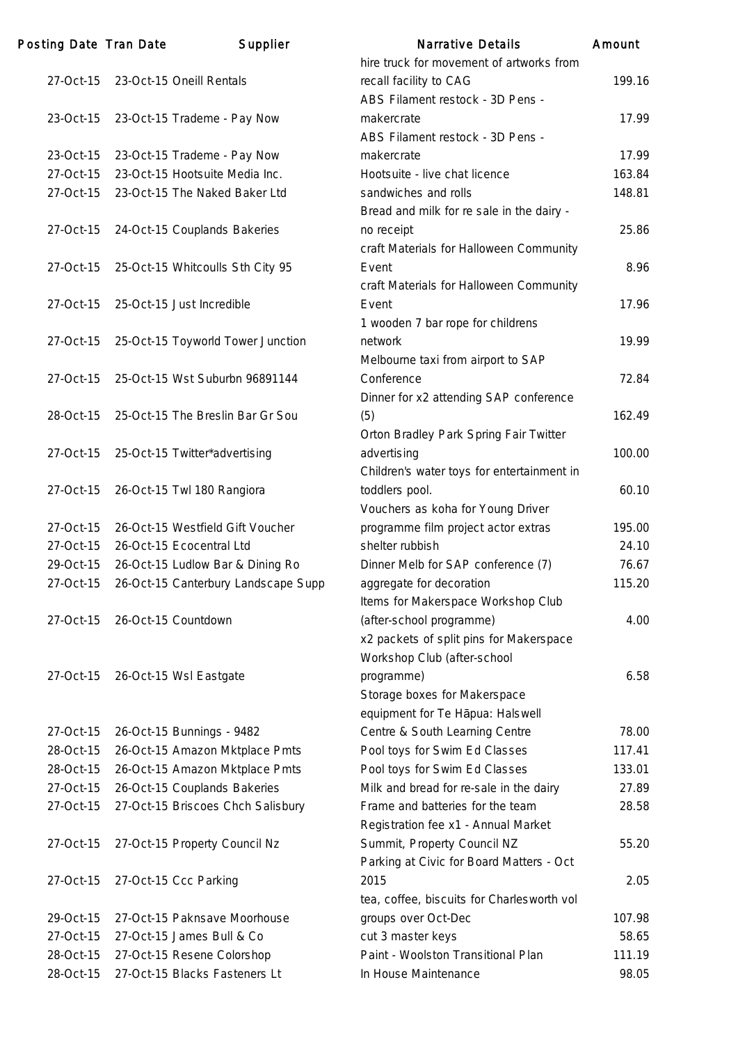| Posting Date | Tran Date | Supplier | Narrative Details | Amount |
|---|---|---|---|---|
| 27-Oct-15 | 23-Oct-15 | Oneill Rentals | hire truck for movement of artworks from recall facility to CAG | 199.16 |
| 23-Oct-15 | 23-Oct-15 | Trademe - Pay Now | ABS Filament restock - 3D Pens - makercrate | 17.99 |
| 23-Oct-15 | 23-Oct-15 | Trademe - Pay Now | ABS Filament restock - 3D Pens - makercrate | 17.99 |
| 27-Oct-15 | 23-Oct-15 | Hootsuite Media Inc. | Hootsuite - live chat licence | 163.84 |
| 27-Oct-15 | 23-Oct-15 | The Naked Baker Ltd | sandwiches and rolls | 148.81 |
| 27-Oct-15 | 24-Oct-15 | Couplands Bakeries | Bread and milk for re sale in the dairy - no receipt | 25.86 |
| 27-Oct-15 | 25-Oct-15 | Whitcoulls Sth City 95 | craft Materials for Halloween Community Event | 8.96 |
| 27-Oct-15 | 25-Oct-15 | Just Incredible | craft Materials for Halloween Community Event | 17.96 |
| 27-Oct-15 | 25-Oct-15 | Toyworld Tower Junction | 1 wooden 7 bar rope for childrens network | 19.99 |
| 27-Oct-15 | 25-Oct-15 | Wst Suburbn 96891144 | Melbourne taxi from airport to SAP Conference | 72.84 |
| 28-Oct-15 | 25-Oct-15 | The Breslin Bar Gr Sou | Dinner for x2 attending SAP conference (5) | 162.49 |
| 27-Oct-15 | 25-Oct-15 | Twitter*advertising | Orton Bradley Park Spring Fair Twitter advertising | 100.00 |
| 27-Oct-15 | 26-Oct-15 | Twl 180 Rangiora | Children's water toys for entertainment in toddlers pool. | 60.10 |
| 27-Oct-15 | 26-Oct-15 | Westfield Gift Voucher | Vouchers as koha for Young Driver programme film project actor extras | 195.00 |
| 27-Oct-15 | 26-Oct-15 | Ecocentral Ltd | shelter rubbish | 24.10 |
| 29-Oct-15 | 26-Oct-15 | Ludlow Bar & Dining Ro | Dinner Melb for SAP conference (7) | 76.67 |
| 27-Oct-15 | 26-Oct-15 | Canterbury Landscape Supp | aggregate for decoration | 115.20 |
| 27-Oct-15 | 26-Oct-15 | Countdown | Items for Makerspace Workshop Club (after-school programme) | 4.00 |
| 27-Oct-15 | 26-Oct-15 | Wsl Eastgate | x2 packets of split pins for Makerspace Workshop Club (after-school programme) | 6.58 |
| 27-Oct-15 | 26-Oct-15 | Bunnings - 9482 | Storage boxes for Makerspace equipment for Te Hāpua: Halswell Centre & South Learning Centre | 78.00 |
| 28-Oct-15 | 26-Oct-15 | Amazon Mktplace Pmts | Pool toys for Swim Ed Classes | 117.41 |
| 28-Oct-15 | 26-Oct-15 | Amazon Mktplace Pmts | Pool toys for Swim Ed Classes | 133.01 |
| 27-Oct-15 | 26-Oct-15 | Couplands Bakeries | Milk and bread for re-sale in the dairy | 27.89 |
| 27-Oct-15 | 27-Oct-15 | Briscoes Chch Salisbury | Frame and batteries for the team | 28.58 |
| 27-Oct-15 | 27-Oct-15 | Property Council Nz | Registration fee x1 - Annual Market Summit, Property Council NZ | 55.20 |
| 27-Oct-15 | 27-Oct-15 | Ccc Parking | Parking at Civic for Board Matters - Oct 2015 | 2.05 |
| 29-Oct-15 | 27-Oct-15 | Paknsave Moorhouse | tea, coffee, biscuits for Charlesworth vol groups over Oct-Dec | 107.98 |
| 27-Oct-15 | 27-Oct-15 | James Bull & Co | cut 3 master keys | 58.65 |
| 28-Oct-15 | 27-Oct-15 | Resene Colorshop | Paint - Woolston Transitional Plan | 111.19 |
| 28-Oct-15 | 27-Oct-15 | Blacks Fasteners Lt | In House Maintenance | 98.05 |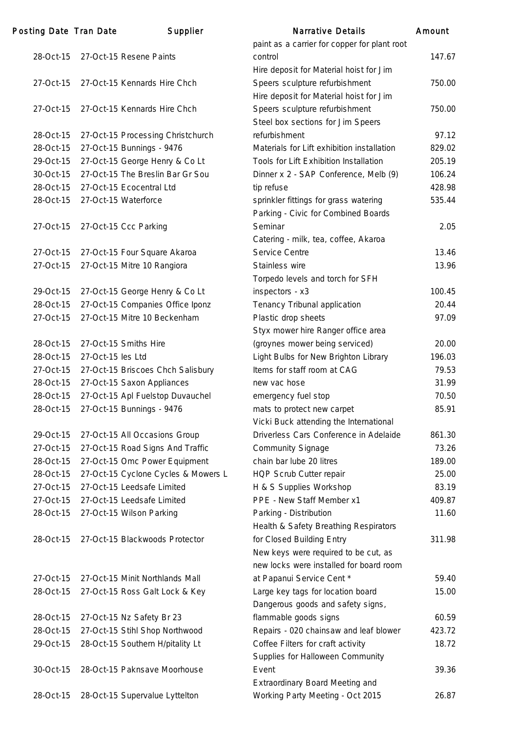| Posting Date | Tran Date | Supplier | Narrative Details | Amount |
|---|---|---|---|---|
| 28-Oct-15 | 27-Oct-15 | Resene Paints | paint as a carrier for copper for plant root control | 147.67 |
| 27-Oct-15 | 27-Oct-15 | Kennards Hire Chch | Hire deposit for Material hoist for Jim Speers sculpture refurbishment | 750.00 |
| 27-Oct-15 | 27-Oct-15 | Kennards Hire Chch | Hire deposit for Material hoist for Jim Speers sculpture refurbishment | 750.00 |
| 28-Oct-15 | 27-Oct-15 | Processing Christchurch | Steel box sections for Jim Speers refurbishment | 97.12 |
| 28-Oct-15 | 27-Oct-15 | Bunnings - 9476 | Materials for Lift exhibition installation | 829.02 |
| 29-Oct-15 | 27-Oct-15 | George Henry & Co Lt | Tools for Lift Exhibition Installation | 205.19 |
| 30-Oct-15 | 27-Oct-15 | The Breslin Bar Gr Sou | Dinner x 2 - SAP Conference, Melb (9) | 106.24 |
| 28-Oct-15 | 27-Oct-15 | Ecocentral Ltd | tip refuse | 428.98 |
| 28-Oct-15 | 27-Oct-15 | Waterforce | sprinkler fittings for grass watering | 535.44 |
| 27-Oct-15 | 27-Oct-15 | Ccc Parking | Parking - Civic for Combined Boards Seminar | 2.05 |
| 27-Oct-15 | 27-Oct-15 | Four Square Akaroa | Catering - milk, tea, coffee, Akaroa Service Centre | 13.46 |
| 27-Oct-15 | 27-Oct-15 | Mitre 10 Rangiora | Stainless wire | 13.96 |
| 29-Oct-15 | 27-Oct-15 | George Henry & Co Lt | Torpedo levels and torch for SFH inspectors - x3 | 100.45 |
| 28-Oct-15 | 27-Oct-15 | Companies Office Iponz | Tenancy Tribunal application | 20.44 |
| 27-Oct-15 | 27-Oct-15 | Mitre 10 Beckenham | Plastic drop sheets | 97.09 |
| 28-Oct-15 | 27-Oct-15 | Smiths Hire | Styx mower hire Ranger office area (groynes mower being serviced) | 20.00 |
| 28-Oct-15 | 27-Oct-15 | Ies Ltd | Light Bulbs for New Brighton Library | 196.03 |
| 27-Oct-15 | 27-Oct-15 | Briscoes Chch Salisbury | Items for staff room at CAG | 79.53 |
| 28-Oct-15 | 27-Oct-15 | Saxon Appliances | new vac hose | 31.99 |
| 28-Oct-15 | 27-Oct-15 | Apl Fuelstop Duvauchel | emergency fuel stop | 70.50 |
| 28-Oct-15 | 27-Oct-15 | Bunnings - 9476 | mats to protect new carpet | 85.91 |
| 29-Oct-15 | 27-Oct-15 | All Occasions Group | Vicki Buck attending the International Driverless Cars Conference in Adelaide | 861.30 |
| 27-Oct-15 | 27-Oct-15 | Road Signs And Traffic | Community Signage | 73.26 |
| 28-Oct-15 | 27-Oct-15 | Omc Power Equipment | chain bar lube 20 litres | 189.00 |
| 28-Oct-15 | 27-Oct-15 | Cyclone Cycles & Mowers L | HQP Scrub Cutter repair | 25.00 |
| 27-Oct-15 | 27-Oct-15 | Leedsafe Limited | H & S Supplies Workshop | 83.19 |
| 27-Oct-15 | 27-Oct-15 | Leedsafe Limited | PPE - New Staff Member x1 | 409.87 |
| 28-Oct-15 | 27-Oct-15 | Wilson Parking | Parking - Distribution | 11.60 |
| 28-Oct-15 | 27-Oct-15 | Blackwoods Protector | Health & Safety Breathing Respirators for Closed Building Entry | 311.98 |
| 27-Oct-15 | 27-Oct-15 | Minit Northlands Mall | New keys were required to be cut, as new locks were installed for board room at Papanui Service Cent * | 59.40 |
| 28-Oct-15 | 27-Oct-15 | Ross Galt Lock & Key | Large key tags for location board | 15.00 |
| 28-Oct-15 | 27-Oct-15 | Nz Safety Br 23 | Dangerous goods and safety signs, flammable goods signs | 60.59 |
| 28-Oct-15 | 27-Oct-15 | Stihl Shop Northwood | Repairs - 020 chainsaw and leaf blower | 423.72 |
| 29-Oct-15 | 28-Oct-15 | Southern H/pitality Lt | Coffee Filters for craft activity | 18.72 |
| 30-Oct-15 | 28-Oct-15 | Paknsave Moorhouse | Supplies for Halloween Community Event | 39.36 |
| 28-Oct-15 | 28-Oct-15 | Supervalue Lyttelton | Extraordinary Board Meeting and Working Party Meeting - Oct 2015 | 26.87 |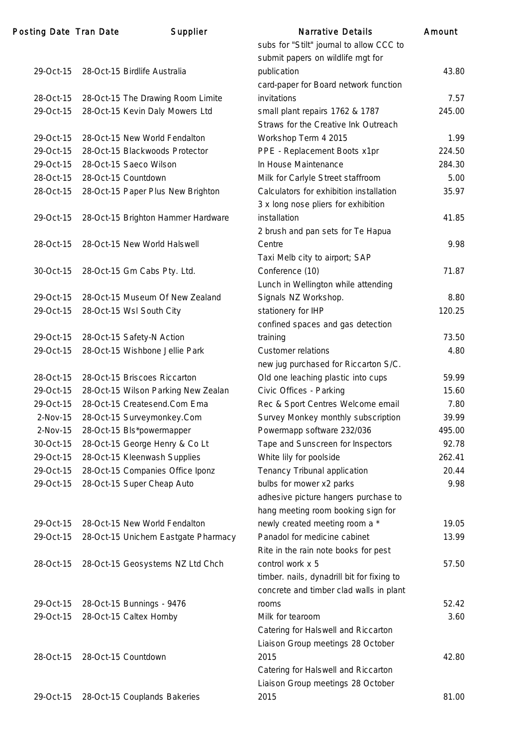| Posting Date | Tran Date | Supplier | Narrative Details | Amount |
|---|---|---|---|---|
| 29-Oct-15 | 28-Oct-15 | Birdlife Australia | subs for "Stilt" journal to allow CCC to submit papers on wildlife mgt for publication | 43.80 |
| 28-Oct-15 | 28-Oct-15 | The Drawing Room Limite | card-paper for Board network function invitations | 7.57 |
| 29-Oct-15 | 28-Oct-15 | Kevin Daly Mowers Ltd | small plant repairs 1762 & 1787 | 245.00 |
| 29-Oct-15 | 28-Oct-15 | New World Fendalton | Straws for the Creative Ink Outreach Workshop Term 4 2015 | 1.99 |
| 29-Oct-15 | 28-Oct-15 | Blackwoods Protector | PPE - Replacement Boots x1pr | 224.50 |
| 29-Oct-15 | 28-Oct-15 | Saeco Wilson | In House Maintenance | 284.30 |
| 28-Oct-15 | 28-Oct-15 | Countdown | Milk for Carlyle Street staffroom | 5.00 |
| 28-Oct-15 | 28-Oct-15 | Paper Plus New Brighton | Calculators for exhibition installation | 35.97 |
| 29-Oct-15 | 28-Oct-15 | Brighton Hammer Hardware | 3 x long nose pliers for exhibition installation | 41.85 |
| 28-Oct-15 | 28-Oct-15 | New World Halswell | 2 brush and pan sets for Te Hapua Centre | 9.98 |
| 30-Oct-15 | 28-Oct-15 | Gm Cabs Pty. Ltd. | Taxi Melb city to airport; SAP Conference (10) | 71.87 |
| 29-Oct-15 | 28-Oct-15 | Museum Of New Zealand | Lunch in Wellington while attending Signals NZ Workshop. | 8.80 |
| 29-Oct-15 | 28-Oct-15 | Wsl South City | stationery for IHP | 120.25 |
| 29-Oct-15 | 28-Oct-15 | Safety-N Action | confined spaces and gas detection training | 73.50 |
| 29-Oct-15 | 28-Oct-15 | Wishbone Jellie Park | Customer relations | 4.80 |
| 28-Oct-15 | 28-Oct-15 | Briscoes Riccarton | new jug purchased for Riccarton S/C. Old one leaching plastic into cups | 59.99 |
| 29-Oct-15 | 28-Oct-15 | Wilson Parking New Zealan | Civic Offices - Parking | 15.60 |
| 29-Oct-15 | 28-Oct-15 | Createsend.Com Ema | Rec & Sport Centres Welcome email | 7.80 |
| 2-Nov-15 | 28-Oct-15 | Surveymonkey.Com | Survey Monkey monthly subscription | 39.99 |
| 2-Nov-15 | 28-Oct-15 | Bls*powermapper | Powermapp software 232/036 | 495.00 |
| 30-Oct-15 | 28-Oct-15 | George Henry & Co Lt | Tape and Sunscreen for Inspectors | 92.78 |
| 29-Oct-15 | 28-Oct-15 | Kleenwash Supplies | White lily for poolside | 262.41 |
| 29-Oct-15 | 28-Oct-15 | Companies Office Iponz | Tenancy Tribunal application | 20.44 |
| 29-Oct-15 | 28-Oct-15 | Super Cheap Auto | bulbs for mower x2 parks | 9.98 |
| 29-Oct-15 | 28-Oct-15 | New World Fendalton | adhesive picture hangers purchase to hang meeting room booking sign for newly created meeting room a * | 19.05 |
| 29-Oct-15 | 28-Oct-15 | Unichem Eastgate Pharmacy | Panadol for medicine cabinet | 13.99 |
| 28-Oct-15 | 28-Oct-15 | Geosystems NZ Ltd Chch | Rite in the rain note books for pest control work x 5 | 57.50 |
| 29-Oct-15 | 28-Oct-15 | Bunnings - 9476 | timber. nails, dynadrill bit for fixing to concrete and timber clad walls in plant rooms | 52.42 |
| 29-Oct-15 | 28-Oct-15 | Caltex Hornby | Milk for tearoom | 3.60 |
| 28-Oct-15 | 28-Oct-15 | Countdown | Catering for Halswell and Riccarton Liaison Group meetings 28 October 2015 | 42.80 |
| 29-Oct-15 | 28-Oct-15 | Couplands Bakeries | Catering for Halswell and Riccarton Liaison Group meetings 28 October 2015 | 81.00 |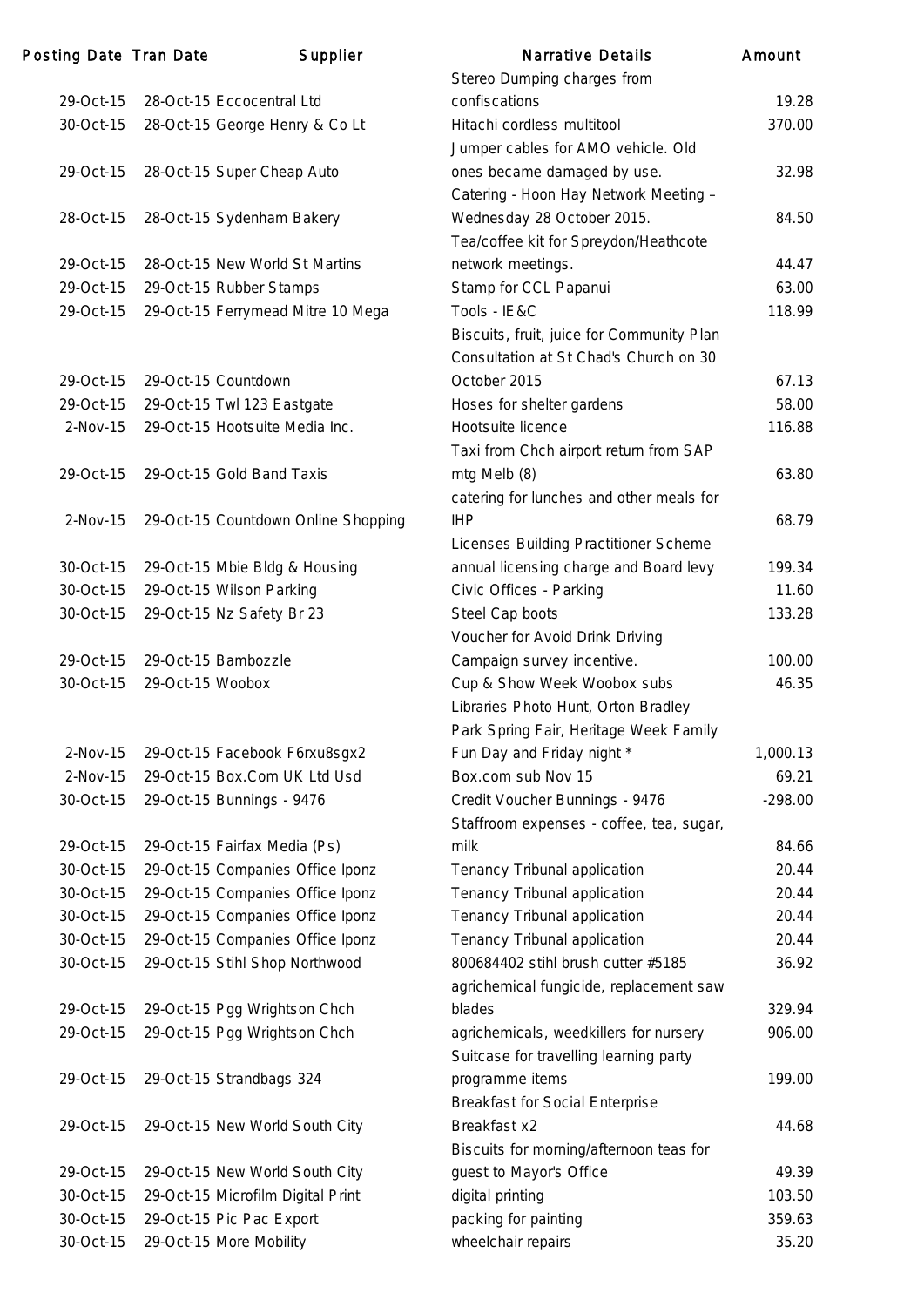| Posting Date | Tran Date | Supplier | Narrative Details | Amount |
|---|---|---|---|---|
| 29-Oct-15 | 28-Oct-15 | Eccocentral Ltd | Stereo Dumping charges from confiscations | 19.28 |
| 30-Oct-15 | 28-Oct-15 | George Henry & Co Lt | Hitachi cordless multitool | 370.00 |
| 29-Oct-15 | 28-Oct-15 | Super Cheap Auto | Jumper cables for AMO vehicle. Old ones became damaged by use. | 32.98 |
| 28-Oct-15 | 28-Oct-15 | Sydenham Bakery | Catering - Hoon Hay Network Meeting – Wednesday 28 October 2015. | 84.50 |
| 29-Oct-15 | 28-Oct-15 | New World St Martins | Tea/coffee kit for Spreydon/Heathcote network meetings. | 44.47 |
| 29-Oct-15 | 29-Oct-15 | Rubber Stamps | Stamp for CCL Papanui | 63.00 |
| 29-Oct-15 | 29-Oct-15 | Ferrymead Mitre 10 Mega | Tools - IE&C | 118.99 |
| 29-Oct-15 | 29-Oct-15 | Countdown | Biscuits, fruit, juice for Community Plan Consultation at St Chad's Church on 30 October 2015 | 67.13 |
| 29-Oct-15 | 29-Oct-15 | Twl 123 Eastgate | Hoses for shelter gardens | 58.00 |
| 2-Nov-15 | 29-Oct-15 | Hootsuite Media Inc. | Hootsuite licence | 116.88 |
| 29-Oct-15 | 29-Oct-15 | Gold Band Taxis | Taxi from Chch airport return from SAP mtg Melb (8) | 63.80 |
| 2-Nov-15 | 29-Oct-15 | Countdown Online Shopping | catering for lunches and other meals for IHP | 68.79 |
| 30-Oct-15 | 29-Oct-15 | Mbie Bldg & Housing | Licenses Building Practitioner Scheme annual licensing charge and Board levy | 199.34 |
| 30-Oct-15 | 29-Oct-15 | Wilson Parking | Civic Offices - Parking | 11.60 |
| 30-Oct-15 | 29-Oct-15 | Nz Safety Br 23 | Steel Cap boots | 133.28 |
| 29-Oct-15 | 29-Oct-15 | Bambozzle | Voucher for Avoid Drink Driving Campaign survey incentive. | 100.00 |
| 30-Oct-15 | 29-Oct-15 | Woobox | Cup & Show Week Woobox subs | 46.35 |
| 2-Nov-15 | 29-Oct-15 | Facebook F6rxu8sgx2 | Libraries Photo Hunt, Orton Bradley Park Spring Fair, Heritage Week Family Fun Day and Friday night * | 1,000.13 |
| 2-Nov-15 | 29-Oct-15 | Box.Com UK Ltd Usd | Box.com sub Nov 15 | 69.21 |
| 30-Oct-15 | 29-Oct-15 | Bunnings - 9476 | Credit Voucher Bunnings - 9476 | -298.00 |
| 29-Oct-15 | 29-Oct-15 | Fairfax Media (Ps) | Staffroom expenses - coffee, tea, sugar, milk | 84.66 |
| 30-Oct-15 | 29-Oct-15 | Companies Office Iponz | Tenancy Tribunal application | 20.44 |
| 30-Oct-15 | 29-Oct-15 | Companies Office Iponz | Tenancy Tribunal application | 20.44 |
| 30-Oct-15 | 29-Oct-15 | Companies Office Iponz | Tenancy Tribunal application | 20.44 |
| 30-Oct-15 | 29-Oct-15 | Companies Office Iponz | Tenancy Tribunal application | 20.44 |
| 30-Oct-15 | 29-Oct-15 | Stihl Shop Northwood | 800684402 stihl brush cutter #5185 | 36.92 |
| 29-Oct-15 | 29-Oct-15 | Pgg Wrightson Chch | agrichemical fungicide, replacement saw blades | 329.94 |
| 29-Oct-15 | 29-Oct-15 | Pgg Wrightson Chch | agrichemicals, weedkillers for nursery | 906.00 |
| 29-Oct-15 | 29-Oct-15 | Strandbags 324 | Suitcase for travelling learning party programme items | 199.00 |
| 29-Oct-15 | 29-Oct-15 | New World South City | Breakfast for Social Enterprise Breakfast x2 | 44.68 |
| 29-Oct-15 | 29-Oct-15 | New World South City | Biscuits for morning/afternoon teas for guest to Mayor's Office | 49.39 |
| 30-Oct-15 | 29-Oct-15 | Microfilm Digital Print | digital printing | 103.50 |
| 30-Oct-15 | 29-Oct-15 | Pic Pac Export | packing for painting | 359.63 |
| 30-Oct-15 | 29-Oct-15 | More Mobility | wheelchair repairs | 35.20 |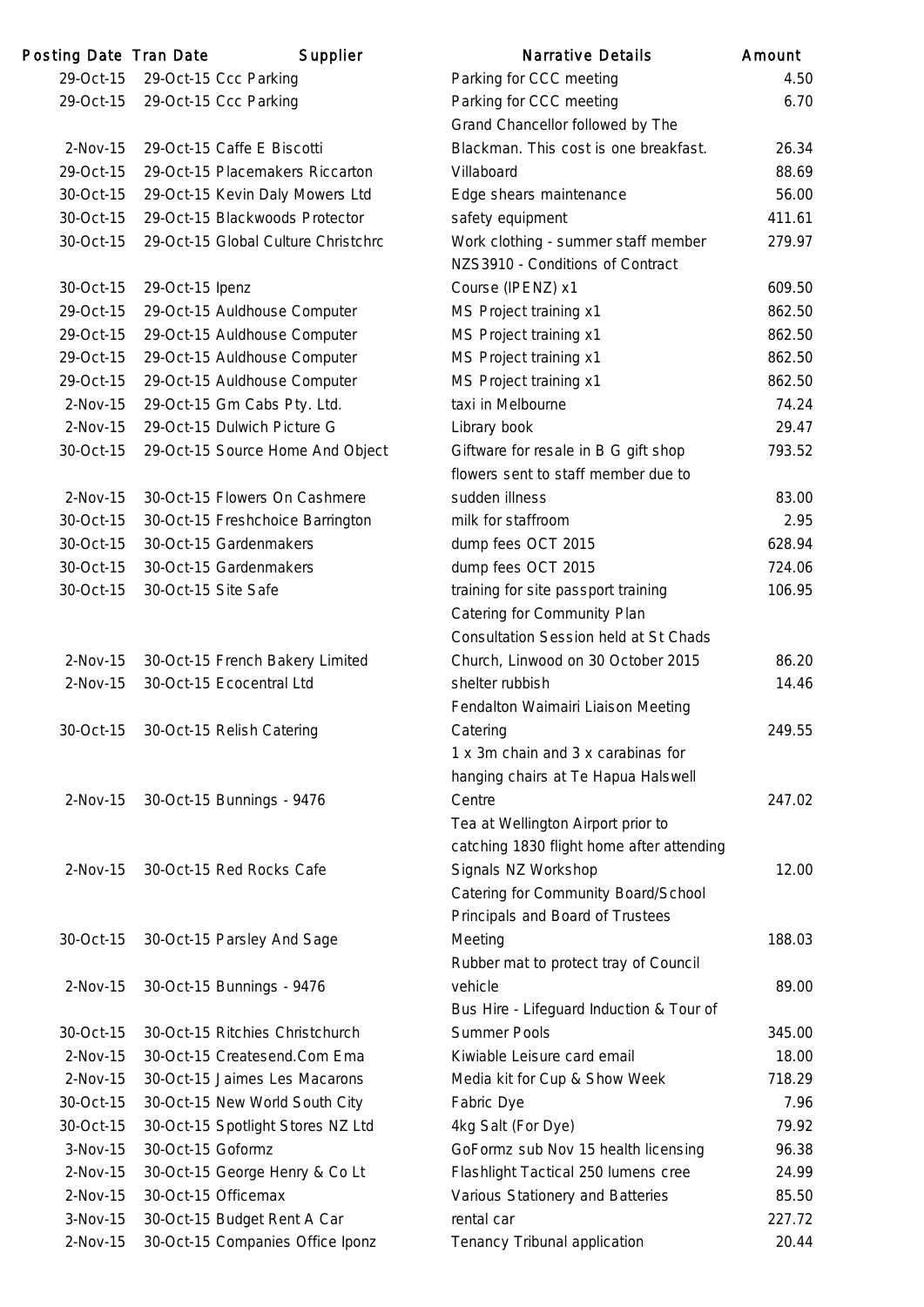| Posting Date | Tran Date | Supplier | Narrative Details | Amount |
|---|---|---|---|---|
| 29-Oct-15 | 29-Oct-15 | Ccc Parking | Parking for CCC meeting | 4.50 |
| 29-Oct-15 | 29-Oct-15 | Ccc Parking | Parking for CCC meeting | 6.70 |
| 2-Nov-15 | 29-Oct-15 | Caffe E Biscotti | Grand Chancellor followed by The Blackman. This cost is one breakfast. | 26.34 |
| 29-Oct-15 | 29-Oct-15 | Placemakers Riccarton | Villaboard | 88.69 |
| 30-Oct-15 | 29-Oct-15 | Kevin Daly Mowers Ltd | Edge shears maintenance | 56.00 |
| 30-Oct-15 | 29-Oct-15 | Blackwoods Protector | safety equipment | 411.61 |
| 30-Oct-15 | 29-Oct-15 | Global Culture Christchrc | Work clothing - summer staff member | 279.97 |
| 30-Oct-15 | 29-Oct-15 | Ipenz | NZS3910 - Conditions of Contract Course (IPENZ) x1 | 609.50 |
| 29-Oct-15 | 29-Oct-15 | Auldhouse Computer | MS Project training x1 | 862.50 |
| 29-Oct-15 | 29-Oct-15 | Auldhouse Computer | MS Project training x1 | 862.50 |
| 29-Oct-15 | 29-Oct-15 | Auldhouse Computer | MS Project training x1 | 862.50 |
| 29-Oct-15 | 29-Oct-15 | Auldhouse Computer | MS Project training x1 | 862.50 |
| 2-Nov-15 | 29-Oct-15 | Gm Cabs Pty. Ltd. | taxi in Melbourne | 74.24 |
| 2-Nov-15 | 29-Oct-15 | Dulwich Picture G | Library book | 29.47 |
| 30-Oct-15 | 29-Oct-15 | Source Home And Object | Giftware for resale in B G gift shop | 793.52 |
| 2-Nov-15 | 30-Oct-15 | Flowers On Cashmere | flowers sent to staff member due to sudden illness | 83.00 |
| 30-Oct-15 | 30-Oct-15 | Freshchoice Barrington | milk for staffroom | 2.95 |
| 30-Oct-15 | 30-Oct-15 | Gardenmakers | dump fees OCT 2015 | 628.94 |
| 30-Oct-15 | 30-Oct-15 | Gardenmakers | dump fees OCT 2015 | 724.06 |
| 30-Oct-15 | 30-Oct-15 | Site Safe | training for site passport training | 106.95 |
| 2-Nov-15 | 30-Oct-15 | French Bakery Limited | Catering for Community Plan Consultation Session held at St Chads Church, Linwood on 30 October 2015 | 86.20 |
| 2-Nov-15 | 30-Oct-15 | Ecocentral Ltd | shelter rubbish | 14.46 |
| 30-Oct-15 | 30-Oct-15 | Relish Catering | Fendalton Waimairi Liaison Meeting Catering | 249.55 |
| 2-Nov-15 | 30-Oct-15 | Bunnings - 9476 | 1 x 3m chain and 3 x carabinas for hanging chairs at Te Hapua Halswell Centre | 247.02 |
| 2-Nov-15 | 30-Oct-15 | Red Rocks Cafe | Tea at Wellington Airport prior to catching 1830 flight home after attending Signals NZ Workshop | 12.00 |
| 30-Oct-15 | 30-Oct-15 | Parsley And Sage | Catering for Community Board/School Principals and Board of Trustees Meeting | 188.03 |
| 2-Nov-15 | 30-Oct-15 | Bunnings - 9476 | Rubber mat to protect tray of Council vehicle | 89.00 |
| 30-Oct-15 | 30-Oct-15 | Ritchies Christchurch | Bus Hire - Lifeguard Induction & Tour of Summer Pools | 345.00 |
| 2-Nov-15 | 30-Oct-15 | Createsend.Com Ema | Kiwiable Leisure card email | 18.00 |
| 2-Nov-15 | 30-Oct-15 | Jaimes Les Macarons | Media kit for Cup & Show Week | 718.29 |
| 30-Oct-15 | 30-Oct-15 | New World South City | Fabric Dye | 7.96 |
| 30-Oct-15 | 30-Oct-15 | Spotlight Stores NZ Ltd | 4kg Salt (For Dye) | 79.92 |
| 3-Nov-15 | 30-Oct-15 | Goformz | GoFormz sub Nov 15 health licensing | 96.38 |
| 2-Nov-15 | 30-Oct-15 | George Henry & Co Lt | Flashlight Tactical 250 lumens cree | 24.99 |
| 2-Nov-15 | 30-Oct-15 | Officemax | Various Stationery and Batteries | 85.50 |
| 3-Nov-15 | 30-Oct-15 | Budget Rent A Car | rental car | 227.72 |
| 2-Nov-15 | 30-Oct-15 | Companies Office Iponz | Tenancy Tribunal application | 20.44 |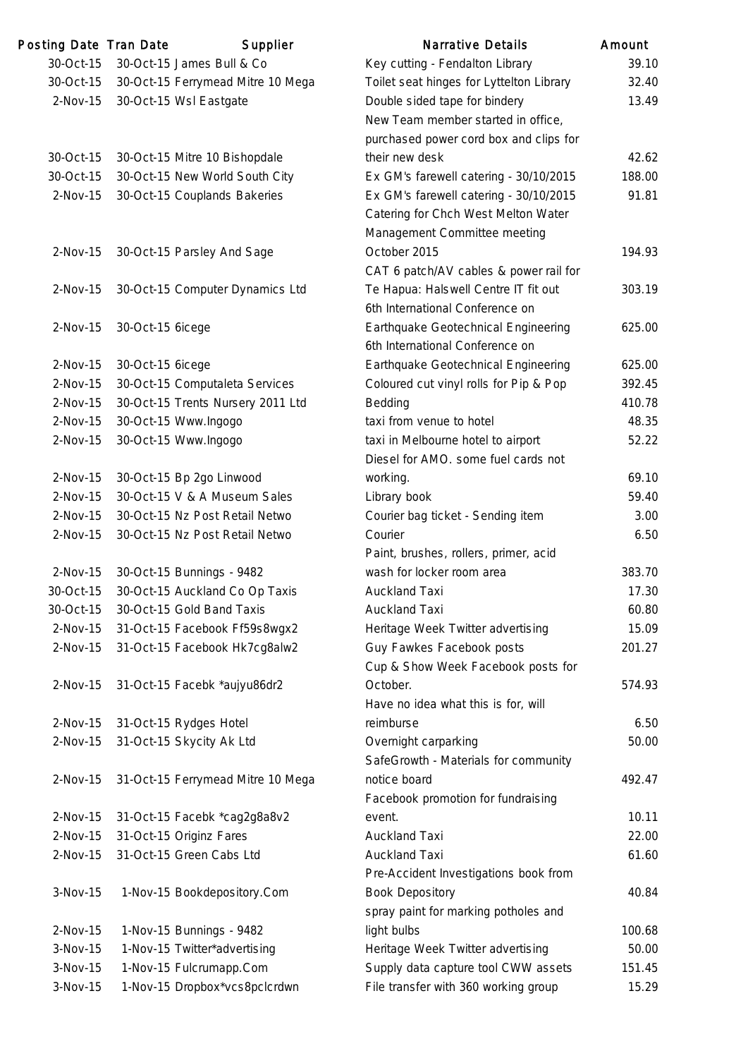| Posting Date | Tran Date | Supplier | Narrative Details | Amount |
|---|---|---|---|---|
| 30-Oct-15 | 30-Oct-15 | James Bull & Co | Key cutting - Fendalton Library | 39.10 |
| 30-Oct-15 | 30-Oct-15 | Ferrymead Mitre 10 Mega | Toilet seat hinges for Lyttelton Library | 32.40 |
| 2-Nov-15 | 30-Oct-15 | Wsl Eastgate | Double sided tape for bindery | 13.49 |
| 30-Oct-15 | 30-Oct-15 | Mitre 10 Bishopdale | New Team member started in office, purchased power cord box and clips for their new desk | 42.62 |
| 30-Oct-15 | 30-Oct-15 | New World South City | Ex GM's farewell catering - 30/10/2015 | 188.00 |
| 2-Nov-15 | 30-Oct-15 | Couplands Bakeries | Ex GM's farewell catering - 30/10/2015 | 91.81 |
| 2-Nov-15 | 30-Oct-15 | Parsley And Sage | Catering for Chch West Melton Water Management Committee meeting October 2015 | 194.93 |
| 2-Nov-15 | 30-Oct-15 | Computer Dynamics Ltd | CAT 6 patch/AV cables & power rail for Te Hapua: Halswell Centre IT fit out | 303.19 |
| 2-Nov-15 | 30-Oct-15 | 6icege | 6th International Conference on Earthquake Geotechnical Engineering | 625.00 |
| 2-Nov-15 | 30-Oct-15 | 6icege | 6th International Conference on Earthquake Geotechnical Engineering | 625.00 |
| 2-Nov-15 | 30-Oct-15 | Computaleta Services | Coloured cut vinyl rolls for Pip & Pop | 392.45 |
| 2-Nov-15 | 30-Oct-15 | Trents Nursery 2011 Ltd | Bedding | 410.78 |
| 2-Nov-15 | 30-Oct-15 | Www.Ingogo | taxi from venue to hotel | 48.35 |
| 2-Nov-15 | 30-Oct-15 | Www.Ingogo | taxi in Melbourne hotel to airport | 52.22 |
| 2-Nov-15 | 30-Oct-15 | Bp 2go Linwood | Diesel for AMO. some fuel cards not working. | 69.10 |
| 2-Nov-15 | 30-Oct-15 | V & A Museum Sales | Library book | 59.40 |
| 2-Nov-15 | 30-Oct-15 | Nz Post Retail Netwo | Courier bag ticket - Sending item | 3.00 |
| 2-Nov-15 | 30-Oct-15 | Nz Post Retail Netwo | Courier | 6.50 |
| 2-Nov-15 | 30-Oct-15 | Bunnings - 9482 | Paint, brushes, rollers, primer, acid wash for locker room area | 383.70 |
| 30-Oct-15 | 30-Oct-15 | Auckland Co Op Taxis | Auckland Taxi | 17.30 |
| 30-Oct-15 | 30-Oct-15 | Gold Band Taxis | Auckland Taxi | 60.80 |
| 2-Nov-15 | 31-Oct-15 | Facebook Ff59s8wgx2 | Heritage Week Twitter advertising | 15.09 |
| 2-Nov-15 | 31-Oct-15 | Facebook Hk7cg8alw2 | Guy Fawkes Facebook posts | 201.27 |
| 2-Nov-15 | 31-Oct-15 | Facebk *aujyu86dr2 | Cup & Show Week Facebook posts for October. | 574.93 |
| 2-Nov-15 | 31-Oct-15 | Rydges Hotel | Have no idea what this is for, will reimburse | 6.50 |
| 2-Nov-15 | 31-Oct-15 | Skycity Ak Ltd | Overnight carparking | 50.00 |
| 2-Nov-15 | 31-Oct-15 | Ferrymead Mitre 10 Mega | SafeGrowth - Materials for community notice board | 492.47 |
| 2-Nov-15 | 31-Oct-15 | Facebk *cag2g8a8v2 | Facebook promotion for fundraising event. | 10.11 |
| 2-Nov-15 | 31-Oct-15 | Originz Fares | Auckland Taxi | 22.00 |
| 2-Nov-15 | 31-Oct-15 | Green Cabs Ltd | Auckland Taxi | 61.60 |
| 3-Nov-15 | 1-Nov-15 | Bookdepository.Com | Pre-Accident Investigations book from Book Depository | 40.84 |
| 2-Nov-15 | 1-Nov-15 | Bunnings - 9482 | spray paint for marking potholes and light bulbs | 100.68 |
| 3-Nov-15 | 1-Nov-15 | Twitter*advertising | Heritage Week Twitter advertising | 50.00 |
| 3-Nov-15 | 1-Nov-15 | Fulcrumapp.Com | Supply data capture tool CWW assets | 151.45 |
| 3-Nov-15 | 1-Nov-15 | Dropbox*vcs8pclcrdwn | File transfer with 360 working group | 15.29 |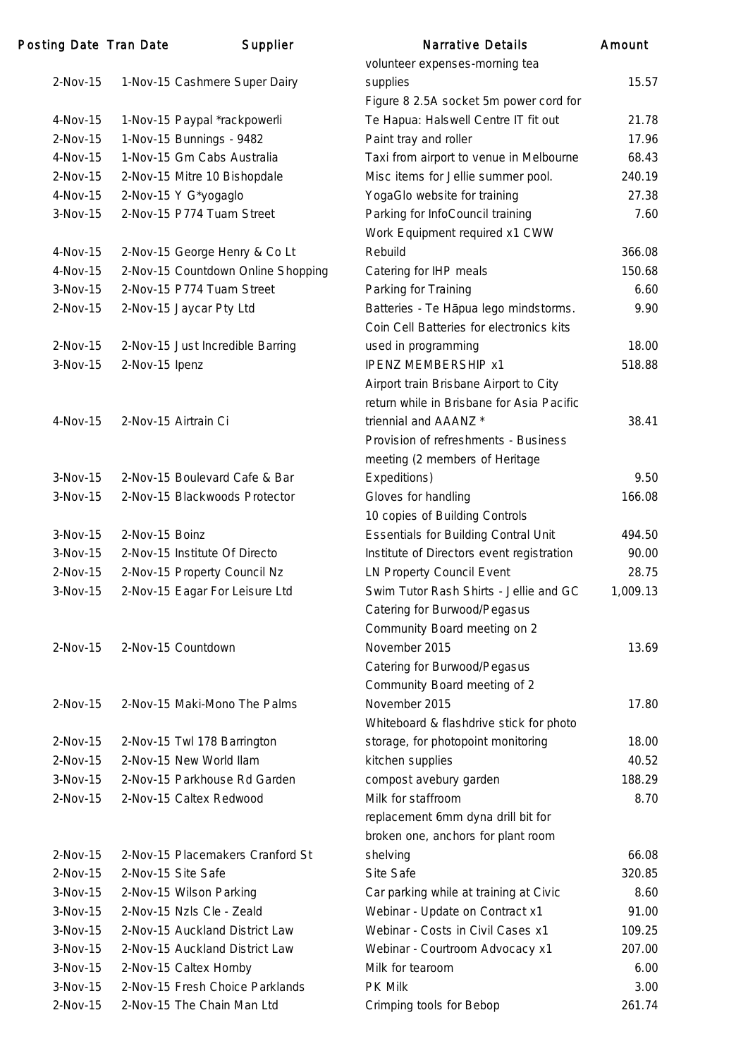| Posting Date | Tran Date | Supplier | Narrative Details | Amount |
|---|---|---|---|---|
| 2-Nov-15 | 1-Nov-15 | Cashmere Super Dairy | volunteer expenses-morning tea supplies | 15.57 |
| 4-Nov-15 | 1-Nov-15 | Paypal *rackpowerli | Figure 8 2.5A socket 5m power cord for Te Hapua: Halswell Centre IT fit out | 21.78 |
| 2-Nov-15 | 1-Nov-15 | Bunnings - 9482 | Paint tray and roller | 17.96 |
| 4-Nov-15 | 1-Nov-15 | Gm Cabs Australia | Taxi from airport to venue in Melbourne | 68.43 |
| 2-Nov-15 | 2-Nov-15 | Mitre 10 Bishopdale | Misc items for Jellie summer pool. | 240.19 |
| 4-Nov-15 | 2-Nov-15 | Y G*yogaglo | YogaGlo website for training | 27.38 |
| 3-Nov-15 | 2-Nov-15 | P774 Tuam Street | Parking for InfoCouncil training | 7.60 |
| 4-Nov-15 | 2-Nov-15 | George Henry & Co Lt | Work Equipment required x1 CWW Rebuild | 366.08 |
| 4-Nov-15 | 2-Nov-15 | Countdown Online Shopping | Catering for IHP meals | 150.68 |
| 3-Nov-15 | 2-Nov-15 | P774 Tuam Street | Parking for Training | 6.60 |
| 2-Nov-15 | 2-Nov-15 | Jaycar Pty Ltd | Batteries - Te Hāpua lego mindstorms. | 9.90 |
| 2-Nov-15 | 2-Nov-15 | Just Incredible Barring | Coin Cell Batteries for electronics kits used in programming | 18.00 |
| 3-Nov-15 | 2-Nov-15 | Ipenz | IPENZ MEMBERSHIP x1 | 518.88 |
| 4-Nov-15 | 2-Nov-15 | Airtrain Ci | Airport train Brisbane Airport to City return while in Brisbane for Asia Pacific triennial and AAANZ * | 38.41 |
| 3-Nov-15 | 2-Nov-15 | Boulevard Cafe & Bar | Provision of refreshments - Business meeting (2 members of Heritage Expeditions) | 9.50 |
| 3-Nov-15 | 2-Nov-15 | Blackwoods Protector | Gloves for handling | 166.08 |
| 3-Nov-15 | 2-Nov-15 | Boinz | 10 copies of Building Controls Essentials for Building Contral Unit | 494.50 |
| 3-Nov-15 | 2-Nov-15 | Institute Of Directo | Institute of Directors event registration | 90.00 |
| 2-Nov-15 | 2-Nov-15 | Property Council Nz | LN Property Council Event | 28.75 |
| 3-Nov-15 | 2-Nov-15 | Eagar For Leisure Ltd | Swim Tutor Rash Shirts - Jellie and GC | 1,009.13 |
| 2-Nov-15 | 2-Nov-15 | Countdown | Catering for Burwood/Pegasus Community Board meeting on 2 November 2015 | 13.69 |
| 2-Nov-15 | 2-Nov-15 | Maki-Mono The Palms | Catering for Burwood/Pegasus Community Board meeting of 2 November 2015 | 17.80 |
| 2-Nov-15 | 2-Nov-15 | Twl 178 Barrington | Whiteboard & flashdrive stick for photo storage, for photopoint monitoring | 18.00 |
| 2-Nov-15 | 2-Nov-15 | New World Ilam | kitchen supplies | 40.52 |
| 3-Nov-15 | 2-Nov-15 | Parkhouse Rd Garden | compost avebury garden | 188.29 |
| 2-Nov-15 | 2-Nov-15 | Caltex Redwood | Milk for staffroom | 8.70 |
| 2-Nov-15 | 2-Nov-15 | Placemakers Cranford St | replacement 6mm dyna drill bit for broken one, anchors for plant room shelving | 66.08 |
| 2-Nov-15 | 2-Nov-15 | Site Safe | Site Safe | 320.85 |
| 3-Nov-15 | 2-Nov-15 | Wilson Parking | Car parking while at training at Civic | 8.60 |
| 3-Nov-15 | 2-Nov-15 | Nzls Cle - Zeald | Webinar - Update on Contract x1 | 91.00 |
| 3-Nov-15 | 2-Nov-15 | Auckland District Law | Webinar - Costs in Civil Cases x1 | 109.25 |
| 3-Nov-15 | 2-Nov-15 | Auckland District Law | Webinar - Courtroom Advocacy x1 | 207.00 |
| 3-Nov-15 | 2-Nov-15 | Caltex Hornby | Milk for tearoom | 6.00 |
| 3-Nov-15 | 2-Nov-15 | Fresh Choice Parklands | PK Milk | 3.00 |
| 2-Nov-15 | 2-Nov-15 | The Chain Man Ltd | Crimping tools for Bebop | 261.74 |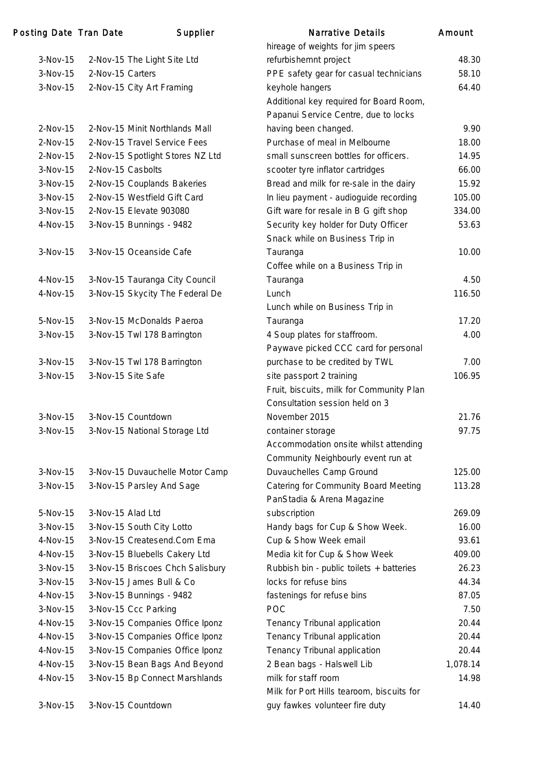| Posting Date | Tran Date | Supplier | Narrative Details | Amount |
|---|---|---|---|---|
| 3-Nov-15 | 2-Nov-15 | The Light Site Ltd | hireage of weights for jim speers refurbishemnt project | 48.30 |
| 3-Nov-15 | 2-Nov-15 | Carters | PPE safety gear for casual technicians | 58.10 |
| 3-Nov-15 | 2-Nov-15 | City Art Framing | keyhole hangers | 64.40 |
| 2-Nov-15 | 2-Nov-15 | Minit Northlands Mall | Additional key required for Board Room, Papanui Service Centre, due to locks having been changed. | 9.90 |
| 2-Nov-15 | 2-Nov-15 | Travel Service Fees | Purchase of meal in Melbourne | 18.00 |
| 2-Nov-15 | 2-Nov-15 | Spotlight Stores NZ Ltd | small sunscreen bottles for officers. | 14.95 |
| 3-Nov-15 | 2-Nov-15 | Casbolts | scooter tyre inflator cartridges | 66.00 |
| 3-Nov-15 | 2-Nov-15 | Couplands Bakeries | Bread and milk for re-sale in the dairy | 15.92 |
| 3-Nov-15 | 2-Nov-15 | Westfield Gift Card | In lieu payment - audioguide recording | 105.00 |
| 3-Nov-15 | 2-Nov-15 | Elevate 903080 | Gift ware for resale in B G gift shop | 334.00 |
| 4-Nov-15 | 3-Nov-15 | Bunnings - 9482 | Security key holder for Duty Officer | 53.63 |
| 3-Nov-15 | 3-Nov-15 | Oceanside Cafe | Snack while on Business Trip in Tauranga | 10.00 |
| 4-Nov-15 | 3-Nov-15 | Tauranga City Council | Coffee while on a Business Trip in Tauranga | 4.50 |
| 4-Nov-15 | 3-Nov-15 | Skycity The Federal De | Lunch | 116.50 |
| 5-Nov-15 | 3-Nov-15 | McDonalds Paeroa | Lunch while on Business Trip in Tauranga | 17.20 |
| 3-Nov-15 | 3-Nov-15 | Twl 178 Barrington | 4 Soup plates for staffroom. | 4.00 |
| 3-Nov-15 | 3-Nov-15 | Twl 178 Barrington | Paywave picked CCC card for personal purchase to be credited by TWL | 7.00 |
| 3-Nov-15 | 3-Nov-15 | Site Safe | site passport 2 training | 106.95 |
| 3-Nov-15 | 3-Nov-15 | Countdown | Fruit, biscuits, milk for Community Plan Consultation session held on 3 November 2015 | 21.76 |
| 3-Nov-15 | 3-Nov-15 | National Storage Ltd | container storage | 97.75 |
| 3-Nov-15 | 3-Nov-15 | Duvauchelle Motor Camp | Accommodation onsite whilst attending Community Neighbourly event run at Duvauchelles Camp Ground | 125.00 |
| 3-Nov-15 | 3-Nov-15 | Parsley And Sage | Catering for Community Board Meeting | 113.28 |
| 5-Nov-15 | 3-Nov-15 | Alad Ltd | PanStadia & Arena Magazine subscription | 269.09 |
| 3-Nov-15 | 3-Nov-15 | South City Lotto | Handy bags for Cup & Show Week. | 16.00 |
| 4-Nov-15 | 3-Nov-15 | Createsend.Com Ema | Cup & Show Week email | 93.61 |
| 4-Nov-15 | 3-Nov-15 | Bluebells Cakery Ltd | Media kit for Cup & Show Week | 409.00 |
| 3-Nov-15 | 3-Nov-15 | Briscoes Chch Salisbury | Rubbish bin - public toilets + batteries | 26.23 |
| 3-Nov-15 | 3-Nov-15 | James Bull & Co | locks for refuse bins | 44.34 |
| 4-Nov-15 | 3-Nov-15 | Bunnings - 9482 | fastenings for refuse bins | 87.05 |
| 3-Nov-15 | 3-Nov-15 | Ccc Parking | POC | 7.50 |
| 4-Nov-15 | 3-Nov-15 | Companies Office Iponz | Tenancy Tribunal application | 20.44 |
| 4-Nov-15 | 3-Nov-15 | Companies Office Iponz | Tenancy Tribunal application | 20.44 |
| 4-Nov-15 | 3-Nov-15 | Companies Office Iponz | Tenancy Tribunal application | 20.44 |
| 4-Nov-15 | 3-Nov-15 | Bean Bags And Beyond | 2 Bean bags - Halswell Lib | 1,078.14 |
| 4-Nov-15 | 3-Nov-15 | Bp Connect Marshlands | milk for staff room | 14.98 |
| 3-Nov-15 | 3-Nov-15 | Countdown | Milk for Port Hills tearoom, biscuits for guy fawkes volunteer fire duty | 14.40 |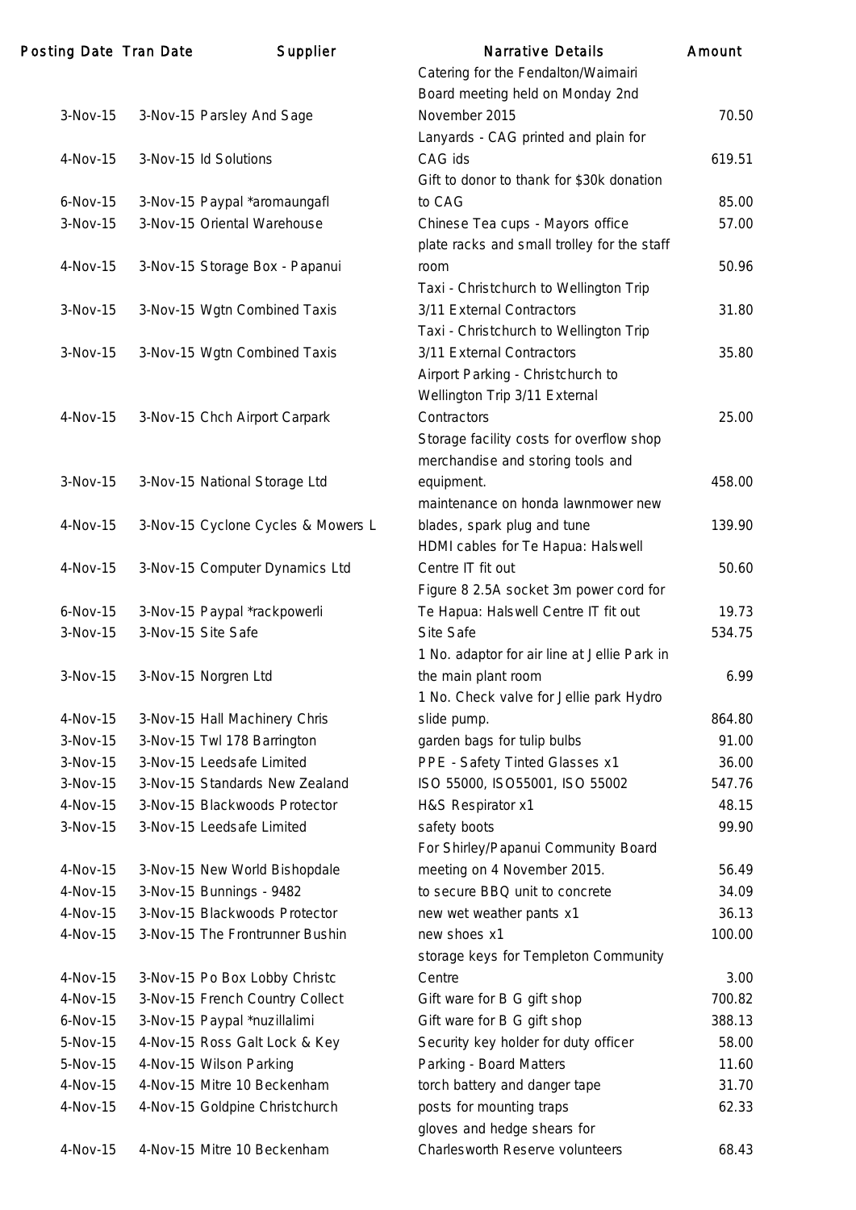| Posting Date | Tran Date | Supplier | Narrative Details | Amount |
|---|---|---|---|---|
| 3-Nov-15 | 3-Nov-15 | Parsley And Sage | Catering for the Fendalton/Waimairi Board meeting held on Monday 2nd November 2015 | 70.50 |
| 4-Nov-15 | 3-Nov-15 | Id Solutions | Lanyards - CAG printed and plain for CAG ids | 619.51 |
| 6-Nov-15 | 3-Nov-15 | Paypal *aromaungafl | Gift to donor to thank for $30k donation to CAG | 85.00 |
| 3-Nov-15 | 3-Nov-15 | Oriental Warehouse | Chinese Tea cups - Mayors office | 57.00 |
| 4-Nov-15 | 3-Nov-15 | Storage Box - Papanui | plate racks and small trolley for the staff room | 50.96 |
| 3-Nov-15 | 3-Nov-15 | Wgtn Combined Taxis | Taxi - Christchurch to Wellington Trip 3/11 External Contractors | 31.80 |
| 3-Nov-15 | 3-Nov-15 | Wgtn Combined Taxis | Taxi - Christchurch to Wellington Trip 3/11 External Contractors | 35.80 |
| 4-Nov-15 | 3-Nov-15 | Chch Airport Carpark | Airport Parking - Christchurch to Wellington Trip 3/11 External Contractors | 25.00 |
| 3-Nov-15 | 3-Nov-15 | National Storage Ltd | Storage facility costs for overflow shop merchandise and storing tools and equipment. | 458.00 |
| 4-Nov-15 | 3-Nov-15 | Cyclone Cycles & Mowers L | maintenance on honda lawnmower new blades, spark plug and tune | 139.90 |
| 4-Nov-15 | 3-Nov-15 | Computer Dynamics Ltd | HDMI cables for Te Hapua: Halswell Centre IT fit out | 50.60 |
| 6-Nov-15 | 3-Nov-15 | Paypal *rackpowerli | Figure 8 2.5A socket 3m power cord for Te Hapua: Halswell Centre IT fit out | 19.73 |
| 3-Nov-15 | 3-Nov-15 | Site Safe | Site Safe | 534.75 |
| 3-Nov-15 | 3-Nov-15 | Norgren Ltd | 1 No. adaptor for air line at Jellie Park in the main plant room | 6.99 |
| 4-Nov-15 | 3-Nov-15 | Hall Machinery Chris | 1 No. Check valve for Jellie park Hydro slide pump. | 864.80 |
| 3-Nov-15 | 3-Nov-15 | Twl 178 Barrington | garden bags for tulip bulbs | 91.00 |
| 3-Nov-15 | 3-Nov-15 | Leedsafe Limited | PPE - Safety Tinted Glasses x1 | 36.00 |
| 3-Nov-15 | 3-Nov-15 | Standards New Zealand | ISO 55000, ISO55001, ISO 55002 | 547.76 |
| 4-Nov-15 | 3-Nov-15 | Blackwoods Protector | H&S Respirator x1 | 48.15 |
| 3-Nov-15 | 3-Nov-15 | Leedsafe Limited | safety boots | 99.90 |
| 4-Nov-15 | 3-Nov-15 | New World Bishopdale | For Shirley/Papanui Community Board meeting on 4 November 2015. | 56.49 |
| 4-Nov-15 | 3-Nov-15 | Bunnings - 9482 | to secure BBQ unit to concrete | 34.09 |
| 4-Nov-15 | 3-Nov-15 | Blackwoods Protector | new wet weather pants x1 | 36.13 |
| 4-Nov-15 | 3-Nov-15 | The Frontrunner Bushin | new shoes x1 | 100.00 |
| 4-Nov-15 | 3-Nov-15 | Po Box Lobby Christc | storage keys for Templeton Community Centre | 3.00 |
| 4-Nov-15 | 3-Nov-15 | French Country Collect | Gift ware for B G gift shop | 700.82 |
| 6-Nov-15 | 3-Nov-15 | Paypal *nuzillalimi | Gift ware for B G gift shop | 388.13 |
| 5-Nov-15 | 4-Nov-15 | Ross Galt Lock & Key | Security key holder for duty officer | 58.00 |
| 5-Nov-15 | 4-Nov-15 | Wilson Parking | Parking - Board Matters | 11.60 |
| 4-Nov-15 | 4-Nov-15 | Mitre 10 Beckenham | torch battery and danger tape | 31.70 |
| 4-Nov-15 | 4-Nov-15 | Goldpine Christchurch | posts for mounting traps | 62.33 |
| 4-Nov-15 | 4-Nov-15 | Mitre 10 Beckenham | gloves and hedge shears for Charlesworth Reserve volunteers | 68.43 |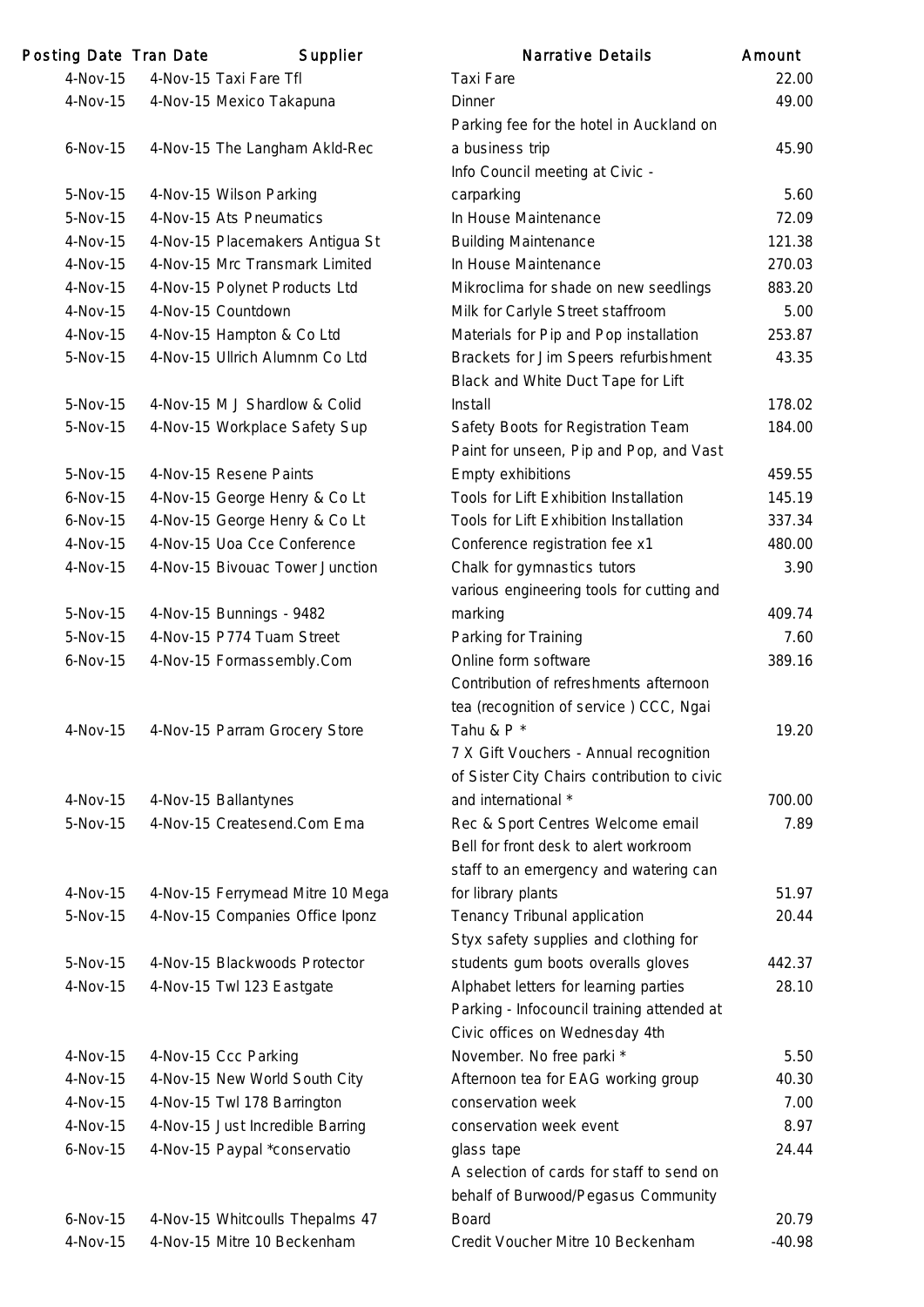| Posting Date | Tran Date | Supplier | Narrative Details | Amount |
|---|---|---|---|---|
| 4-Nov-15 | 4-Nov-15 | Taxi Fare Tfl | Taxi Fare | 22.00 |
| 4-Nov-15 | 4-Nov-15 | Mexico Takapuna | Dinner | 49.00 |
| 6-Nov-15 | 4-Nov-15 | The Langham Akld-Rec | Parking fee for the hotel in Auckland on a business trip | 45.90 |
| 5-Nov-15 | 4-Nov-15 | Wilson Parking | Info Council meeting at Civic - carparking | 5.60 |
| 5-Nov-15 | 4-Nov-15 | Ats Pneumatics | In House Maintenance | 72.09 |
| 4-Nov-15 | 4-Nov-15 | Placemakers Antigua St | Building Maintenance | 121.38 |
| 4-Nov-15 | 4-Nov-15 | Mrc Transmark Limited | In House Maintenance | 270.03 |
| 4-Nov-15 | 4-Nov-15 | Polynet Products Ltd | Mikroclima for shade on new seedlings | 883.20 |
| 4-Nov-15 | 4-Nov-15 | Countdown | Milk for Carlyle Street staffroom | 5.00 |
| 4-Nov-15 | 4-Nov-15 | Hampton & Co Ltd | Materials for Pip and Pop installation | 253.87 |
| 5-Nov-15 | 4-Nov-15 | Ullrich Alumnm Co Ltd | Brackets for Jim Speers refurbishment | 43.35 |
| 5-Nov-15 | 4-Nov-15 | M J Shardlow & Colid | Black and White Duct Tape for Lift Install | 178.02 |
| 5-Nov-15 | 4-Nov-15 | Workplace Safety Sup | Safety Boots for Registration Team | 184.00 |
| 5-Nov-15 | 4-Nov-15 | Resene Paints | Paint for unseen, Pip and Pop, and Vast Empty exhibitions | 459.55 |
| 6-Nov-15 | 4-Nov-15 | George Henry & Co Lt | Tools for Lift Exhibition Installation | 145.19 |
| 6-Nov-15 | 4-Nov-15 | George Henry & Co Lt | Tools for Lift Exhibition Installation | 337.34 |
| 4-Nov-15 | 4-Nov-15 | Uoa Cce Conference | Conference registration fee x1 | 480.00 |
| 4-Nov-15 | 4-Nov-15 | Bivouac Tower Junction | Chalk for gymnastics tutors | 3.90 |
| 5-Nov-15 | 4-Nov-15 | Bunnings - 9482 | various engineering tools for cutting and marking | 409.74 |
| 5-Nov-15 | 4-Nov-15 | P774 Tuam Street | Parking for Training | 7.60 |
| 6-Nov-15 | 4-Nov-15 | Formassembly.Com | Online form software | 389.16 |
| 4-Nov-15 | 4-Nov-15 | Parram Grocery Store | Contribution of refreshments afternoon tea (recognition of service ) CCC, Ngai Tahu & P * | 19.20 |
| 4-Nov-15 | 4-Nov-15 | Ballantynes | 7 X Gift Vouchers - Annual recognition of Sister City Chairs contribution to civic and international * | 700.00 |
| 5-Nov-15 | 4-Nov-15 | Createsend.Com Ema | Rec & Sport Centres Welcome email | 7.89 |
| 4-Nov-15 | 4-Nov-15 | Ferrymead Mitre 10 Mega | Bell for front desk to alert workroom staff to an emergency and watering can for library plants | 51.97 |
| 5-Nov-15 | 4-Nov-15 | Companies Office Iponz | Tenancy Tribunal application | 20.44 |
| 5-Nov-15 | 4-Nov-15 | Blackwoods Protector | Styx safety supplies and clothing for students gum boots overalls gloves | 442.37 |
| 4-Nov-15 | 4-Nov-15 | Twl 123 Eastgate | Alphabet letters for learning parties | 28.10 |
| 4-Nov-15 | 4-Nov-15 | Ccc Parking | Parking - Infocouncil training attended at Civic offices on Wednesday 4th November. No free parki * | 5.50 |
| 4-Nov-15 | 4-Nov-15 | New World South City | Afternoon tea for EAG working group | 40.30 |
| 4-Nov-15 | 4-Nov-15 | Twl 178 Barrington | conservation week | 7.00 |
| 4-Nov-15 | 4-Nov-15 | Just Incredible Barring | conservation week event | 8.97 |
| 6-Nov-15 | 4-Nov-15 | Paypal *conservatio | glass tape | 24.44 |
| 6-Nov-15 | 4-Nov-15 | Whitcoulls Thepalms 47 | A selection of cards for staff to send on behalf of Burwood/Pegasus Community Board | 20.79 |
| 4-Nov-15 | 4-Nov-15 | Mitre 10 Beckenham | Credit Voucher Mitre 10 Beckenham | -40.98 |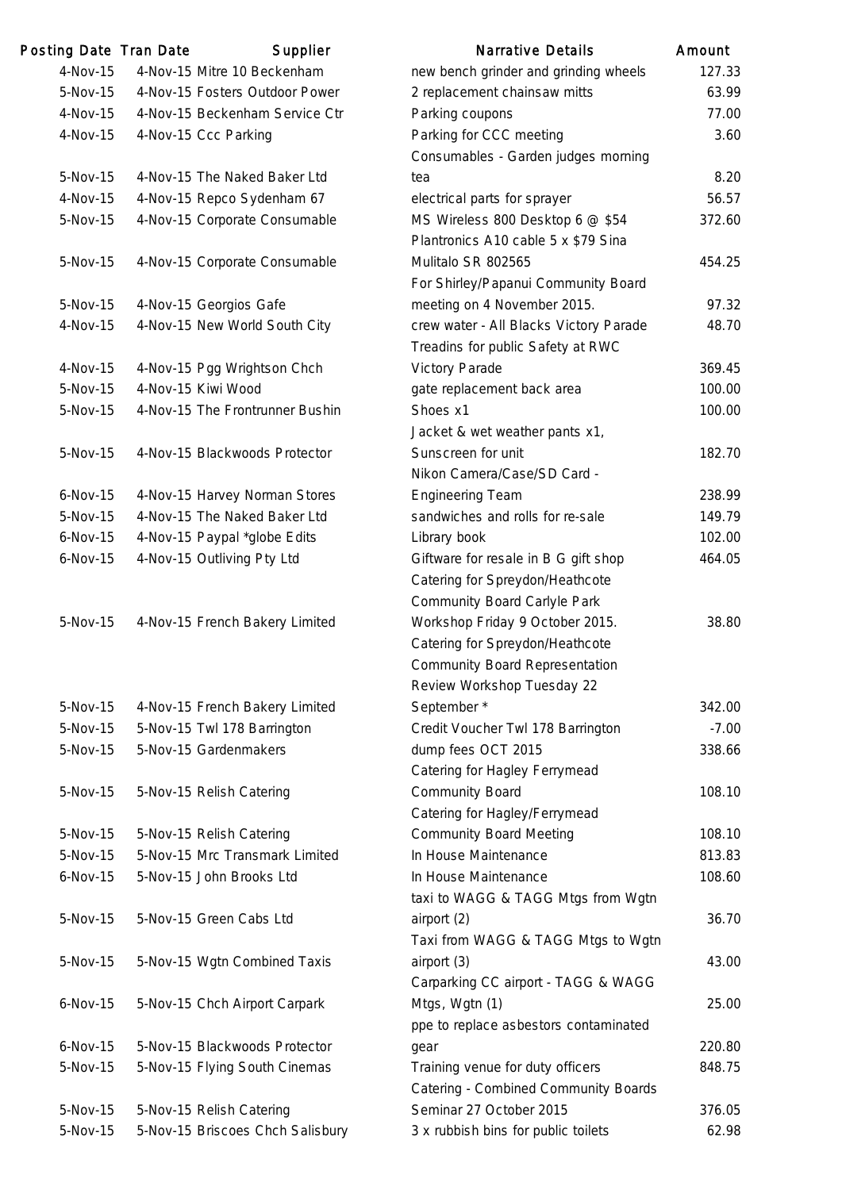| Posting Date | Tran Date | Supplier | Narrative Details | Amount |
|---|---|---|---|---|
| 4-Nov-15 | 4-Nov-15 | Mitre 10 Beckenham | new bench grinder and grinding wheels | 127.33 |
| 5-Nov-15 | 4-Nov-15 | Fosters Outdoor Power | 2 replacement chainsaw mitts | 63.99 |
| 4-Nov-15 | 4-Nov-15 | Beckenham Service Ctr | Parking coupons | 77.00 |
| 4-Nov-15 | 4-Nov-15 | Ccc Parking | Parking for CCC meeting | 3.60 |
| 5-Nov-15 | 4-Nov-15 | The Naked Baker Ltd | Consumables - Garden judges morning tea | 8.20 |
| 4-Nov-15 | 4-Nov-15 | Repco Sydenham 67 | electrical parts for sprayer | 56.57 |
| 5-Nov-15 | 4-Nov-15 | Corporate Consumable | MS Wireless 800 Desktop 6 @ $54 | 372.60 |
| 5-Nov-15 | 4-Nov-15 | Corporate Consumable | Plantronics A10 cable 5 x $79 Sina Mulitalo SR 802565 | 454.25 |
| 5-Nov-15 | 4-Nov-15 | Georgios Gafe | For Shirley/Papanui Community Board meeting on 4 November 2015. | 97.32 |
| 4-Nov-15 | 4-Nov-15 | New World South City | crew water - All Blacks Victory Parade | 48.70 |
| 4-Nov-15 | 4-Nov-15 | Pgg Wrightson Chch | Treadins for public Safety at RWC Victory Parade | 369.45 |
| 5-Nov-15 | 4-Nov-15 | Kiwi Wood | gate replacement back area | 100.00 |
| 5-Nov-15 | 4-Nov-15 | The Frontrunner Bushin | Shoes x1 | 100.00 |
| 5-Nov-15 | 4-Nov-15 | Blackwoods Protector | Jacket & wet weather pants x1, Sunscreen for unit | 182.70 |
| 6-Nov-15 | 4-Nov-15 | Harvey Norman Stores | Nikon Camera/Case/SD Card - Engineering Team | 238.99 |
| 5-Nov-15 | 4-Nov-15 | The Naked Baker Ltd | sandwiches and rolls for re-sale | 149.79 |
| 6-Nov-15 | 4-Nov-15 | Paypal *globe Edits | Library book | 102.00 |
| 6-Nov-15 | 4-Nov-15 | Outliving Pty Ltd | Giftware for resale in B G gift shop | 464.05 |
| 5-Nov-15 | 4-Nov-15 | French Bakery Limited | Catering for Spreydon/Heathcote Community Board Carlyle Park Workshop Friday 9 October 2015. | 38.80 |
| 5-Nov-15 | 4-Nov-15 | French Bakery Limited | Catering for Spreydon/Heathcote Community Board Representation Review Workshop Tuesday 22 September * | 342.00 |
| 5-Nov-15 | 5-Nov-15 | Twl 178 Barrington | Credit Voucher Twl 178 Barrington | -7.00 |
| 5-Nov-15 | 5-Nov-15 | Gardenmakers | dump fees OCT 2015 | 338.66 |
| 5-Nov-15 | 5-Nov-15 | Relish Catering | Catering for Hagley Ferrymead Community Board | 108.10 |
| 5-Nov-15 | 5-Nov-15 | Relish Catering | Catering for Hagley/Ferrymead Community Board Meeting | 108.10 |
| 5-Nov-15 | 5-Nov-15 | Mrc Transmark Limited | In House Maintenance | 813.83 |
| 6-Nov-15 | 5-Nov-15 | John Brooks Ltd | In House Maintenance | 108.60 |
| 5-Nov-15 | 5-Nov-15 | Green Cabs Ltd | taxi to WAGG & TAGG Mtgs from Wgtn airport (2) | 36.70 |
| 5-Nov-15 | 5-Nov-15 | Wgtn Combined Taxis | Taxi from WAGG & TAGG Mtgs to Wgtn airport (3) | 43.00 |
| 6-Nov-15 | 5-Nov-15 | Chch Airport Carpark | Carparking CC airport - TAGG & WAGG Mtgs, Wgtn (1) | 25.00 |
| 6-Nov-15 | 5-Nov-15 | Blackwoods Protector | ppe to replace asbestors contaminated gear | 220.80 |
| 5-Nov-15 | 5-Nov-15 | Flying South Cinemas | Training venue for duty officers | 848.75 |
| 5-Nov-15 | 5-Nov-15 | Relish Catering | Catering - Combined Community Boards Seminar 27 October 2015 | 376.05 |
| 5-Nov-15 | 5-Nov-15 | Briscoes Chch Salisbury | 3 x rubbish bins for public toilets | 62.98 |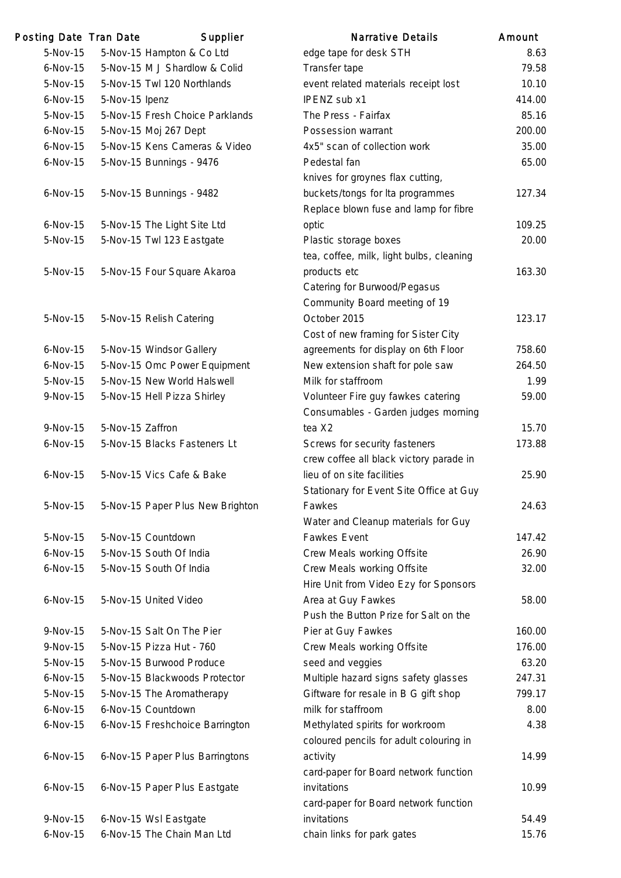| Posting Date | Tran Date | Supplier | Narrative Details | Amount |
|---|---|---|---|---|
| 5-Nov-15 | 5-Nov-15 | Hampton & Co Ltd | edge tape for desk STH | 8.63 |
| 6-Nov-15 | 5-Nov-15 | M J Shardlow & Colid | Transfer tape | 79.58 |
| 5-Nov-15 | 5-Nov-15 | Twl 120 Northlands | event related materials receipt lost | 10.10 |
| 6-Nov-15 | 5-Nov-15 | Ipenz | IPENZ sub x1 | 414.00 |
| 5-Nov-15 | 5-Nov-15 | Fresh Choice Parklands | The Press - Fairfax | 85.16 |
| 6-Nov-15 | 5-Nov-15 | Moj 267 Dept | Possession warrant | 200.00 |
| 6-Nov-15 | 5-Nov-15 | Kens Cameras & Video | 4x5" scan of collection work | 35.00 |
| 6-Nov-15 | 5-Nov-15 | Bunnings - 9476 | Pedestal fan | 65.00 |
| 6-Nov-15 | 5-Nov-15 | Bunnings - 9482 | knives for groynes flax cutting, buckets/tongs for lta programmes | 127.34 |
| 6-Nov-15 | 5-Nov-15 | The Light Site Ltd | Replace blown fuse and lamp for fibre optic | 109.25 |
| 5-Nov-15 | 5-Nov-15 | Twl 123 Eastgate | Plastic storage boxes | 20.00 |
| 5-Nov-15 | 5-Nov-15 | Four Square Akaroa | tea, coffee, milk, light bulbs, cleaning products etc | 163.30 |
| 5-Nov-15 | 5-Nov-15 | Relish Catering | Catering for Burwood/Pegasus Community Board meeting of 19 October 2015 | 123.17 |
| 6-Nov-15 | 5-Nov-15 | Windsor Gallery | Cost of new framing for Sister City agreements for display on 6th Floor | 758.60 |
| 6-Nov-15 | 5-Nov-15 | Omc Power Equipment | New extension shaft for pole saw | 264.50 |
| 5-Nov-15 | 5-Nov-15 | New World Halswell | Milk for staffroom | 1.99 |
| 9-Nov-15 | 5-Nov-15 | Hell Pizza Shirley | Volunteer Fire guy fawkes catering | 59.00 |
| 9-Nov-15 | 5-Nov-15 | Zaffron | Consumables - Garden judges morning tea X2 | 15.70 |
| 6-Nov-15 | 5-Nov-15 | Blacks Fasteners Lt | Screws for security fasteners | 173.88 |
| 6-Nov-15 | 5-Nov-15 | Vics Cafe & Bake | crew coffee all black victory parade in lieu of on site facilities | 25.90 |
| 5-Nov-15 | 5-Nov-15 | Paper Plus New Brighton | Stationary for Event Site Office at Guy Fawkes | 24.63 |
| 5-Nov-15 | 5-Nov-15 | Countdown | Water and Cleanup materials for Guy Fawkes Event | 147.42 |
| 6-Nov-15 | 5-Nov-15 | South Of India | Crew Meals working Offsite | 26.90 |
| 6-Nov-15 | 5-Nov-15 | South Of India | Crew Meals working Offsite | 32.00 |
| 6-Nov-15 | 5-Nov-15 | United Video | Hire Unit from Video Ezy for Sponsors Area at Guy Fawkes | 58.00 |
| 9-Nov-15 | 5-Nov-15 | Salt On The Pier | Push the Button Prize for Salt on the Pier at Guy Fawkes | 160.00 |
| 9-Nov-15 | 5-Nov-15 | Pizza Hut - 760 | Crew Meals working Offsite | 176.00 |
| 5-Nov-15 | 5-Nov-15 | Burwood Produce | seed and veggies | 63.20 |
| 6-Nov-15 | 5-Nov-15 | Blackwoods Protector | Multiple hazard signs safety glasses | 247.31 |
| 5-Nov-15 | 5-Nov-15 | The Aromatherapy | Giftware for resale in B G gift shop | 799.17 |
| 6-Nov-15 | 6-Nov-15 | Countdown | milk for staffroom | 8.00 |
| 6-Nov-15 | 6-Nov-15 | Freshchoice Barrington | Methylated spirits for workroom | 4.38 |
| 6-Nov-15 | 6-Nov-15 | Paper Plus Barringtons | coloured pencils for adult colouring in activity | 14.99 |
| 6-Nov-15 | 6-Nov-15 | Paper Plus Eastgate | card-paper for Board network function invitations | 10.99 |
| 9-Nov-15 | 6-Nov-15 | Wsl Eastgate | card-paper for Board network function invitations | 54.49 |
| 6-Nov-15 | 6-Nov-15 | The Chain Man Ltd | chain links for park gates | 15.76 |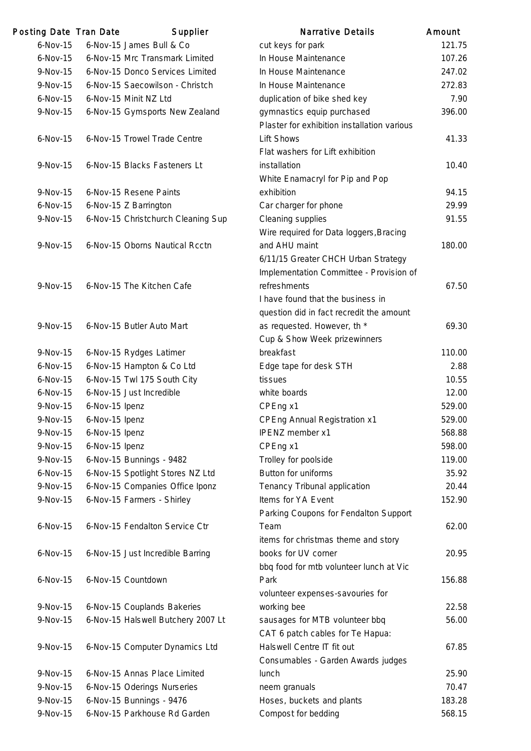| Posting Date | Tran Date | Supplier | Narrative Details | Amount |
|---|---|---|---|---|
| 6-Nov-15 | 6-Nov-15 | James Bull & Co | cut keys for park | 121.75 |
| 6-Nov-15 | 6-Nov-15 | Mrc Transmark Limited | In House Maintenance | 107.26 |
| 9-Nov-15 | 6-Nov-15 | Donco Services Limited | In House Maintenance | 247.02 |
| 9-Nov-15 | 6-Nov-15 | Saecowilson - Christch | In House Maintenance | 272.83 |
| 6-Nov-15 | 6-Nov-15 | Minit NZ Ltd | duplication of bike shed key | 7.90 |
| 9-Nov-15 | 6-Nov-15 | Gymsports New Zealand | gymnastics equip purchased | 396.00 |
| 6-Nov-15 | 6-Nov-15 | Trowel Trade Centre | Plaster for exhibition installation various Lift Shows | 41.33 |
| 9-Nov-15 | 6-Nov-15 | Blacks Fasteners Lt | Flat washers for Lift exhibition installation | 10.40 |
| 9-Nov-15 | 6-Nov-15 | Resene Paints | White Enamacryl for Pip and Pop exhibition | 94.15 |
| 6-Nov-15 | 6-Nov-15 | Z Barrington | Car charger for phone | 29.99 |
| 9-Nov-15 | 6-Nov-15 | Christchurch Cleaning Sup | Cleaning supplies | 91.55 |
| 9-Nov-15 | 6-Nov-15 | Oborns Nautical Rcctn | Wire required for Data loggers, Bracing and AHU maint | 180.00 |
| 9-Nov-15 | 6-Nov-15 | The Kitchen Cafe | 6/11/15 Greater CHCH Urban Strategy Implementation Committee - Provision of refreshments | 67.50 |
| 9-Nov-15 | 6-Nov-15 | Butler Auto Mart | I have found that the business in question did in fact recredit the amount as requested. However, th * | 69.30 |
| 9-Nov-15 | 6-Nov-15 | Rydges Latimer | Cup & Show Week prizewinners breakfast | 110.00 |
| 6-Nov-15 | 6-Nov-15 | Hampton & Co Ltd | Edge tape for desk STH | 2.88 |
| 6-Nov-15 | 6-Nov-15 | Twl 175 South City | tissues | 10.55 |
| 6-Nov-15 | 6-Nov-15 | Just Incredible | white boards | 12.00 |
| 9-Nov-15 | 6-Nov-15 | Ipenz | CPEng x1 | 529.00 |
| 9-Nov-15 | 6-Nov-15 | Ipenz | CPEng Annual Registration x1 | 529.00 |
| 9-Nov-15 | 6-Nov-15 | Ipenz | IPENZ member x1 | 568.88 |
| 9-Nov-15 | 6-Nov-15 | Ipenz | CPEng x1 | 598.00 |
| 9-Nov-15 | 6-Nov-15 | Bunnings - 9482 | Trolley for poolside | 119.00 |
| 6-Nov-15 | 6-Nov-15 | Spotlight Stores NZ Ltd | Button for uniforms | 35.92 |
| 9-Nov-15 | 6-Nov-15 | Companies Office Iponz | Tenancy Tribunal application | 20.44 |
| 9-Nov-15 | 6-Nov-15 | Farmers - Shirley | Items for YA Event | 152.90 |
| 6-Nov-15 | 6-Nov-15 | Fendalton Service Ctr | Parking Coupons for Fendalton Support Team | 62.00 |
| 6-Nov-15 | 6-Nov-15 | Just Incredible Barring | items for christmas theme and story books for UV corner | 20.95 |
| 6-Nov-15 | 6-Nov-15 | Countdown | bbq food for mtb volunteer lunch at Vic Park | 156.88 |
| 9-Nov-15 | 6-Nov-15 | Couplands Bakeries | volunteer expenses-savouries for working bee | 22.58 |
| 9-Nov-15 | 6-Nov-15 | Halswell Butchery 2007 Lt | sausages for MTB volunteer bbq | 56.00 |
| 9-Nov-15 | 6-Nov-15 | Computer Dynamics Ltd | CAT 6 patch cables for Te Hapua: Halswell Centre IT fit out | 67.85 |
| 9-Nov-15 | 6-Nov-15 | Annas Place Limited | Consumables - Garden Awards judges lunch | 25.90 |
| 9-Nov-15 | 6-Nov-15 | Oderings Nurseries | neem granuals | 70.47 |
| 9-Nov-15 | 6-Nov-15 | Bunnings - 9476 | Hoses, buckets and plants | 183.28 |
| 9-Nov-15 | 6-Nov-15 | Parkhouse Rd Garden | Compost for bedding | 568.15 |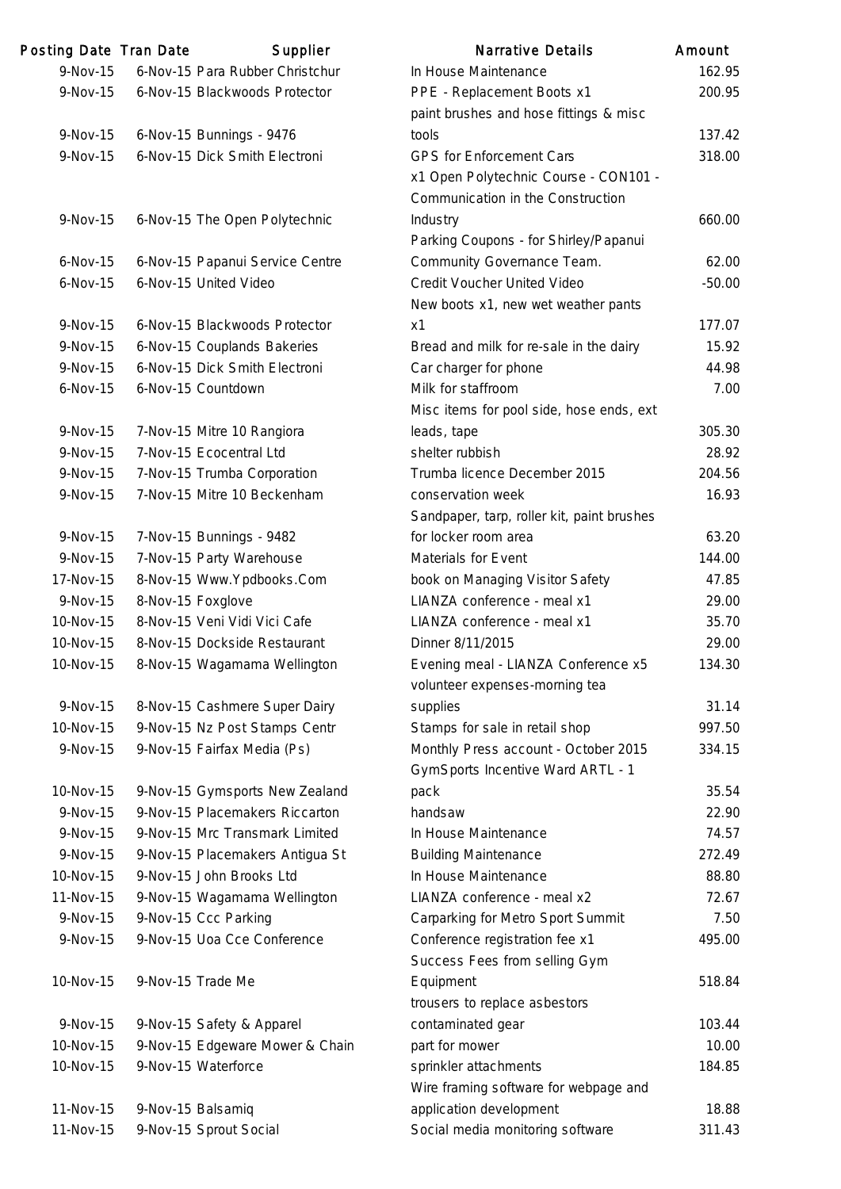| Posting Date | Tran Date | Supplier | Narrative Details | Amount |
|---|---|---|---|---|
| 9-Nov-15 | 6-Nov-15 | Para Rubber Christchur | In House Maintenance | 162.95 |
| 9-Nov-15 | 6-Nov-15 | Blackwoods Protector | PPE - Replacement Boots x1 | 200.95 |
| 9-Nov-15 | 6-Nov-15 | Bunnings - 9476 | paint brushes and hose fittings & misc tools | 137.42 |
| 9-Nov-15 | 6-Nov-15 | Dick Smith Electroni | GPS for Enforcement Cars | 318.00 |
| 9-Nov-15 | 6-Nov-15 | The Open Polytechnic | x1 Open Polytechnic Course - CON101 - Communication in the Construction Industry | 660.00 |
| 6-Nov-15 | 6-Nov-15 | Papanui Service Centre | Parking Coupons - for Shirley/Papanui Community Governance Team. | 62.00 |
| 6-Nov-15 | 6-Nov-15 | United Video | Credit Voucher United Video | -50.00 |
| 9-Nov-15 | 6-Nov-15 | Blackwoods Protector | New boots x1, new wet weather pants x1 | 177.07 |
| 9-Nov-15 | 6-Nov-15 | Couplands Bakeries | Bread and milk for re-sale in the dairy | 15.92 |
| 9-Nov-15 | 6-Nov-15 | Dick Smith Electroni | Car charger for phone | 44.98 |
| 6-Nov-15 | 6-Nov-15 | Countdown | Milk for staffroom | 7.00 |
| 9-Nov-15 | 7-Nov-15 | Mitre 10 Rangiora | Misc items for pool side, hose ends, ext leads, tape | 305.30 |
| 9-Nov-15 | 7-Nov-15 | Ecocentral Ltd | shelter rubbish | 28.92 |
| 9-Nov-15 | 7-Nov-15 | Trumba Corporation | Trumba licence December 2015 | 204.56 |
| 9-Nov-15 | 7-Nov-15 | Mitre 10 Beckenham | conservation week | 16.93 |
| 9-Nov-15 | 7-Nov-15 | Bunnings - 9482 | Sandpaper, tarp, roller kit, paint brushes for locker room area | 63.20 |
| 9-Nov-15 | 7-Nov-15 | Party Warehouse | Materials for Event | 144.00 |
| 17-Nov-15 | 8-Nov-15 | Www.Ypdbooks.Com | book on Managing Visitor Safety | 47.85 |
| 9-Nov-15 | 8-Nov-15 | Foxglove | LIANZA conference - meal x1 | 29.00 |
| 10-Nov-15 | 8-Nov-15 | Veni Vidi Vici Cafe | LIANZA conference - meal x1 | 35.70 |
| 10-Nov-15 | 8-Nov-15 | Dockside Restaurant | Dinner 8/11/2015 | 29.00 |
| 10-Nov-15 | 8-Nov-15 | Wagamama Wellington | Evening meal - LIANZA Conference x5 | 134.30 |
| 9-Nov-15 | 8-Nov-15 | Cashmere Super Dairy | volunteer expenses-morning tea supplies | 31.14 |
| 10-Nov-15 | 9-Nov-15 | Nz Post Stamps Centr | Stamps for sale in retail shop | 997.50 |
| 9-Nov-15 | 9-Nov-15 | Fairfax Media (Ps) | Monthly Press account - October 2015 | 334.15 |
| 10-Nov-15 | 9-Nov-15 | Gymsports New Zealand | GymSports Incentive Ward ARTL - 1 pack | 35.54 |
| 9-Nov-15 | 9-Nov-15 | Placemakers Riccarton | handsaw | 22.90 |
| 9-Nov-15 | 9-Nov-15 | Mrc Transmark Limited | In House Maintenance | 74.57 |
| 9-Nov-15 | 9-Nov-15 | Placemakers Antigua St | Building Maintenance | 272.49 |
| 10-Nov-15 | 9-Nov-15 | John Brooks Ltd | In House Maintenance | 88.80 |
| 11-Nov-15 | 9-Nov-15 | Wagamama Wellington | LIANZA conference - meal x2 | 72.67 |
| 9-Nov-15 | 9-Nov-15 | Ccc Parking | Carparking for Metro Sport Summit | 7.50 |
| 9-Nov-15 | 9-Nov-15 | Uoa Cce Conference | Conference registration fee x1 | 495.00 |
| 10-Nov-15 | 9-Nov-15 | Trade Me | Success Fees from selling Gym Equipment | 518.84 |
| 9-Nov-15 | 9-Nov-15 | Safety & Apparel | trousers to replace asbestors contaminated gear | 103.44 |
| 10-Nov-15 | 9-Nov-15 | Edgeware Mower & Chain | part for mower | 10.00 |
| 10-Nov-15 | 9-Nov-15 | Waterforce | sprinkler attachments | 184.85 |
| 11-Nov-15 | 9-Nov-15 | Balsamiq | Wire framing software for webpage and application development | 18.88 |
| 11-Nov-15 | 9-Nov-15 | Sprout Social | Social media monitoring software | 311.43 |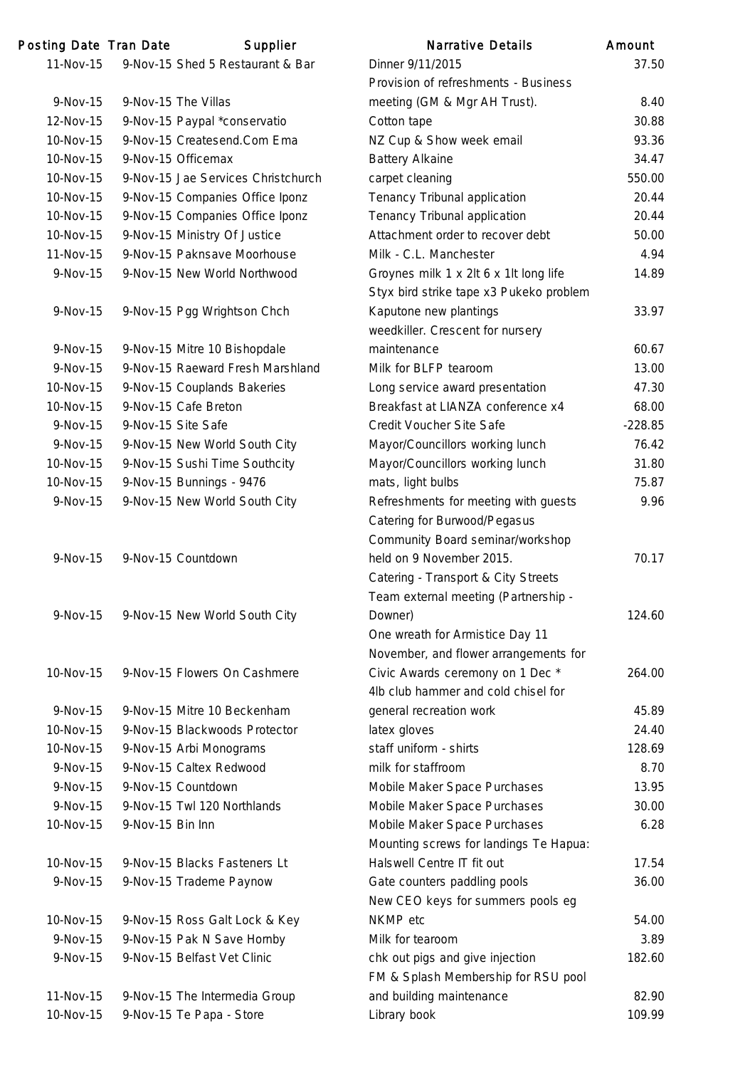| Posting Date | Tran Date | Supplier | Narrative Details | Amount |
|---|---|---|---|---|
| 11-Nov-15 | 9-Nov-15 | Shed 5 Restaurant & Bar | Dinner 9/11/2015 | 37.50 |
| 9-Nov-15 | 9-Nov-15 | The Villas | Provision of refreshments - Business meeting (GM & Mgr AH Trust). | 8.40 |
| 12-Nov-15 | 9-Nov-15 | Paypal *conservatio | Cotton tape | 30.88 |
| 10-Nov-15 | 9-Nov-15 | Createsend.Com Ema | NZ Cup & Show week email | 93.36 |
| 10-Nov-15 | 9-Nov-15 | Officemax | Battery Alkaine | 34.47 |
| 10-Nov-15 | 9-Nov-15 | Jae Services Christchurch | carpet cleaning | 550.00 |
| 10-Nov-15 | 9-Nov-15 | Companies Office Iponz | Tenancy Tribunal application | 20.44 |
| 10-Nov-15 | 9-Nov-15 | Companies Office Iponz | Tenancy Tribunal application | 20.44 |
| 10-Nov-15 | 9-Nov-15 | Ministry Of Justice | Attachment order to recover debt | 50.00 |
| 11-Nov-15 | 9-Nov-15 | Paknsave Moorhouse | Milk - C.L. Manchester | 4.94 |
| 9-Nov-15 | 9-Nov-15 | New World Northwood | Groynes milk 1 x 2lt 6 x 1lt long life | 14.89 |
| 9-Nov-15 | 9-Nov-15 | Pgg Wrightson Chch | Styx bird strike tape x3 Pukeko problem Kaputone new plantings | 33.97 |
| 9-Nov-15 | 9-Nov-15 | Mitre 10 Bishopdale | weedkiller. Crescent for nursery maintenance | 60.67 |
| 9-Nov-15 | 9-Nov-15 | Raeward Fresh Marshland | Milk for BLFP tearoom | 13.00 |
| 10-Nov-15 | 9-Nov-15 | Couplands Bakeries | Long service award presentation | 47.30 |
| 10-Nov-15 | 9-Nov-15 | Cafe Breton | Breakfast at LIANZA conference x4 | 68.00 |
| 9-Nov-15 | 9-Nov-15 | Site Safe | Credit Voucher Site Safe | -228.85 |
| 9-Nov-15 | 9-Nov-15 | New World South City | Mayor/Councillors working lunch | 76.42 |
| 10-Nov-15 | 9-Nov-15 | Sushi Time Southcity | Mayor/Councillors working lunch | 31.80 |
| 10-Nov-15 | 9-Nov-15 | Bunnings - 9476 | mats, light bulbs | 75.87 |
| 9-Nov-15 | 9-Nov-15 | New World South City | Refreshments for meeting with guests | 9.96 |
| 9-Nov-15 | 9-Nov-15 | Countdown | Catering for Burwood/Pegasus Community Board seminar/workshop held on 9 November 2015. | 70.17 |
| 9-Nov-15 | 9-Nov-15 | New World South City | Catering - Transport & City Streets Team external meeting (Partnership - Downer) | 124.60 |
| 10-Nov-15 | 9-Nov-15 | Flowers On Cashmere | One wreath for Armistice Day 11 November, and flower arrangements for Civic Awards ceremony on 1 Dec * | 264.00 |
| 9-Nov-15 | 9-Nov-15 | Mitre 10 Beckenham | 4lb club hammer and cold chisel for general recreation work | 45.89 |
| 10-Nov-15 | 9-Nov-15 | Blackwoods Protector | latex gloves | 24.40 |
| 10-Nov-15 | 9-Nov-15 | Arbi Monograms | staff uniform - shirts | 128.69 |
| 9-Nov-15 | 9-Nov-15 | Caltex Redwood | milk for staffroom | 8.70 |
| 9-Nov-15 | 9-Nov-15 | Countdown | Mobile Maker Space Purchases | 13.95 |
| 9-Nov-15 | 9-Nov-15 | Twl 120 Northlands | Mobile Maker Space Purchases | 30.00 |
| 10-Nov-15 | 9-Nov-15 | Bin Inn | Mobile Maker Space Purchases | 6.28 |
| 10-Nov-15 | 9-Nov-15 | Blacks Fasteners Lt | Mounting screws for landings Te Hapua: Halswell Centre IT fit out | 17.54 |
| 9-Nov-15 | 9-Nov-15 | Trademe Paynow | Gate counters paddling pools | 36.00 |
| 10-Nov-15 | 9-Nov-15 | Ross Galt Lock & Key | New CEO keys for summers pools eg NKMP etc | 54.00 |
| 9-Nov-15 | 9-Nov-15 | Pak N Save Hornby | Milk for tearoom | 3.89 |
| 9-Nov-15 | 9-Nov-15 | Belfast Vet Clinic | chk out pigs and give injection | 182.60 |
| 11-Nov-15 | 9-Nov-15 | The Intermedia Group | FM & Splash Membership for RSU pool and building maintenance | 82.90 |
| 10-Nov-15 | 9-Nov-15 | Te Papa - Store | Library book | 109.99 |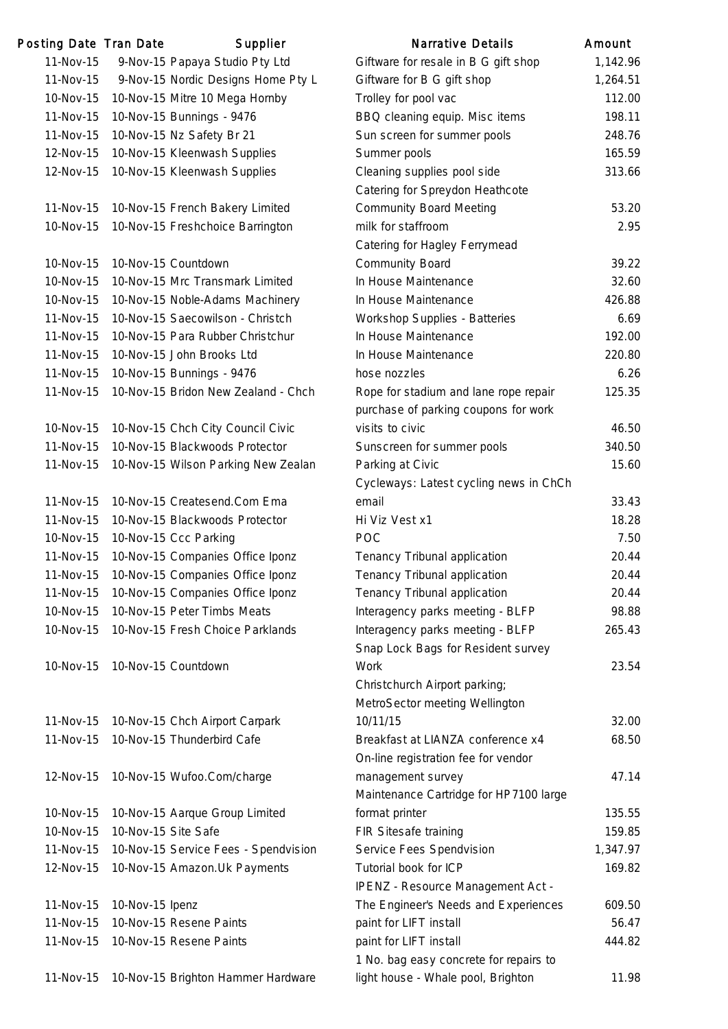| Posting Date | Tran Date | Supplier | Narrative Details | Amount |
|---|---|---|---|---|
| 11-Nov-15 | 9-Nov-15 | Papaya Studio Pty Ltd | Giftware for resale in B G gift shop | 1,142.96 |
| 11-Nov-15 | 9-Nov-15 | Nordic Designs Home Pty L | Giftware for B G gift shop | 1,264.51 |
| 10-Nov-15 | 10-Nov-15 | Mitre 10 Mega Hornby | Trolley for pool vac | 112.00 |
| 11-Nov-15 | 10-Nov-15 | Bunnings - 9476 | BBQ cleaning equip. Misc items | 198.11 |
| 11-Nov-15 | 10-Nov-15 | Nz Safety Br 21 | Sun screen for summer pools | 248.76 |
| 12-Nov-15 | 10-Nov-15 | Kleenwash Supplies | Summer pools | 165.59 |
| 12-Nov-15 | 10-Nov-15 | Kleenwash Supplies | Cleaning supplies pool side | 313.66 |
| 11-Nov-15 | 10-Nov-15 | French Bakery Limited | Catering for Spreydon Heathcote Community Board Meeting | 53.20 |
| 10-Nov-15 | 10-Nov-15 | Freshchoice Barrington | milk for staffroom | 2.95 |
| 10-Nov-15 | 10-Nov-15 | Countdown | Catering for Hagley Ferrymead Community Board | 39.22 |
| 10-Nov-15 | 10-Nov-15 | Mrc Transmark Limited | In House Maintenance | 32.60 |
| 10-Nov-15 | 10-Nov-15 | Noble-Adams Machinery | In House Maintenance | 426.88 |
| 11-Nov-15 | 10-Nov-15 | Saecowilson - Christch | Workshop Supplies - Batteries | 6.69 |
| 11-Nov-15 | 10-Nov-15 | Para Rubber Christchur | In House Maintenance | 192.00 |
| 11-Nov-15 | 10-Nov-15 | John Brooks Ltd | In House Maintenance | 220.80 |
| 11-Nov-15 | 10-Nov-15 | Bunnings - 9476 | hose nozzles | 6.26 |
| 11-Nov-15 | 10-Nov-15 | Bridon New Zealand - Chch | Rope for stadium and lane rope repair | 125.35 |
| 10-Nov-15 | 10-Nov-15 | Chch City Council Civic | purchase of parking coupons for work visits to civic | 46.50 |
| 11-Nov-15 | 10-Nov-15 | Blackwoods Protector | Sunscreen for summer pools | 340.50 |
| 11-Nov-15 | 10-Nov-15 | Wilson Parking New Zealan | Parking at Civic | 15.60 |
| 11-Nov-15 | 10-Nov-15 | Createsend.Com Ema | Cycleways: Latest cycling news in ChCh email | 33.43 |
| 11-Nov-15 | 10-Nov-15 | Blackwoods Protector | Hi Viz Vest x1 | 18.28 |
| 10-Nov-15 | 10-Nov-15 | Ccc Parking | POC | 7.50 |
| 11-Nov-15 | 10-Nov-15 | Companies Office Iponz | Tenancy Tribunal application | 20.44 |
| 11-Nov-15 | 10-Nov-15 | Companies Office Iponz | Tenancy Tribunal application | 20.44 |
| 11-Nov-15 | 10-Nov-15 | Companies Office Iponz | Tenancy Tribunal application | 20.44 |
| 10-Nov-15 | 10-Nov-15 | Peter Timbs Meats | Interagency parks meeting - BLFP | 98.88 |
| 10-Nov-15 | 10-Nov-15 | Fresh Choice Parklands | Interagency parks meeting - BLFP | 265.43 |
| 10-Nov-15 | 10-Nov-15 | Countdown | Snap Lock Bags for Resident survey Work | 23.54 |
| 11-Nov-15 | 10-Nov-15 | Chch Airport Carpark | Christchurch Airport parking; MetroSector meeting Wellington 10/11/15 | 32.00 |
| 11-Nov-15 | 10-Nov-15 | Thunderbird Cafe | Breakfast at LIANZA conference x4 | 68.50 |
| 12-Nov-15 | 10-Nov-15 | Wufoo.Com/charge | On-line registration fee for vendor management survey | 47.14 |
| 10-Nov-15 | 10-Nov-15 | Aarque Group Limited | Maintenance Cartridge for HP7100 large format printer | 135.55 |
| 10-Nov-15 | 10-Nov-15 | Site Safe | FIR Sitesafe training | 159.85 |
| 11-Nov-15 | 10-Nov-15 | Service Fees - Spendvision | Service Fees Spendvision | 1,347.97 |
| 12-Nov-15 | 10-Nov-15 | Amazon.Uk Payments | Tutorial book for ICP | 169.82 |
| 11-Nov-15 | 10-Nov-15 | Ipenz | IPENZ - Resource Management Act - The Engineer's Needs and Experiences | 609.50 |
| 11-Nov-15 | 10-Nov-15 | Resene Paints | paint for LIFT install | 56.47 |
| 11-Nov-15 | 10-Nov-15 | Resene Paints | paint for LIFT install | 444.82 |
| 11-Nov-15 | 10-Nov-15 | Brighton Hammer Hardware | 1 No. bag easy concrete for repairs to light house - Whale pool, Brighton | 11.98 |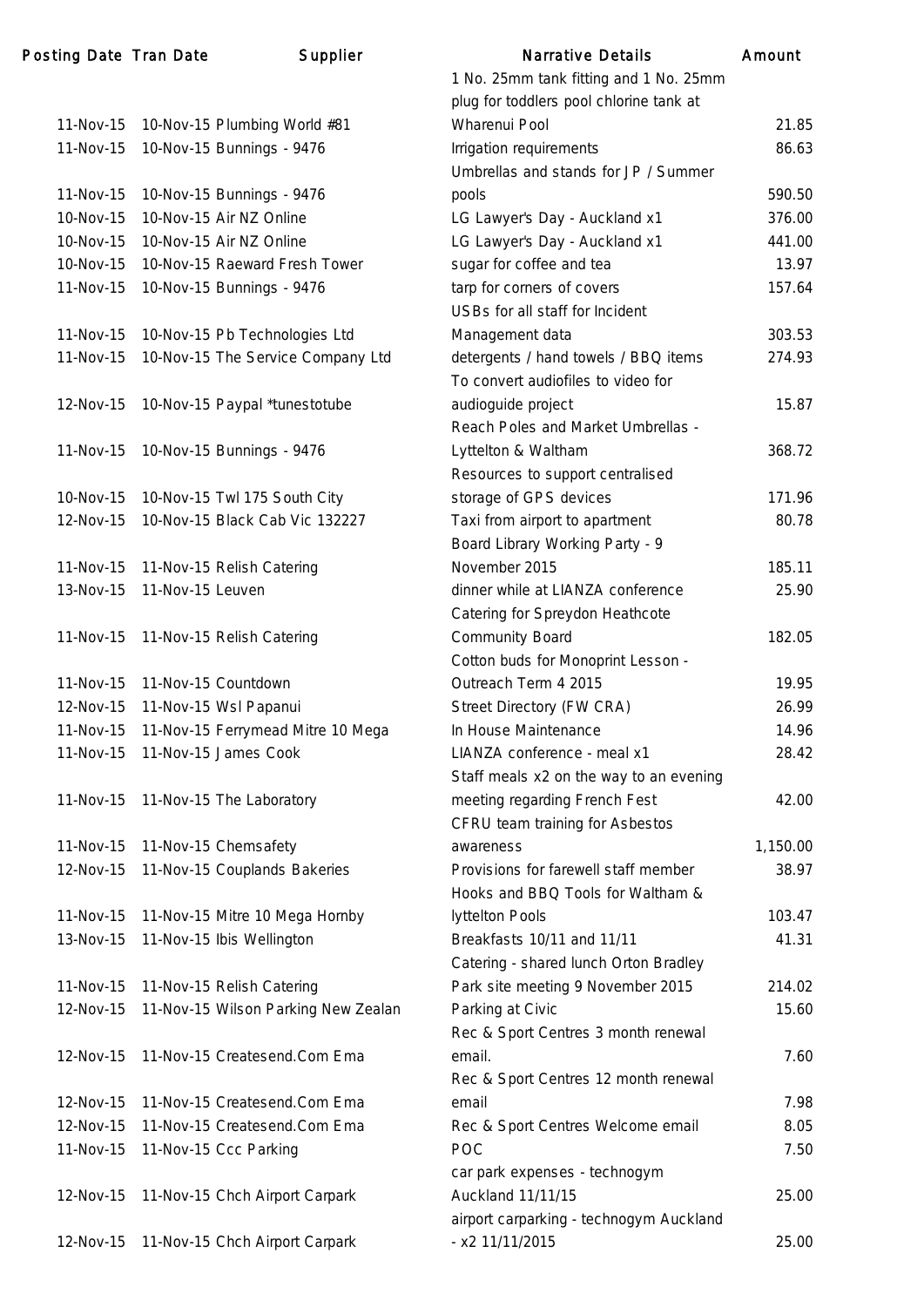| Posting Date | Tran Date | Supplier | Narrative Details | Amount |
|---|---|---|---|---|
| 11-Nov-15 | 10-Nov-15 | Plumbing World #81 | 1 No. 25mm tank fitting and 1 No. 25mm plug for toddlers pool chlorine tank at Wharenui Pool | 21.85 |
| 11-Nov-15 | 10-Nov-15 | Bunnings - 9476 | Irrigation requirements | 86.63 |
| 11-Nov-15 | 10-Nov-15 | Bunnings - 9476 | Umbrellas and stands for JP / Summer pools | 590.50 |
| 10-Nov-15 | 10-Nov-15 | Air NZ Online | LG Lawyer's Day - Auckland x1 | 376.00 |
| 10-Nov-15 | 10-Nov-15 | Air NZ Online | LG Lawyer's Day - Auckland x1 | 441.00 |
| 10-Nov-15 | 10-Nov-15 | Raeward Fresh Tower | sugar for coffee and tea | 13.97 |
| 11-Nov-15 | 10-Nov-15 | Bunnings - 9476 | tarp for corners of covers | 157.64 |
| 11-Nov-15 | 10-Nov-15 | Pb Technologies Ltd | USBs for all staff for Incident Management data | 303.53 |
| 11-Nov-15 | 10-Nov-15 | The Service Company Ltd | detergents / hand towels / BBQ items | 274.93 |
| 12-Nov-15 | 10-Nov-15 | Paypal *tunestotube | To convert audiofiles to video for audioguide project | 15.87 |
| 11-Nov-15 | 10-Nov-15 | Bunnings - 9476 | Reach Poles and Market Umbrellas - Lyttelton & Waltham | 368.72 |
| 10-Nov-15 | 10-Nov-15 | Twl 175 South City | Resources to support centralised storage of GPS devices | 171.96 |
| 12-Nov-15 | 10-Nov-15 | Black Cab Vic 132227 | Taxi from airport to apartment | 80.78 |
| 11-Nov-15 | 11-Nov-15 | Relish Catering | Board Library Working Party - 9 November 2015 | 185.11 |
| 13-Nov-15 | 11-Nov-15 | Leuven | dinner while at LIANZA conference | 25.90 |
| 11-Nov-15 | 11-Nov-15 | Relish Catering | Catering for Spreydon Heathcote Community Board | 182.05 |
| 11-Nov-15 | 11-Nov-15 | Countdown | Cotton buds for Monoprint Lesson - Outreach Term 4 2015 | 19.95 |
| 12-Nov-15 | 11-Nov-15 | Wsl Papanui | Street Directory (FW CRA) | 26.99 |
| 11-Nov-15 | 11-Nov-15 | Ferrymead Mitre 10 Mega | In House Maintenance | 14.96 |
| 11-Nov-15 | 11-Nov-15 | James Cook | LIANZA conference - meal x1 | 28.42 |
| 11-Nov-15 | 11-Nov-15 | The Laboratory | Staff meals x2 on the way to an evening meeting regarding French Fest | 42.00 |
| 11-Nov-15 | 11-Nov-15 | Chemsafety | CFRU team training for Asbestos awareness | 1,150.00 |
| 12-Nov-15 | 11-Nov-15 | Couplands Bakeries | Provisions for farewell staff member | 38.97 |
| 11-Nov-15 | 11-Nov-15 | Mitre 10 Mega Hornby | Hooks and BBQ Tools for Waltham & lyttelton Pools | 103.47 |
| 13-Nov-15 | 11-Nov-15 | Ibis Wellington | Breakfasts 10/11 and 11/11 | 41.31 |
| 11-Nov-15 | 11-Nov-15 | Relish Catering | Catering - shared lunch Orton Bradley Park site meeting 9 November 2015 | 214.02 |
| 12-Nov-15 | 11-Nov-15 | Wilson Parking New Zealan | Parking at Civic | 15.60 |
| 12-Nov-15 | 11-Nov-15 | Createsend.Com Ema | Rec & Sport Centres 3 month renewal email. | 7.60 |
| 12-Nov-15 | 11-Nov-15 | Createsend.Com Ema | Rec & Sport Centres 12 month renewal email | 7.98 |
| 12-Nov-15 | 11-Nov-15 | Createsend.Com Ema | Rec & Sport Centres Welcome email | 8.05 |
| 11-Nov-15 | 11-Nov-15 | Ccc Parking | POC | 7.50 |
| 12-Nov-15 | 11-Nov-15 | Chch Airport Carpark | car park expenses - technogym Auckland 11/11/15 | 25.00 |
| 12-Nov-15 | 11-Nov-15 | Chch Airport Carpark | airport carparking - technogym Auckland - x2 11/11/2015 | 25.00 |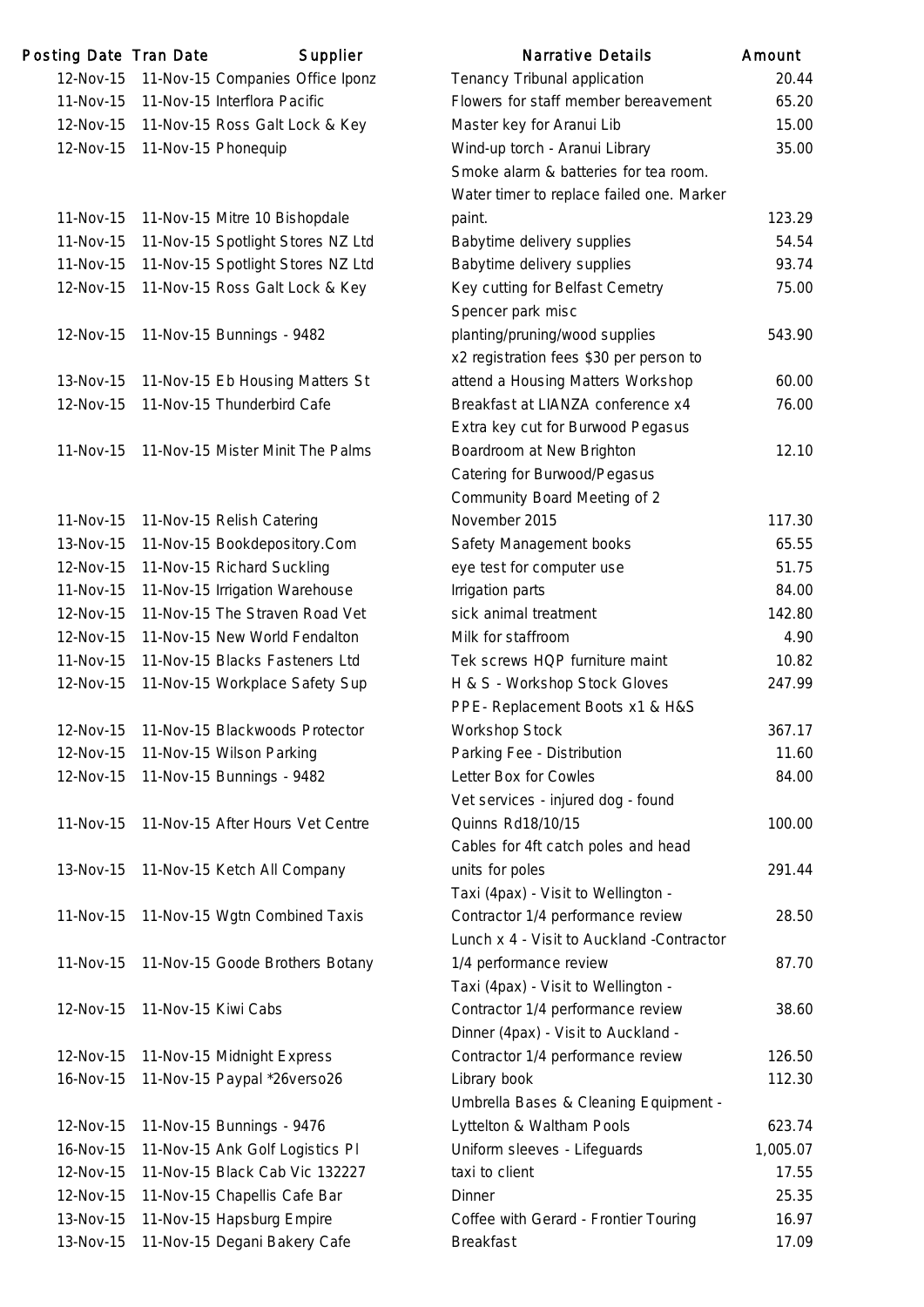| Posting Date | Tran Date | Supplier | Narrative Details | Amount |
|---|---|---|---|---|
| 12-Nov-15 | 11-Nov-15 | Companies Office Iponz | Tenancy Tribunal application | 20.44 |
| 11-Nov-15 | 11-Nov-15 | Interflora Pacific | Flowers for staff member bereavement | 65.20 |
| 12-Nov-15 | 11-Nov-15 | Ross Galt Lock & Key | Master key for Aranui Lib | 15.00 |
| 12-Nov-15 | 11-Nov-15 | Phonequip | Wind-up torch - Aranui Library | 35.00 |
| 11-Nov-15 | 11-Nov-15 | Mitre 10 Bishopdale | Smoke alarm & batteries for tea room. Water timer to replace failed one. Marker paint. | 123.29 |
| 11-Nov-15 | 11-Nov-15 | Spotlight Stores NZ Ltd | Babytime delivery supplies | 54.54 |
| 11-Nov-15 | 11-Nov-15 | Spotlight Stores NZ Ltd | Babytime delivery supplies | 93.74 |
| 12-Nov-15 | 11-Nov-15 | Ross Galt Lock & Key | Key cutting for Belfast Cemetry | 75.00 |
| 12-Nov-15 | 11-Nov-15 | Bunnings - 9482 | Spencer park misc planting/pruning/wood supplies | 543.90 |
| 13-Nov-15 | 11-Nov-15 | Eb Housing Matters St | x2 registration fees $30 per person to attend a Housing Matters Workshop | 60.00 |
| 12-Nov-15 | 11-Nov-15 | Thunderbird Cafe | Breakfast at LIANZA conference x4 | 76.00 |
| 11-Nov-15 | 11-Nov-15 | Mister Minit The Palms | Extra key cut for Burwood Pegasus Boardroom at New Brighton | 12.10 |
| 11-Nov-15 | 11-Nov-15 | Relish Catering | Catering for Burwood/Pegasus Community Board Meeting of 2 November 2015 | 117.30 |
| 13-Nov-15 | 11-Nov-15 | Bookdepository.Com | Safety Management books | 65.55 |
| 12-Nov-15 | 11-Nov-15 | Richard Suckling | eye test for computer use | 51.75 |
| 11-Nov-15 | 11-Nov-15 | Irrigation Warehouse | Irrigation parts | 84.00 |
| 12-Nov-15 | 11-Nov-15 | The Straven Road Vet | sick animal treatment | 142.80 |
| 12-Nov-15 | 11-Nov-15 | New World Fendalton | Milk for staffroom | 4.90 |
| 11-Nov-15 | 11-Nov-15 | Blacks Fasteners Ltd | Tek screws HQP furniture maint | 10.82 |
| 12-Nov-15 | 11-Nov-15 | Workplace Safety Sup | H & S - Workshop Stock Gloves | 247.99 |
| 12-Nov-15 | 11-Nov-15 | Blackwoods Protector | PPE- Replacement Boots x1 & H&S Workshop Stock | 367.17 |
| 12-Nov-15 | 11-Nov-15 | Wilson Parking | Parking Fee - Distribution | 11.60 |
| 12-Nov-15 | 11-Nov-15 | Bunnings - 9482 | Letter Box for Cowles | 84.00 |
| 11-Nov-15 | 11-Nov-15 | After Hours Vet Centre | Vet services - injured dog - found Quinns Rd18/10/15 | 100.00 |
| 13-Nov-15 | 11-Nov-15 | Ketch All Company | Cables for 4ft catch poles and head units for poles | 291.44 |
| 11-Nov-15 | 11-Nov-15 | Wgtn Combined Taxis | Taxi (4pax) - Visit to Wellington - Contractor 1/4 performance review | 28.50 |
| 11-Nov-15 | 11-Nov-15 | Goode Brothers Botany | Lunch x 4 - Visit to Auckland -Contractor 1/4 performance review | 87.70 |
| 12-Nov-15 | 11-Nov-15 | Kiwi Cabs | Taxi (4pax) - Visit to Wellington - Contractor 1/4 performance review | 38.60 |
| 12-Nov-15 | 11-Nov-15 | Midnight Express | Dinner (4pax) - Visit to Auckland - Contractor 1/4 performance review | 126.50 |
| 16-Nov-15 | 11-Nov-15 | Paypal *26verso26 | Library book | 112.30 |
| 12-Nov-15 | 11-Nov-15 | Bunnings - 9476 | Umbrella Bases & Cleaning Equipment - Lyttelton & Waltham Pools | 623.74 |
| 16-Nov-15 | 11-Nov-15 | Ank Golf Logistics Pl | Uniform sleeves - Lifeguards | 1,005.07 |
| 12-Nov-15 | 11-Nov-15 | Black Cab Vic 132227 | taxi to client | 17.55 |
| 12-Nov-15 | 11-Nov-15 | Chapellis Cafe Bar | Dinner | 25.35 |
| 13-Nov-15 | 11-Nov-15 | Hapsburg Empire | Coffee with Gerard - Frontier Touring | 16.97 |
| 13-Nov-15 | 11-Nov-15 | Degani Bakery Cafe | Breakfast | 17.09 |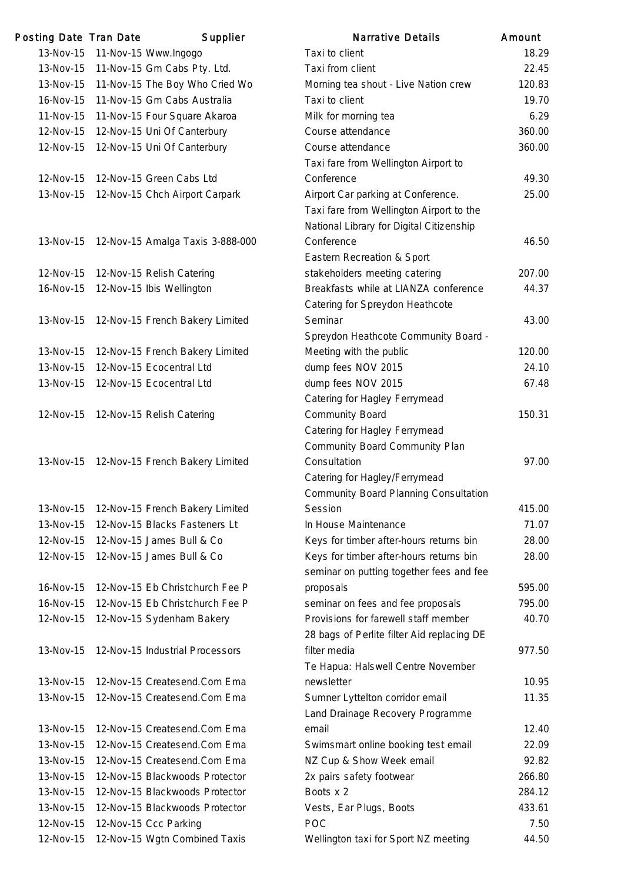| Posting Date | Tran Date | Supplier | Narrative Details | Amount |
|---|---|---|---|---|
| 13-Nov-15 | 11-Nov-15 | Www.Ingogo | Taxi to client | 18.29 |
| 13-Nov-15 | 11-Nov-15 | Gm Cabs Pty. Ltd. | Taxi from client | 22.45 |
| 13-Nov-15 | 11-Nov-15 | The Boy Who Cried Wo | Morning tea shout - Live Nation crew | 120.83 |
| 16-Nov-15 | 11-Nov-15 | Gm Cabs Australia | Taxi to client | 19.70 |
| 11-Nov-15 | 11-Nov-15 | Four Square Akaroa | Milk for morning tea | 6.29 |
| 12-Nov-15 | 12-Nov-15 | Uni Of Canterbury | Course attendance | 360.00 |
| 12-Nov-15 | 12-Nov-15 | Uni Of Canterbury | Course attendance | 360.00 |
| 12-Nov-15 | 12-Nov-15 | Green Cabs Ltd | Taxi fare from Wellington Airport to Conference | 49.30 |
| 13-Nov-15 | 12-Nov-15 | Chch Airport Carpark | Airport Car parking at Conference. | 25.00 |
| 13-Nov-15 | 12-Nov-15 | Amalga Taxis 3-888-000 | Taxi fare from Wellington Airport to the National Library for Digital Citizenship Conference | 46.50 |
| 12-Nov-15 | 12-Nov-15 | Relish Catering | Eastern Recreation & Sport stakeholders meeting catering | 207.00 |
| 16-Nov-15 | 12-Nov-15 | Ibis Wellington | Breakfasts while at LIANZA conference | 44.37 |
| 13-Nov-15 | 12-Nov-15 | French Bakery Limited | Catering for Spreydon Heathcote Seminar | 43.00 |
| 13-Nov-15 | 12-Nov-15 | French Bakery Limited | Spreydon Heathcote Community Board - Meeting with the public | 120.00 |
| 13-Nov-15 | 12-Nov-15 | Ecocentral Ltd | dump fees NOV 2015 | 24.10 |
| 13-Nov-15 | 12-Nov-15 | Ecocentral Ltd | dump fees NOV 2015 | 67.48 |
| 12-Nov-15 | 12-Nov-15 | Relish Catering | Catering for Hagley Ferrymead Community Board | 150.31 |
| 13-Nov-15 | 12-Nov-15 | French Bakery Limited | Catering for Hagley Ferrymead Community Board Community Plan Consultation | 97.00 |
| 13-Nov-15 | 12-Nov-15 | French Bakery Limited | Catering for Hagley/Ferrymead Community Board Planning Consultation Session | 415.00 |
| 13-Nov-15 | 12-Nov-15 | Blacks Fasteners Lt | In House Maintenance | 71.07 |
| 12-Nov-15 | 12-Nov-15 | James Bull & Co | Keys for timber after-hours returns bin | 28.00 |
| 12-Nov-15 | 12-Nov-15 | James Bull & Co | Keys for timber after-hours returns bin | 28.00 |
| 16-Nov-15 | 12-Nov-15 | Eb Christchurch Fee P | seminar on putting together fees and fee proposals | 595.00 |
| 16-Nov-15 | 12-Nov-15 | Eb Christchurch Fee P | seminar on fees and fee proposals | 795.00 |
| 12-Nov-15 | 12-Nov-15 | Sydenham Bakery | Provisions for farewell staff member | 40.70 |
| 13-Nov-15 | 12-Nov-15 | Industrial Processors | 28 bags of Perlite filter Aid replacing DE filter media | 977.50 |
| 13-Nov-15 | 12-Nov-15 | Createsend.Com Ema | Te Hapua: Halswell Centre November newsletter | 10.95 |
| 13-Nov-15 | 12-Nov-15 | Createsend.Com Ema | Sumner Lyttelton corridor email | 11.35 |
| 13-Nov-15 | 12-Nov-15 | Createsend.Com Ema | Land Drainage Recovery Programme email | 12.40 |
| 13-Nov-15 | 12-Nov-15 | Createsend.Com Ema | Swimsmart online booking test email | 22.09 |
| 13-Nov-15 | 12-Nov-15 | Createsend.Com Ema | NZ Cup & Show Week email | 92.82 |
| 13-Nov-15 | 12-Nov-15 | Blackwoods Protector | 2x pairs safety footwear | 266.80 |
| 13-Nov-15 | 12-Nov-15 | Blackwoods Protector | Boots x 2 | 284.12 |
| 13-Nov-15 | 12-Nov-15 | Blackwoods Protector | Vests, Ear Plugs, Boots | 433.61 |
| 12-Nov-15 | 12-Nov-15 | Ccc Parking | POC | 7.50 |
| 12-Nov-15 | 12-Nov-15 | Wgtn Combined Taxis | Wellington taxi for Sport NZ meeting | 44.50 |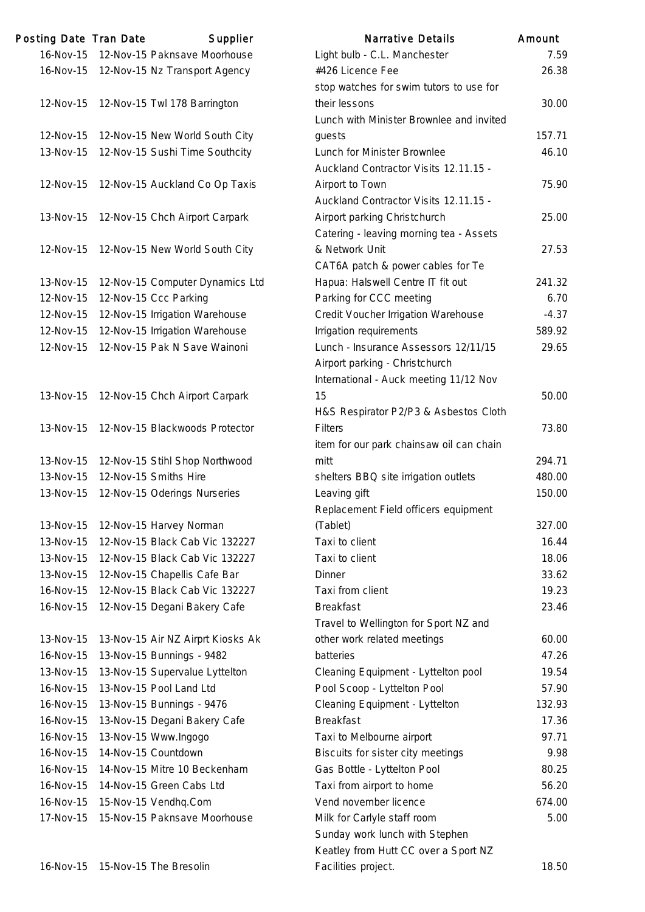| Posting Date | Tran Date | Supplier | Narrative Details | Amount |
|---|---|---|---|---|
| 16-Nov-15 | 12-Nov-15 | Paknsave Moorhouse | Light bulb - C.L. Manchester | 7.59 |
| 16-Nov-15 | 12-Nov-15 | Nz Transport Agency | #426 Licence Fee | 26.38 |
| 12-Nov-15 | 12-Nov-15 | Twl 178 Barrington | stop watches for swim tutors to use for their lessons | 30.00 |
| 12-Nov-15 | 12-Nov-15 | New World South City | Lunch with Minister Brownlee and invited guests | 157.71 |
| 13-Nov-15 | 12-Nov-15 | Sushi Time Southcity | Lunch for Minister Brownlee | 46.10 |
| 12-Nov-15 | 12-Nov-15 | Auckland Co Op Taxis | Auckland Contractor Visits 12.11.15 - Airport to Town | 75.90 |
| 13-Nov-15 | 12-Nov-15 | Chch Airport Carpark | Auckland Contractor Visits 12.11.15 - Airport parking Christchurch | 25.00 |
| 12-Nov-15 | 12-Nov-15 | New World South City | Catering - leaving morning tea - Assets & Network Unit | 27.53 |
| 13-Nov-15 | 12-Nov-15 | Computer Dynamics Ltd | CAT6A patch & power cables for Te Hapua: Halswell Centre IT fit out | 241.32 |
| 12-Nov-15 | 12-Nov-15 | Ccc Parking | Parking for CCC meeting | 6.70 |
| 12-Nov-15 | 12-Nov-15 | Irrigation Warehouse | Credit Voucher Irrigation Warehouse | -4.37 |
| 12-Nov-15 | 12-Nov-15 | Irrigation Warehouse | Irrigation requirements | 589.92 |
| 12-Nov-15 | 12-Nov-15 | Pak N Save Wainoni | Lunch - Insurance Assessors 12/11/15 | 29.65 |
| 13-Nov-15 | 12-Nov-15 | Chch Airport Carpark | Airport parking - Christchurch International - Auck meeting 11/12 Nov 15 | 50.00 |
| 13-Nov-15 | 12-Nov-15 | Blackwoods Protector | H&S Respirator P2/P3 & Asbestos Cloth Filters | 73.80 |
| 13-Nov-15 | 12-Nov-15 | Stihl Shop Northwood | item for our park chainsaw oil can chain mitt | 294.71 |
| 13-Nov-15 | 12-Nov-15 | Smiths Hire | shelters BBQ site irrigation outlets | 480.00 |
| 13-Nov-15 | 12-Nov-15 | Oderings Nurseries | Leaving gift | 150.00 |
| 13-Nov-15 | 12-Nov-15 | Harvey Norman | Replacement Field officers equipment (Tablet) | 327.00 |
| 13-Nov-15 | 12-Nov-15 | Black Cab Vic 132227 | Taxi to client | 16.44 |
| 13-Nov-15 | 12-Nov-15 | Black Cab Vic 132227 | Taxi to client | 18.06 |
| 13-Nov-15 | 12-Nov-15 | Chapellis Cafe Bar | Dinner | 33.62 |
| 16-Nov-15 | 12-Nov-15 | Black Cab Vic 132227 | Taxi from client | 19.23 |
| 16-Nov-15 | 12-Nov-15 | Degani Bakery Cafe | Breakfast | 23.46 |
| 13-Nov-15 | 13-Nov-15 | Air NZ Airprt Kiosks Ak | Travel to Wellington for Sport NZ and other work related meetings | 60.00 |
| 16-Nov-15 | 13-Nov-15 | Bunnings - 9482 | batteries | 47.26 |
| 13-Nov-15 | 13-Nov-15 | Supervalue Lyttelton | Cleaning Equipment - Lyttelton pool | 19.54 |
| 16-Nov-15 | 13-Nov-15 | Pool Land Ltd | Pool Scoop - Lyttelton Pool | 57.90 |
| 16-Nov-15 | 13-Nov-15 | Bunnings - 9476 | Cleaning Equipment - Lyttelton | 132.93 |
| 16-Nov-15 | 13-Nov-15 | Degani Bakery Cafe | Breakfast | 17.36 |
| 16-Nov-15 | 13-Nov-15 | Www.Ingogo | Taxi to Melbourne airport | 97.71 |
| 16-Nov-15 | 14-Nov-15 | Countdown | Biscuits for sister city meetings | 9.98 |
| 16-Nov-15 | 14-Nov-15 | Mitre 10 Beckenham | Gas Bottle - Lyttelton Pool | 80.25 |
| 16-Nov-15 | 14-Nov-15 | Green Cabs Ltd | Taxi from airport to home | 56.20 |
| 16-Nov-15 | 15-Nov-15 | Vendhq.Com | Vend november licence | 674.00 |
| 17-Nov-15 | 15-Nov-15 | Paknsave Moorhouse | Milk for Carlyle staff room | 5.00 |
| 16-Nov-15 | 15-Nov-15 | The Bresolin | Sunday work lunch with Stephen Keatley from Hutt CC over a Sport NZ Facilities project. | 18.50 |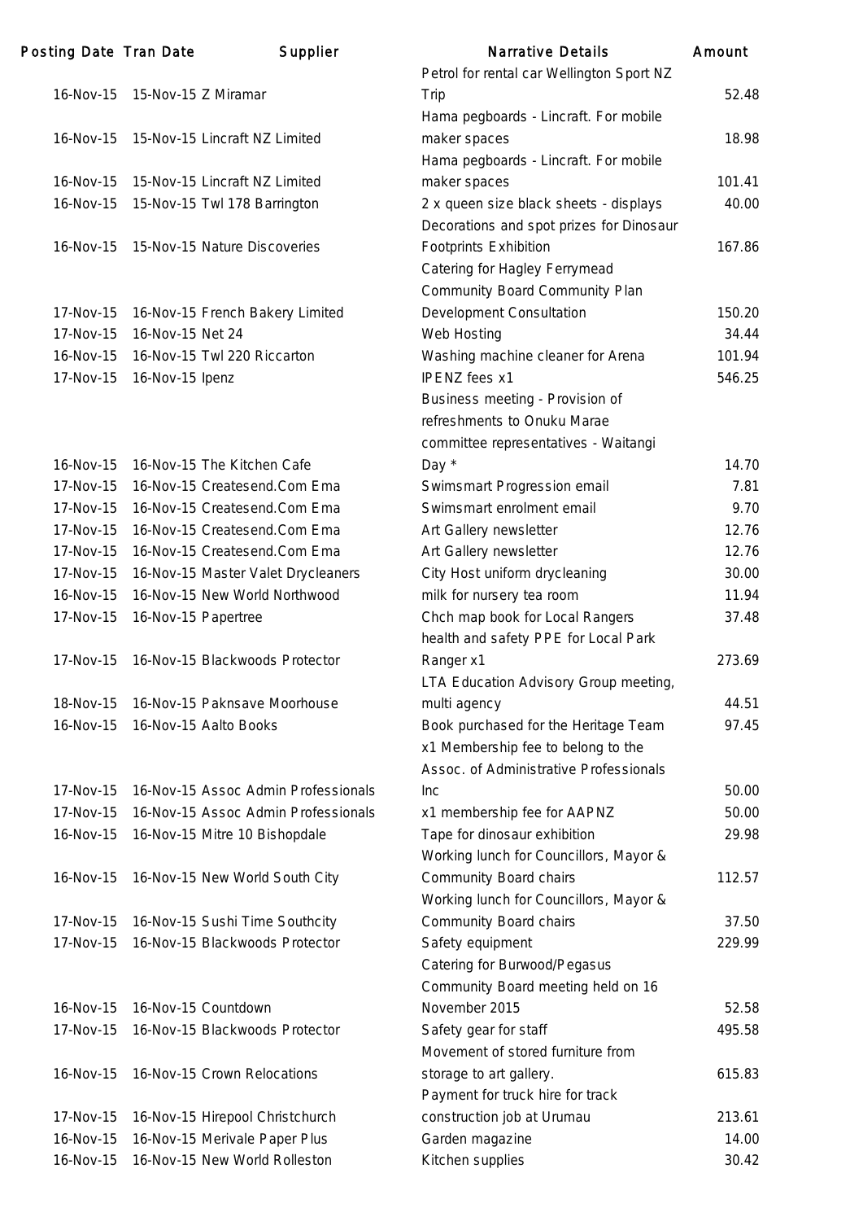| Posting Date | Tran Date | Supplier | Narrative Details | Amount |
|---|---|---|---|---|
| 16-Nov-15 | 15-Nov-15 | Z Miramar | Petrol for rental car Wellington Sport NZ Trip | 52.48 |
| 16-Nov-15 | 15-Nov-15 | Lincraft NZ Limited | Hama pegboards - Lincraft. For mobile maker spaces | 18.98 |
| 16-Nov-15 | 15-Nov-15 | Lincraft NZ Limited | Hama pegboards - Lincraft. For mobile maker spaces | 101.41 |
| 16-Nov-15 | 15-Nov-15 | Twl 178 Barrington | 2 x queen size black sheets - displays | 40.00 |
| 16-Nov-15 | 15-Nov-15 | Nature Discoveries | Decorations and spot prizes for Dinosaur Footprints Exhibition | 167.86 |
| 17-Nov-15 | 16-Nov-15 | French Bakery Limited | Catering for Hagley Ferrymead Community Board Community Plan Development Consultation | 150.20 |
| 17-Nov-15 | 16-Nov-15 | Net 24 | Web Hosting | 34.44 |
| 16-Nov-15 | 16-Nov-15 | Twl 220 Riccarton | Washing machine cleaner for Arena | 101.94 |
| 17-Nov-15 | 16-Nov-15 | Ipenz | IPENZ fees x1 | 546.25 |
| 16-Nov-15 | 16-Nov-15 | The Kitchen Cafe | Business meeting - Provision of refreshments to Onuku Marae committee representatives - Waitangi Day * | 14.70 |
| 17-Nov-15 | 16-Nov-15 | Createsend.Com Ema | Swimsmart Progression email | 7.81 |
| 17-Nov-15 | 16-Nov-15 | Createsend.Com Ema | Swimsmart enrolment email | 9.70 |
| 17-Nov-15 | 16-Nov-15 | Createsend.Com Ema | Art Gallery newsletter | 12.76 |
| 17-Nov-15 | 16-Nov-15 | Createsend.Com Ema | Art Gallery newsletter | 12.76 |
| 17-Nov-15 | 16-Nov-15 | Master Valet Drycleaners | City Host uniform drycleaning | 30.00 |
| 16-Nov-15 | 16-Nov-15 | New World Northwood | milk for nursery tea room | 11.94 |
| 17-Nov-15 | 16-Nov-15 | Papertree | Chch map book for Local Rangers | 37.48 |
| 17-Nov-15 | 16-Nov-15 | Blackwoods Protector | health and safety PPE for Local Park Ranger x1 | 273.69 |
| 18-Nov-15 | 16-Nov-15 | Paknsave Moorhouse | LTA Education Advisory Group meeting, multi agency | 44.51 |
| 16-Nov-15 | 16-Nov-15 | Aalto Books | Book purchased for the Heritage Team | 97.45 |
| 17-Nov-15 | 16-Nov-15 | Assoc Admin Professionals | x1 Membership fee to belong to the Assoc. of Administrative Professionals Inc | 50.00 |
| 17-Nov-15 | 16-Nov-15 | Assoc Admin Professionals | x1 membership fee for AAPNZ | 50.00 |
| 16-Nov-15 | 16-Nov-15 | Mitre 10 Bishopdale | Tape for dinosaur exhibition | 29.98 |
| 16-Nov-15 | 16-Nov-15 | New World South City | Working lunch for Councillors, Mayor & Community Board chairs | 112.57 |
| 17-Nov-15 | 16-Nov-15 | Sushi Time Southcity | Working lunch for Councillors, Mayor & Community Board chairs | 37.50 |
| 17-Nov-15 | 16-Nov-15 | Blackwoods Protector | Safety equipment | 229.99 |
| 16-Nov-15 | 16-Nov-15 | Countdown | Catering for Burwood/Pegasus Community Board meeting held on 16 November 2015 | 52.58 |
| 17-Nov-15 | 16-Nov-15 | Blackwoods Protector | Safety gear for staff | 495.58 |
| 16-Nov-15 | 16-Nov-15 | Crown Relocations | Movement of stored furniture from storage to art gallery. | 615.83 |
| 17-Nov-15 | 16-Nov-15 | Hirepool Christchurch | Payment for truck hire for track construction job at Urumau | 213.61 |
| 16-Nov-15 | 16-Nov-15 | Merivale Paper Plus | Garden magazine | 14.00 |
| 16-Nov-15 | 16-Nov-15 | New World Rolleston | Kitchen supplies | 30.42 |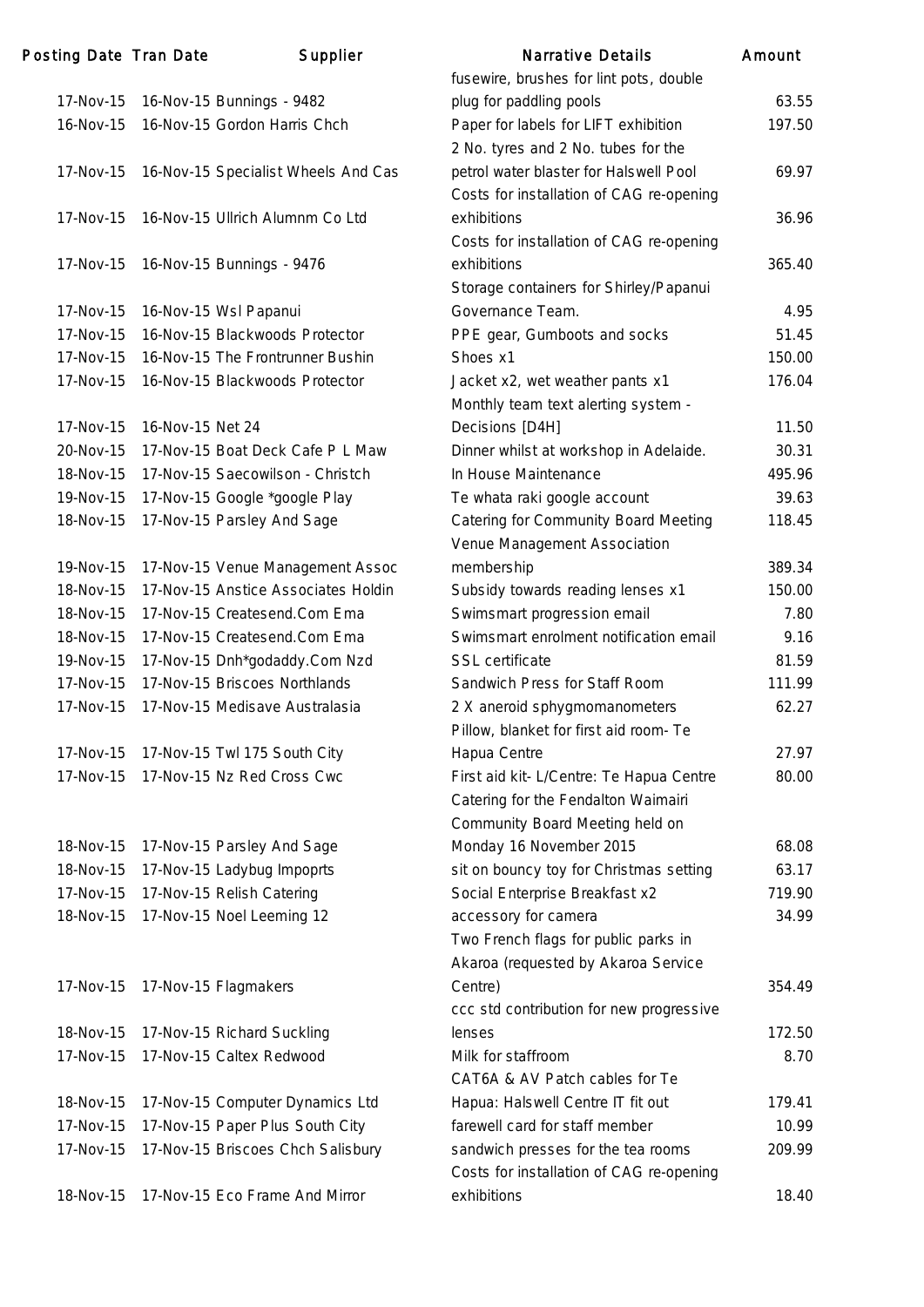| Posting Date | Tran Date | Supplier | Narrative Details | Amount |
|---|---|---|---|---|
| 17-Nov-15 | 16-Nov-15 | Bunnings - 9482 | fusewire, brushes for lint pots, double plug for paddling pools | 63.55 |
| 16-Nov-15 | 16-Nov-15 | Gordon Harris Chch | Paper for labels for LIFT exhibition | 197.50 |
| 17-Nov-15 | 16-Nov-15 | Specialist Wheels And Cas | 2 No. tyres and 2 No. tubes for the petrol water blaster for Halswell Pool | 69.97 |
| 17-Nov-15 | 16-Nov-15 | Ullrich Alumnm Co Ltd | Costs for installation of CAG re-opening exhibitions | 36.96 |
| 17-Nov-15 | 16-Nov-15 | Bunnings - 9476 | Costs for installation of CAG re-opening exhibitions | 365.40 |
| 17-Nov-15 | 16-Nov-15 | Wsl Papanui | Storage containers for Shirley/Papanui Governance Team. | 4.95 |
| 17-Nov-15 | 16-Nov-15 | Blackwoods Protector | PPE gear, Gumboots and socks | 51.45 |
| 17-Nov-15 | 16-Nov-15 | The Frontrunner Bushin | Shoes x1 | 150.00 |
| 17-Nov-15 | 16-Nov-15 | Blackwoods Protector | Jacket x2, wet weather pants x1 | 176.04 |
| 17-Nov-15 | 16-Nov-15 | Net 24 | Monthly team text alerting system - Decisions [D4H] | 11.50 |
| 20-Nov-15 | 17-Nov-15 | Boat Deck Cafe P L Maw | Dinner whilst at workshop in Adelaide. | 30.31 |
| 18-Nov-15 | 17-Nov-15 | Saecowilson - Christch | In House Maintenance | 495.96 |
| 19-Nov-15 | 17-Nov-15 | Google *google Play | Te whata raki google account | 39.63 |
| 18-Nov-15 | 17-Nov-15 | Parsley And Sage | Catering for Community Board Meeting | 118.45 |
| 19-Nov-15 | 17-Nov-15 | Venue Management Assoc | Venue Management Association membership | 389.34 |
| 18-Nov-15 | 17-Nov-15 | Anstice Associates Holdin | Subsidy towards reading lenses x1 | 150.00 |
| 18-Nov-15 | 17-Nov-15 | Createsend.Com Ema | Swimsmart progression email | 7.80 |
| 18-Nov-15 | 17-Nov-15 | Createsend.Com Ema | Swimsmart enrolment notification email | 9.16 |
| 19-Nov-15 | 17-Nov-15 | Dnh*godaddy.Com Nzd | SSL certificate | 81.59 |
| 17-Nov-15 | 17-Nov-15 | Briscoes Northlands | Sandwich Press for Staff Room | 111.99 |
| 17-Nov-15 | 17-Nov-15 | Medisave Australasia | 2 X aneroid sphygmomanometers | 62.27 |
| 17-Nov-15 | 17-Nov-15 | Twl 175 South City | Pillow, blanket for first aid room- Te Hapua Centre | 27.97 |
| 17-Nov-15 | 17-Nov-15 | Nz Red Cross Cwc | First aid kit- L/Centre: Te Hapua Centre | 80.00 |
| 18-Nov-15 | 17-Nov-15 | Parsley And Sage | Catering for the Fendalton Waimairi Community Board Meeting held on Monday 16 November 2015 | 68.08 |
| 18-Nov-15 | 17-Nov-15 | Ladybug Impoprts | sit on bouncy toy for Christmas setting | 63.17 |
| 17-Nov-15 | 17-Nov-15 | Relish Catering | Social Enterprise Breakfast x2 | 719.90 |
| 18-Nov-15 | 17-Nov-15 | Noel Leeming 12 | accessory for camera | 34.99 |
| 17-Nov-15 | 17-Nov-15 | Flagmakers | Two French flags for public parks in Akaroa (requested by Akaroa Service Centre) | 354.49 |
| 18-Nov-15 | 17-Nov-15 | Richard Suckling | ccc std contribution for new progressive lenses | 172.50 |
| 17-Nov-15 | 17-Nov-15 | Caltex Redwood | Milk for staffroom | 8.70 |
| 18-Nov-15 | 17-Nov-15 | Computer Dynamics Ltd | CAT6A & AV Patch cables for Te Hapua: Halswell Centre IT fit out | 179.41 |
| 17-Nov-15 | 17-Nov-15 | Paper Plus South City | farewell card for staff member | 10.99 |
| 17-Nov-15 | 17-Nov-15 | Briscoes Chch Salisbury | sandwich presses for the tea rooms | 209.99 |
| 18-Nov-15 | 17-Nov-15 | Eco Frame And Mirror | Costs for installation of CAG re-opening exhibitions | 18.40 |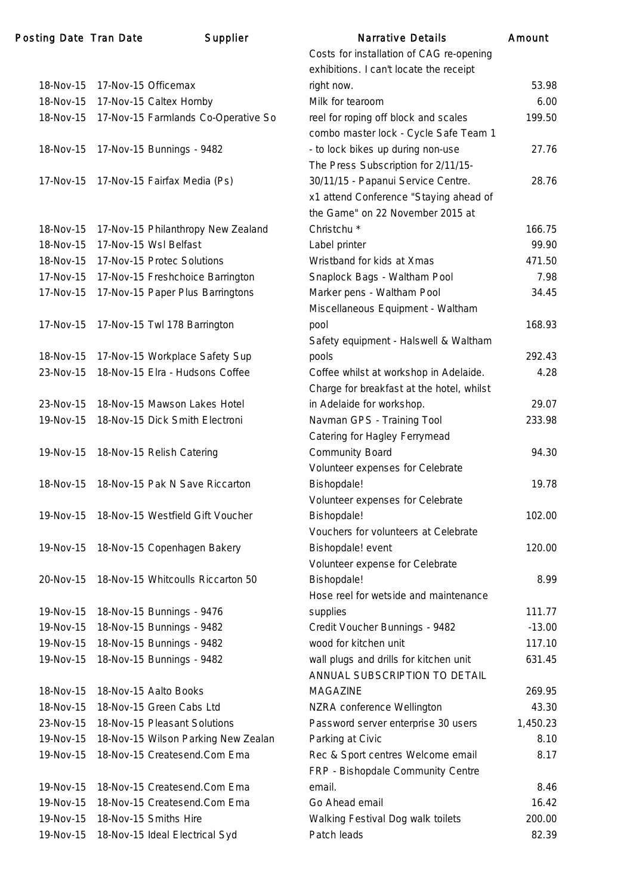| Posting Date | Tran Date | Supplier | Narrative Details | Amount |
|---|---|---|---|---|
| 18-Nov-15 | 17-Nov-15 | Officemax | Costs for installation of CAG re-opening exhibitions. I can't locate the receipt right now. | 53.98 |
| 18-Nov-15 | 17-Nov-15 | Caltex Hornby | Milk for tearoom | 6.00 |
| 18-Nov-15 | 17-Nov-15 | Farmlands Co-Operative So | reel for roping off block and scales | 199.50 |
| 18-Nov-15 | 17-Nov-15 | Bunnings - 9482 | combo master lock - Cycle Safe Team 1 - to lock bikes up during non-use | 27.76 |
| 17-Nov-15 | 17-Nov-15 | Fairfax Media (Ps) | The Press Subscription for 2/11/15-30/11/15 - Papanui Service Centre. | 28.76 |
| 18-Nov-15 | 17-Nov-15 | Philanthropy New Zealand | x1 attend Conference "Staying ahead of the Game" on 22 November 2015 at Christchu * | 166.75 |
| 18-Nov-15 | 17-Nov-15 | Wsl Belfast | Label printer | 99.90 |
| 18-Nov-15 | 17-Nov-15 | Protec Solutions | Wristband for kids at Xmas | 471.50 |
| 17-Nov-15 | 17-Nov-15 | Freshchoice Barrington | Snaplock Bags - Waltham Pool | 7.98 |
| 17-Nov-15 | 17-Nov-15 | Paper Plus Barringtons | Marker pens - Waltham Pool | 34.45 |
| 17-Nov-15 | 17-Nov-15 | Twl 178 Barrington | Miscellaneous Equipment - Waltham pool | 168.93 |
| 18-Nov-15 | 17-Nov-15 | Workplace Safety Sup | Safety equipment - Halswell & Waltham pools | 292.43 |
| 23-Nov-15 | 18-Nov-15 | Elra - Hudsons Coffee | Coffee whilst at workshop in Adelaide. | 4.28 |
| 23-Nov-15 | 18-Nov-15 | Mawson Lakes Hotel | Charge for breakfast at the hotel, whilst in Adelaide for workshop. | 29.07 |
| 19-Nov-15 | 18-Nov-15 | Dick Smith Electroni | Navman GPS - Training Tool | 233.98 |
| 19-Nov-15 | 18-Nov-15 | Relish Catering | Catering for Hagley Ferrymead Community Board | 94.30 |
| 18-Nov-15 | 18-Nov-15 | Pak N Save Riccarton | Volunteer expenses for Celebrate Bishopdale! | 19.78 |
| 19-Nov-15 | 18-Nov-15 | Westfield Gift Voucher | Volunteer expenses for Celebrate Bishopdale! | 102.00 |
| 19-Nov-15 | 18-Nov-15 | Copenhagen Bakery | Vouchers for volunteers at Celebrate Bishopdale! event | 120.00 |
| 20-Nov-15 | 18-Nov-15 | Whitcoulls Riccarton 50 | Volunteer expense for Celebrate Bishopdale! | 8.99 |
| 19-Nov-15 | 18-Nov-15 | Bunnings - 9476 | Hose reel for wetside and maintenance supplies | 111.77 |
| 19-Nov-15 | 18-Nov-15 | Bunnings - 9482 | Credit Voucher Bunnings - 9482 | -13.00 |
| 19-Nov-15 | 18-Nov-15 | Bunnings - 9482 | wood for kitchen unit | 117.10 |
| 19-Nov-15 | 18-Nov-15 | Bunnings - 9482 | wall plugs and drills for kitchen unit | 631.45 |
| 18-Nov-15 | 18-Nov-15 | Aalto Books | ANNUAL SUBSCRIPTION TO DETAIL MAGAZINE | 269.95 |
| 18-Nov-15 | 18-Nov-15 | Green Cabs Ltd | NZRA conference Wellington | 43.30 |
| 23-Nov-15 | 18-Nov-15 | Pleasant Solutions | Password server enterprise 30 users | 1,450.23 |
| 19-Nov-15 | 18-Nov-15 | Wilson Parking New Zealan | Parking at Civic | 8.10 |
| 19-Nov-15 | 18-Nov-15 | Createsend.Com Ema | Rec & Sport centres Welcome email | 8.17 |
| 19-Nov-15 | 18-Nov-15 | Createsend.Com Ema | FRP - Bishopdale Community Centre email. | 8.46 |
| 19-Nov-15 | 18-Nov-15 | Createsend.Com Ema | Go Ahead email | 16.42 |
| 19-Nov-15 | 18-Nov-15 | Smiths Hire | Walking Festival Dog walk toilets | 200.00 |
| 19-Nov-15 | 18-Nov-15 | Ideal Electrical Syd | Patch leads | 82.39 |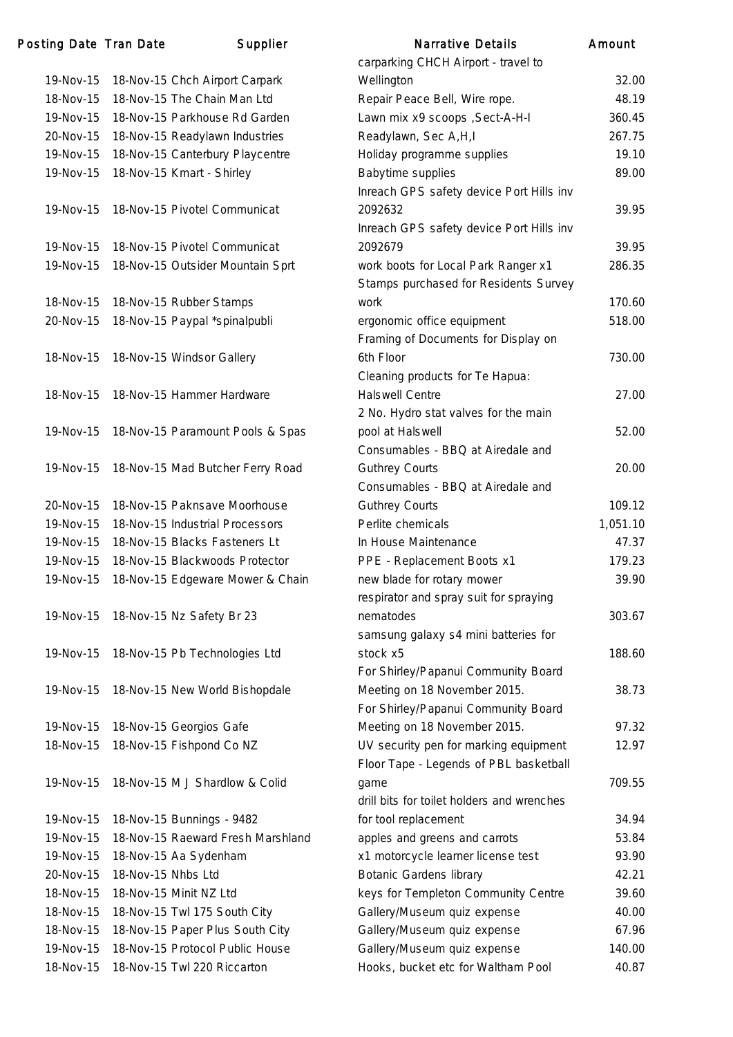| Posting Date | Tran Date | Supplier | Narrative Details | Amount |
|---|---|---|---|---|
| 19-Nov-15 | 18-Nov-15 | Chch Airport Carpark | carparking CHCH Airport - travel to Wellington | 32.00 |
| 18-Nov-15 | 18-Nov-15 | The Chain Man Ltd | Repair Peace Bell, Wire rope. | 48.19 |
| 19-Nov-15 | 18-Nov-15 | Parkhouse Rd Garden | Lawn mix x9 scoops ,Sect-A-H-I | 360.45 |
| 20-Nov-15 | 18-Nov-15 | Readylawn Industries | Readylawn, Sec A,H,I | 267.75 |
| 19-Nov-15 | 18-Nov-15 | Canterbury Playcentre | Holiday programme supplies | 19.10 |
| 19-Nov-15 | 18-Nov-15 | Kmart - Shirley | Babytime supplies | 89.00 |
| 19-Nov-15 | 18-Nov-15 | Pivotel Communicat | Inreach GPS safety device Port Hills inv 2092632 | 39.95 |
| 19-Nov-15 | 18-Nov-15 | Pivotel Communicat | Inreach GPS safety device Port Hills inv 2092679 | 39.95 |
| 19-Nov-15 | 18-Nov-15 | Outsider Mountain Sprt | work boots for Local Park Ranger x1 | 286.35 |
| 18-Nov-15 | 18-Nov-15 | Rubber Stamps | Stamps purchased for Residents Survey work | 170.60 |
| 20-Nov-15 | 18-Nov-15 | Paypal *spinalpubli | ergonomic office equipment | 518.00 |
| 18-Nov-15 | 18-Nov-15 | Windsor Gallery | Framing of Documents for Display on 6th Floor | 730.00 |
| 18-Nov-15 | 18-Nov-15 | Hammer Hardware | Cleaning products for Te Hapua: Halswell Centre | 27.00 |
| 19-Nov-15 | 18-Nov-15 | Paramount Pools & Spas | 2 No. Hydro stat valves for the main pool at Halswell | 52.00 |
| 19-Nov-15 | 18-Nov-15 | Mad Butcher Ferry Road | Consumables - BBQ at Airedale and Guthrey Courts | 20.00 |
| 20-Nov-15 | 18-Nov-15 | Paknsave Moorhouse | Consumables - BBQ at Airedale and Guthrey Courts | 109.12 |
| 19-Nov-15 | 18-Nov-15 | Industrial Processors | Perlite chemicals | 1,051.10 |
| 19-Nov-15 | 18-Nov-15 | Blacks Fasteners Lt | In House Maintenance | 47.37 |
| 19-Nov-15 | 18-Nov-15 | Blackwoods Protector | PPE - Replacement Boots x1 | 179.23 |
| 19-Nov-15 | 18-Nov-15 | Edgeware Mower & Chain | new blade for rotary mower | 39.90 |
| 19-Nov-15 | 18-Nov-15 | Nz Safety Br 23 | respirator and spray suit for spraying nematodes | 303.67 |
| 19-Nov-15 | 18-Nov-15 | Pb Technologies Ltd | samsung galaxy s4 mini batteries for stock x5 | 188.60 |
| 19-Nov-15 | 18-Nov-15 | New World Bishopdale | For Shirley/Papanui Community Board Meeting on 18 November 2015. | 38.73 |
| 19-Nov-15 | 18-Nov-15 | Georgios Gafe | For Shirley/Papanui Community Board Meeting on 18 November 2015. | 97.32 |
| 18-Nov-15 | 18-Nov-15 | Fishpond Co NZ | UV security pen for marking equipment | 12.97 |
| 19-Nov-15 | 18-Nov-15 | M J Shardlow & Colid | Floor Tape - Legends of PBL basketball game | 709.55 |
| 19-Nov-15 | 18-Nov-15 | Bunnings - 9482 | drill bits for toilet holders and wrenches for tool replacement | 34.94 |
| 19-Nov-15 | 18-Nov-15 | Raeward Fresh Marshland | apples and greens and carrots | 53.84 |
| 19-Nov-15 | 18-Nov-15 | Aa Sydenham | x1 motorcycle learner license test | 93.90 |
| 20-Nov-15 | 18-Nov-15 | Nhbs Ltd | Botanic Gardens library | 42.21 |
| 18-Nov-15 | 18-Nov-15 | Minit NZ Ltd | keys for Templeton Community Centre | 39.60 |
| 18-Nov-15 | 18-Nov-15 | Twl 175 South City | Gallery/Museum quiz expense | 40.00 |
| 18-Nov-15 | 18-Nov-15 | Paper Plus South City | Gallery/Museum quiz expense | 67.96 |
| 19-Nov-15 | 18-Nov-15 | Protocol Public House | Gallery/Museum quiz expense | 140.00 |
| 18-Nov-15 | 18-Nov-15 | Twl 220 Riccarton | Hooks, bucket etc for Waltham Pool | 40.87 |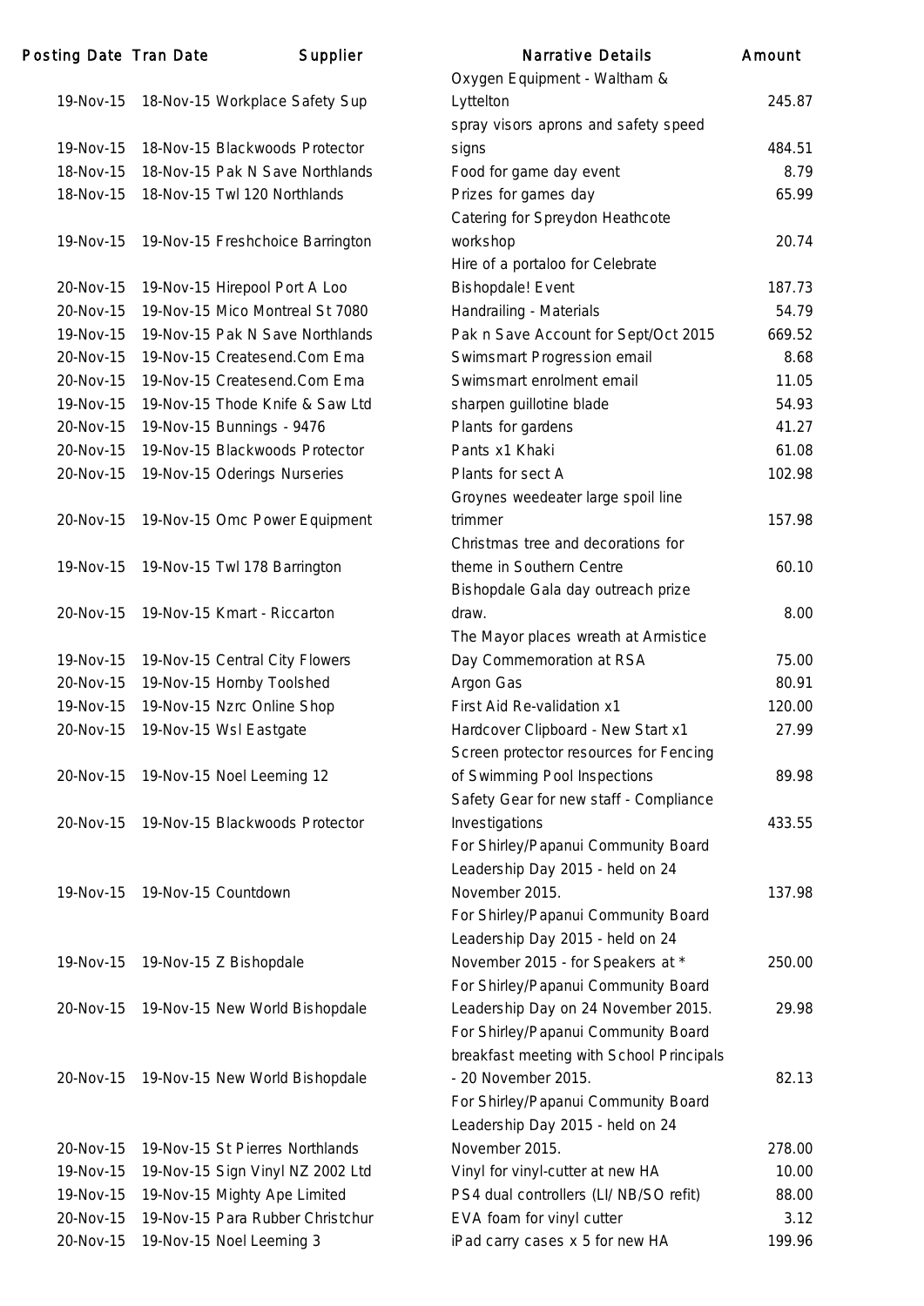| Posting Date | Tran Date | Supplier | Narrative Details | Amount |
|---|---|---|---|---|
| 19-Nov-15 | 18-Nov-15 | Workplace Safety Sup | Oxygen Equipment - Waltham & Lyttelton | 245.87 |
| 19-Nov-15 | 18-Nov-15 | Blackwoods Protector | spray visors aprons and safety speed signs | 484.51 |
| 18-Nov-15 | 18-Nov-15 | Pak N Save Northlands | Food for game day event | 8.79 |
| 18-Nov-15 | 18-Nov-15 | Twl 120 Northlands | Prizes for games day | 65.99 |
| 19-Nov-15 | 19-Nov-15 | Freshchoice Barrington | Catering for Spreydon Heathcote workshop | 20.74 |
| 20-Nov-15 | 19-Nov-15 | Hirepool Port A Loo | Hire of a portaloo for Celebrate Bishopdale! Event | 187.73 |
| 20-Nov-15 | 19-Nov-15 | Mico Montreal St 7080 | Handrailing - Materials | 54.79 |
| 19-Nov-15 | 19-Nov-15 | Pak N Save Northlands | Pak n Save Account for Sept/Oct 2015 | 669.52 |
| 20-Nov-15 | 19-Nov-15 | Createsend.Com Ema | Swimsmart Progression email | 8.68 |
| 20-Nov-15 | 19-Nov-15 | Createsend.Com Ema | Swimsmart enrolment email | 11.05 |
| 19-Nov-15 | 19-Nov-15 | Thode Knife & Saw Ltd | sharpen guillotine blade | 54.93 |
| 20-Nov-15 | 19-Nov-15 | Bunnings - 9476 | Plants for gardens | 41.27 |
| 20-Nov-15 | 19-Nov-15 | Blackwoods Protector | Pants x1 Khaki | 61.08 |
| 20-Nov-15 | 19-Nov-15 | Oderings Nurseries | Plants for sect A | 102.98 |
| 20-Nov-15 | 19-Nov-15 | Omc Power Equipment | Groynes weedeater large spoil line trimmer | 157.98 |
| 19-Nov-15 | 19-Nov-15 | Twl 178 Barrington | Christmas tree and decorations for theme in Southern Centre | 60.10 |
| 20-Nov-15 | 19-Nov-15 | Kmart - Riccarton | Bishopdale Gala day outreach prize draw. | 8.00 |
| 19-Nov-15 | 19-Nov-15 | Central City Flowers | The Mayor places wreath at Armistice Day Commemoration at RSA | 75.00 |
| 20-Nov-15 | 19-Nov-15 | Hornby Toolshed | Argon Gas | 80.91 |
| 19-Nov-15 | 19-Nov-15 | Nzrc Online Shop | First Aid Re-validation x1 | 120.00 |
| 20-Nov-15 | 19-Nov-15 | Wsl Eastgate | Hardcover Clipboard - New Start x1 | 27.99 |
| 20-Nov-15 | 19-Nov-15 | Noel Leeming 12 | Screen protector resources for Fencing of Swimming Pool Inspections | 89.98 |
| 20-Nov-15 | 19-Nov-15 | Blackwoods Protector | Safety Gear for new staff - Compliance Investigations | 433.55 |
| 19-Nov-15 | 19-Nov-15 | Countdown | For Shirley/Papanui Community Board Leadership Day 2015 - held on 24 November 2015. | 137.98 |
| 19-Nov-15 | 19-Nov-15 | Z Bishopdale | For Shirley/Papanui Community Board Leadership Day 2015 - held on 24 November 2015 - for Speakers at * | 250.00 |
| 20-Nov-15 | 19-Nov-15 | New World Bishopdale | For Shirley/Papanui Community Board Leadership Day on 24 November 2015. | 29.98 |
| 20-Nov-15 | 19-Nov-15 | New World Bishopdale | For Shirley/Papanui Community Board breakfast meeting with School Principals - 20 November 2015. | 82.13 |
| 20-Nov-15 | 19-Nov-15 | St Pierres Northlands | For Shirley/Papanui Community Board Leadership Day 2015 - held on 24 November 2015. | 278.00 |
| 19-Nov-15 | 19-Nov-15 | Sign Vinyl NZ 2002 Ltd | Vinyl for vinyl-cutter at new HA | 10.00 |
| 19-Nov-15 | 19-Nov-15 | Mighty Ape Limited | PS4 dual controllers (LI/ NB/SO refit) | 88.00 |
| 20-Nov-15 | 19-Nov-15 | Para Rubber Christchur | EVA foam for vinyl cutter | 3.12 |
| 20-Nov-15 | 19-Nov-15 | Noel Leeming 3 | iPad carry cases x 5 for new HA | 199.96 |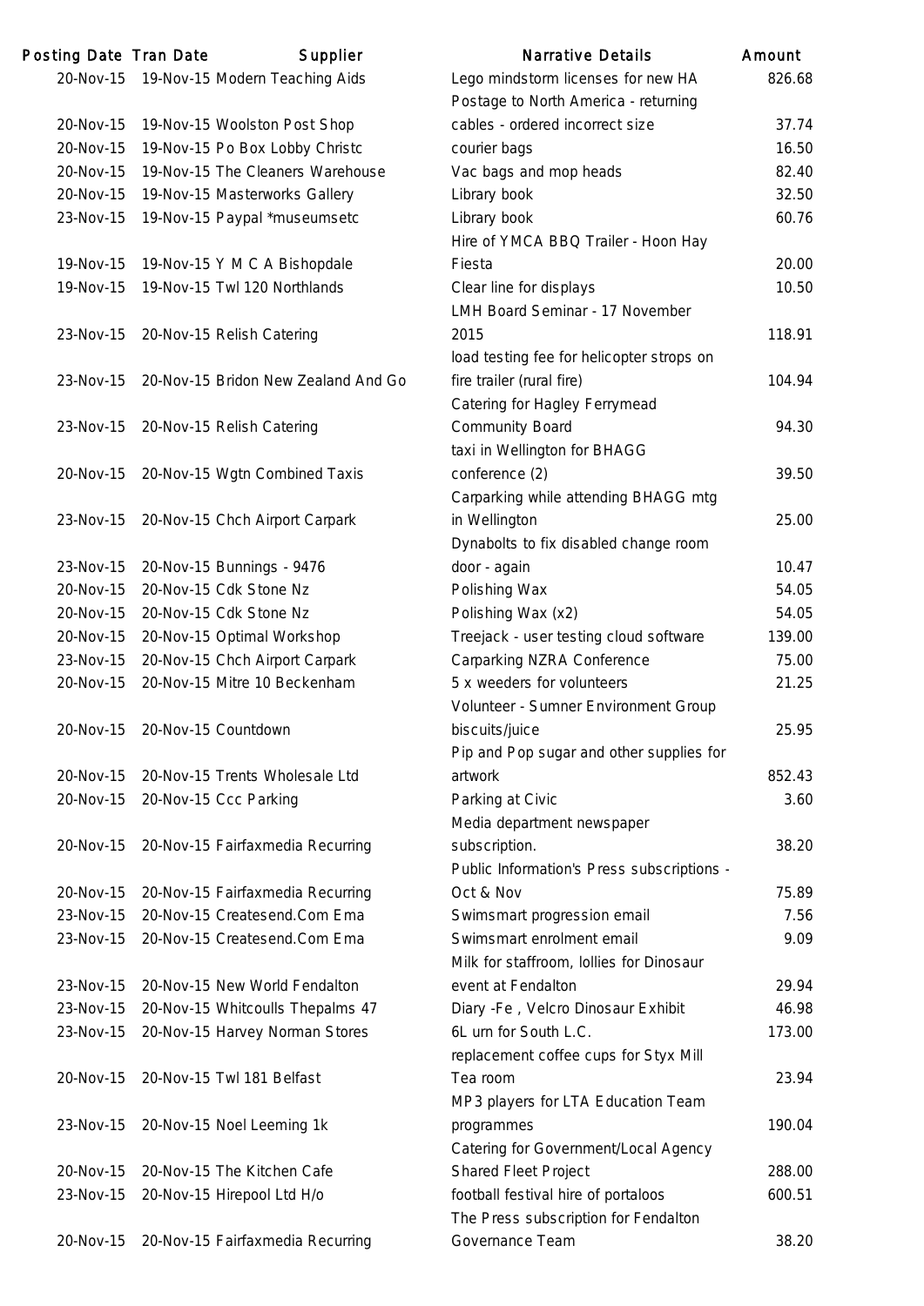| Posting Date | Tran Date | Supplier | Narrative Details | Amount |
|---|---|---|---|---|
| 20-Nov-15 | 19-Nov-15 | Modern Teaching Aids | Lego mindstorm licenses for new HA | 826.68 |
| 20-Nov-15 | 19-Nov-15 | Woolston Post Shop | Postage to North America - returning cables - ordered incorrect size | 37.74 |
| 20-Nov-15 | 19-Nov-15 | Po Box Lobby Christc | courier bags | 16.50 |
| 20-Nov-15 | 19-Nov-15 | The Cleaners Warehouse | Vac bags and mop heads | 82.40 |
| 20-Nov-15 | 19-Nov-15 | Masterworks Gallery | Library book | 32.50 |
| 23-Nov-15 | 19-Nov-15 | Paypal *museumsetc | Library book | 60.76 |
| 19-Nov-15 | 19-Nov-15 | Y M C A Bishopdale | Hire of YMCA BBQ Trailer - Hoon Hay Fiesta | 20.00 |
| 19-Nov-15 | 19-Nov-15 | Twl 120 Northlands | Clear line for displays | 10.50 |
| 23-Nov-15 | 20-Nov-15 | Relish Catering | LMH Board Seminar - 17 November 2015 | 118.91 |
| 23-Nov-15 | 20-Nov-15 | Bridon New Zealand And Go | load testing fee for helicopter strops on fire trailer (rural fire) | 104.94 |
| 23-Nov-15 | 20-Nov-15 | Relish Catering | Catering for Hagley Ferrymead Community Board | 94.30 |
| 20-Nov-15 | 20-Nov-15 | Wgtn Combined Taxis | taxi in Wellington for BHAGG conference (2) | 39.50 |
| 23-Nov-15 | 20-Nov-15 | Chch Airport Carpark | Carparking while attending BHAGG mtg in Wellington | 25.00 |
| 23-Nov-15 | 20-Nov-15 | Bunnings - 9476 | Dynabolts to fix disabled change room door - again | 10.47 |
| 20-Nov-15 | 20-Nov-15 | Cdk Stone Nz | Polishing Wax | 54.05 |
| 20-Nov-15 | 20-Nov-15 | Cdk Stone Nz | Polishing Wax (x2) | 54.05 |
| 20-Nov-15 | 20-Nov-15 | Optimal Workshop | Treejack - user testing cloud software | 139.00 |
| 23-Nov-15 | 20-Nov-15 | Chch Airport Carpark | Carparking NZRA Conference | 75.00 |
| 20-Nov-15 | 20-Nov-15 | Mitre 10 Beckenham | 5 x weeders for volunteers | 21.25 |
| 20-Nov-15 | 20-Nov-15 | Countdown | Volunteer - Sumner Environment Group biscuits/juice | 25.95 |
| 20-Nov-15 | 20-Nov-15 | Trents Wholesale Ltd | Pip and Pop sugar and other supplies for artwork | 852.43 |
| 20-Nov-15 | 20-Nov-15 | Ccc Parking | Parking at Civic | 3.60 |
| 20-Nov-15 | 20-Nov-15 | Fairfaxmedia Recurring | Media department newspaper subscription. | 38.20 |
| 20-Nov-15 | 20-Nov-15 | Fairfaxmedia Recurring | Public Information's Press subscriptions - Oct & Nov | 75.89 |
| 23-Nov-15 | 20-Nov-15 | Createsend.Com Ema | Swimsmart progression email | 7.56 |
| 23-Nov-15 | 20-Nov-15 | Createsend.Com Ema | Swimsmart enrolment email | 9.09 |
| 23-Nov-15 | 20-Nov-15 | New World Fendalton | Milk for staffroom, lollies for Dinosaur event at Fendalton | 29.94 |
| 23-Nov-15 | 20-Nov-15 | Whitcoulls Thepalms 47 | Diary -Fe , Velcro Dinosaur Exhibit | 46.98 |
| 23-Nov-15 | 20-Nov-15 | Harvey Norman Stores | 6L urn for South L.C. | 173.00 |
| 20-Nov-15 | 20-Nov-15 | Twl 181 Belfast | replacement coffee cups for Styx Mill Tea room | 23.94 |
| 23-Nov-15 | 20-Nov-15 | Noel Leeming 1k | MP3 players for LTA Education Team programmes | 190.04 |
| 20-Nov-15 | 20-Nov-15 | The Kitchen Cafe | Catering for Government/Local Agency Shared Fleet Project | 288.00 |
| 23-Nov-15 | 20-Nov-15 | Hirepool Ltd H/o | football festival hire of portaloos | 600.51 |
| 20-Nov-15 | 20-Nov-15 | Fairfaxmedia Recurring | The Press subscription for Fendalton Governance Team | 38.20 |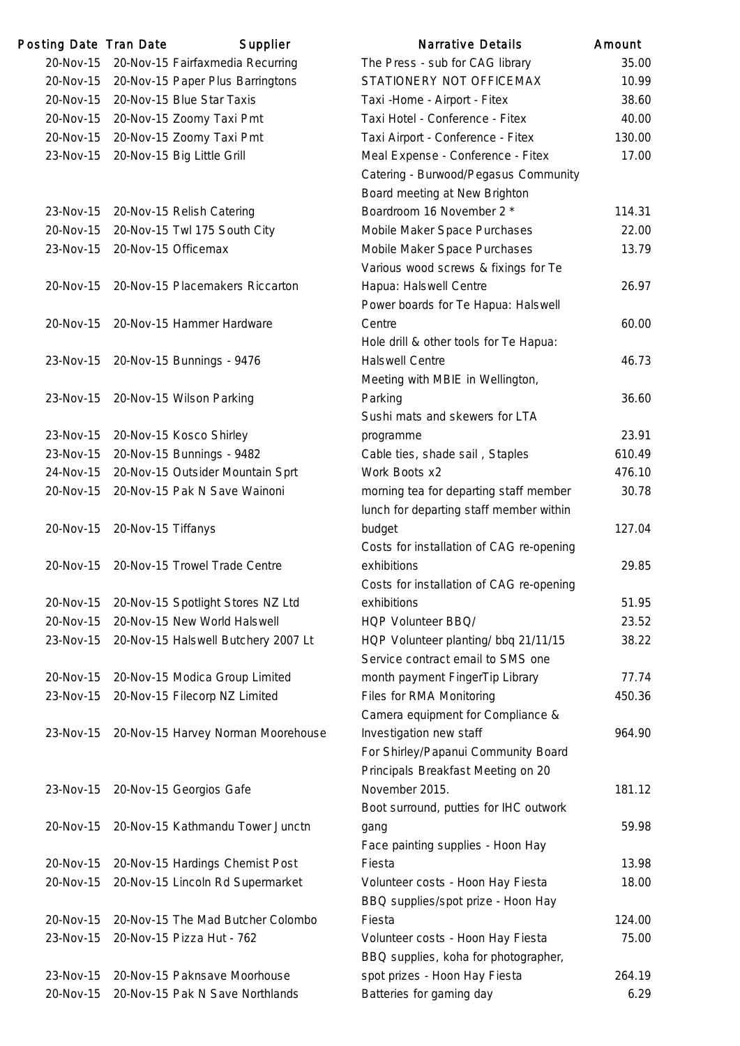| Posting Date | Tran Date | Supplier | Narrative Details | Amount |
|---|---|---|---|---|
| 20-Nov-15 | 20-Nov-15 | Fairfaxmedia Recurring | The Press - sub for CAG library | 35.00 |
| 20-Nov-15 | 20-Nov-15 | Paper Plus Barringtons | STATIONERY NOT OFFICEMAX | 10.99 |
| 20-Nov-15 | 20-Nov-15 | Blue Star Taxis | Taxi -Home - Airport - Fitex | 38.60 |
| 20-Nov-15 | 20-Nov-15 | Zoomy Taxi Pmt | Taxi Hotel - Conference - Fitex | 40.00 |
| 20-Nov-15 | 20-Nov-15 | Zoomy Taxi Pmt | Taxi Airport - Conference - Fitex | 130.00 |
| 23-Nov-15 | 20-Nov-15 | Big Little Grill | Meal Expense - Conference - Fitex | 17.00 |
| 23-Nov-15 | 20-Nov-15 | Relish Catering | Catering - Burwood/Pegasus Community Board meeting at New Brighton Boardroom 16 November 2 * | 114.31 |
| 20-Nov-15 | 20-Nov-15 | Twl 175 South City | Mobile Maker Space Purchases | 22.00 |
| 23-Nov-15 | 20-Nov-15 | Officemax | Mobile Maker Space Purchases | 13.79 |
| 20-Nov-15 | 20-Nov-15 | Placemakers Riccarton | Various wood screws & fixings for Te Hapua: Halswell Centre | 26.97 |
| 20-Nov-15 | 20-Nov-15 | Hammer Hardware | Power boards for Te Hapua: Halswell Centre | 60.00 |
| 23-Nov-15 | 20-Nov-15 | Bunnings - 9476 | Hole drill & other tools for Te Hapua: Halswell Centre | 46.73 |
| 23-Nov-15 | 20-Nov-15 | Wilson Parking | Meeting with MBIE in Wellington, Parking | 36.60 |
| 23-Nov-15 | 20-Nov-15 | Kosco Shirley | Sushi mats and skewers for LTA programme | 23.91 |
| 23-Nov-15 | 20-Nov-15 | Bunnings - 9482 | Cable ties, shade sail , Staples | 610.49 |
| 24-Nov-15 | 20-Nov-15 | Outsider Mountain Sprt | Work Boots x2 | 476.10 |
| 20-Nov-15 | 20-Nov-15 | Pak N Save Wainoni | morning tea for departing staff member | 30.78 |
| 20-Nov-15 | 20-Nov-15 | Tiffanys | lunch for departing staff member within budget | 127.04 |
| 20-Nov-15 | 20-Nov-15 | Trowel Trade Centre | Costs for installation of CAG re-opening exhibitions | 29.85 |
| 20-Nov-15 | 20-Nov-15 | Spotlight Stores NZ Ltd | Costs for installation of CAG re-opening exhibitions | 51.95 |
| 20-Nov-15 | 20-Nov-15 | New World Halswell | HQP Volunteer BBQ/ | 23.52 |
| 23-Nov-15 | 20-Nov-15 | Halswell Butchery 2007 Lt | HQP Volunteer planting/ bbq 21/11/15 | 38.22 |
| 20-Nov-15 | 20-Nov-15 | Modica Group Limited | Service contract email to SMS one month payment FingerTip Library | 77.74 |
| 23-Nov-15 | 20-Nov-15 | Filecorp NZ Limited | Files for RMA Monitoring | 450.36 |
| 23-Nov-15 | 20-Nov-15 | Harvey Norman Moorehouse | Camera equipment for Compliance & Investigation new staff | 964.90 |
| 23-Nov-15 | 20-Nov-15 | Georgios Gafe | For Shirley/Papanui Community Board Principals Breakfast Meeting on 20 November 2015. | 181.12 |
| 20-Nov-15 | 20-Nov-15 | Kathmandu Tower Junctn | Boot surround, putties for IHC outwork gang | 59.98 |
| 20-Nov-15 | 20-Nov-15 | Hardings Chemist Post | Face painting supplies - Hoon Hay Fiesta | 13.98 |
| 20-Nov-15 | 20-Nov-15 | Lincoln Rd Supermarket | Volunteer costs - Hoon Hay Fiesta | 18.00 |
| 20-Nov-15 | 20-Nov-15 | The Mad Butcher Colombo | BBQ supplies/spot prize - Hoon Hay Fiesta | 124.00 |
| 23-Nov-15 | 20-Nov-15 | Pizza Hut - 762 | Volunteer costs - Hoon Hay Fiesta | 75.00 |
| 23-Nov-15 | 20-Nov-15 | Paknsave Moorhouse | BBQ supplies, koha for photographer, spot prizes - Hoon Hay Fiesta | 264.19 |
| 20-Nov-15 | 20-Nov-15 | Pak N Save Northlands | Batteries for gaming day | 6.29 |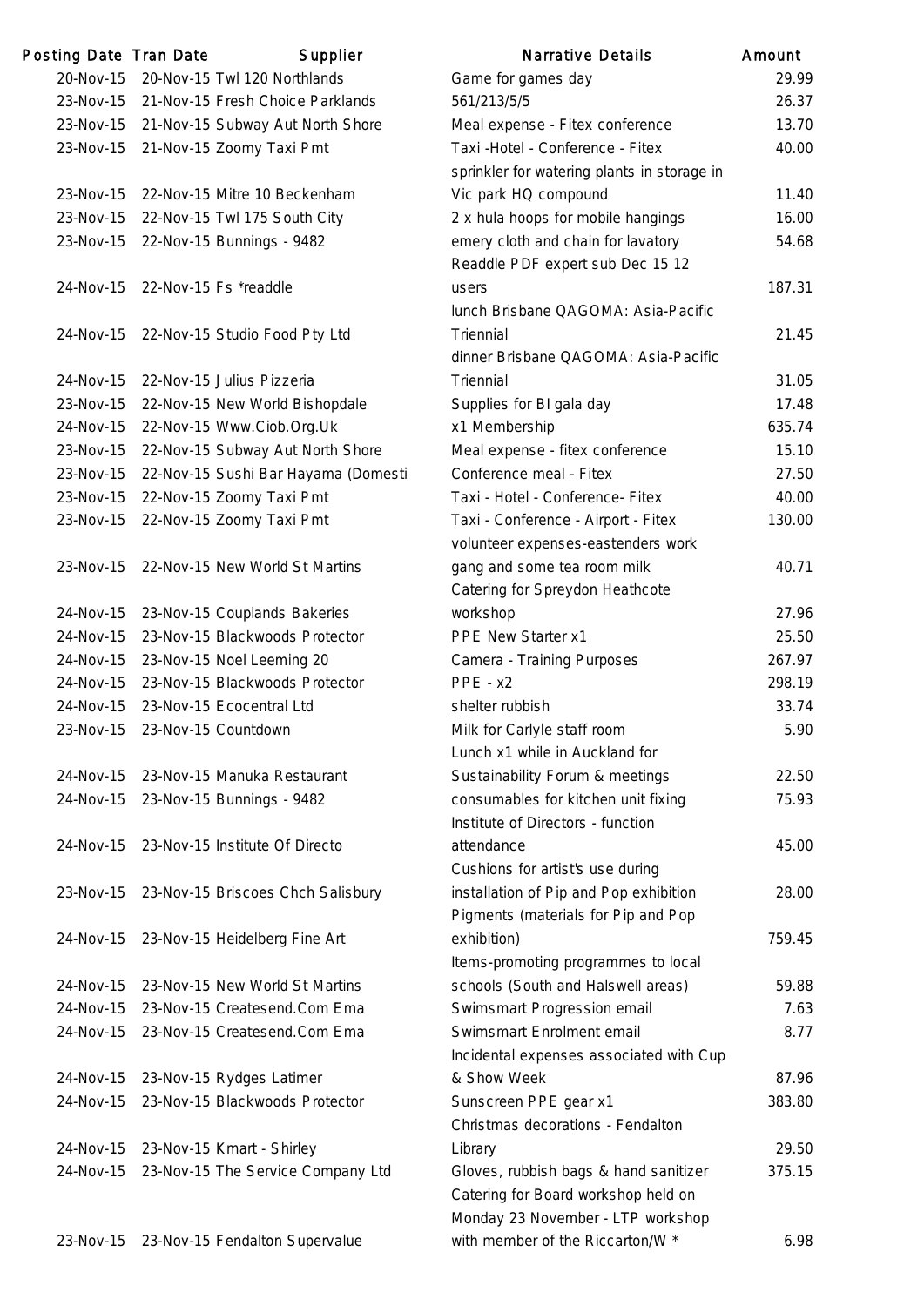| Posting Date | Tran Date | Supplier | Narrative Details | Amount |
|---|---|---|---|---|
| 20-Nov-15 | 20-Nov-15 | Twl 120 Northlands | Game for games day | 29.99 |
| 23-Nov-15 | 21-Nov-15 | Fresh Choice Parklands | 561/213/5/5 | 26.37 |
| 23-Nov-15 | 21-Nov-15 | Subway Aut North Shore | Meal expense - Fitex conference | 13.70 |
| 23-Nov-15 | 21-Nov-15 | Zoomy Taxi Pmt | Taxi -Hotel - Conference - Fitex | 40.00 |
| 23-Nov-15 | 22-Nov-15 | Mitre 10 Beckenham | sprinkler for watering plants in storage in Vic park HQ compound | 11.40 |
| 23-Nov-15 | 22-Nov-15 | Twl 175 South City | 2 x hula hoops for mobile hangings | 16.00 |
| 23-Nov-15 | 22-Nov-15 | Bunnings - 9482 | emery cloth and chain for lavatory | 54.68 |
| 24-Nov-15 | 22-Nov-15 | Fs *readdle | Readdle PDF expert sub Dec 15 12 users | 187.31 |
| 24-Nov-15 | 22-Nov-15 | Studio Food Pty Ltd | lunch Brisbane QAGOMA: Asia-Pacific Triennial | 21.45 |
| 24-Nov-15 | 22-Nov-15 | Julius Pizzeria | dinner Brisbane QAGOMA: Asia-Pacific Triennial | 31.05 |
| 23-Nov-15 | 22-Nov-15 | New World Bishopdale | Supplies for BI gala day | 17.48 |
| 24-Nov-15 | 22-Nov-15 | Www.Ciob.Org.Uk | x1 Membership | 635.74 |
| 23-Nov-15 | 22-Nov-15 | Subway Aut North Shore | Meal expense - fitex conference | 15.10 |
| 23-Nov-15 | 22-Nov-15 | Sushi Bar Hayama (Domesti | Conference meal - Fitex | 27.50 |
| 23-Nov-15 | 22-Nov-15 | Zoomy Taxi Pmt | Taxi - Hotel - Conference- Fitex | 40.00 |
| 23-Nov-15 | 22-Nov-15 | Zoomy Taxi Pmt | Taxi - Conference - Airport - Fitex | 130.00 |
| 23-Nov-15 | 22-Nov-15 | New World St Martins | volunteer expenses-eastenders work gang and some tea room milk | 40.71 |
| 24-Nov-15 | 23-Nov-15 | Couplands Bakeries | Catering for Spreydon Heathcote workshop | 27.96 |
| 24-Nov-15 | 23-Nov-15 | Blackwoods Protector | PPE New Starter x1 | 25.50 |
| 24-Nov-15 | 23-Nov-15 | Noel Leeming 20 | Camera - Training Purposes | 267.97 |
| 24-Nov-15 | 23-Nov-15 | Blackwoods Protector | PPE - x2 | 298.19 |
| 24-Nov-15 | 23-Nov-15 | Ecocentral Ltd | shelter rubbish | 33.74 |
| 23-Nov-15 | 23-Nov-15 | Countdown | Milk for Carlyle staff room | 5.90 |
| 24-Nov-15 | 23-Nov-15 | Manuka Restaurant | Lunch x1 while in Auckland for Sustainability Forum & meetings | 22.50 |
| 24-Nov-15 | 23-Nov-15 | Bunnings - 9482 | consumables for kitchen unit fixing | 75.93 |
| 24-Nov-15 | 23-Nov-15 | Institute Of Directo | Institute of Directors - function attendance | 45.00 |
| 23-Nov-15 | 23-Nov-15 | Briscoes Chch Salisbury | Cushions for artist's use during installation of Pip and Pop exhibition | 28.00 |
| 24-Nov-15 | 23-Nov-15 | Heidelberg Fine Art | Pigments (materials for Pip and Pop exhibition) | 759.45 |
| 24-Nov-15 | 23-Nov-15 | New World St Martins | Items-promoting programmes to local schools (South and Halswell areas) | 59.88 |
| 24-Nov-15 | 23-Nov-15 | Createsend.Com Ema | Swimsmart Progression email | 7.63 |
| 24-Nov-15 | 23-Nov-15 | Createsend.Com Ema | Swimsmart Enrolment email | 8.77 |
| 24-Nov-15 | 23-Nov-15 | Rydges Latimer | Incidental expenses associated with Cup & Show Week | 87.96 |
| 24-Nov-15 | 23-Nov-15 | Blackwoods Protector | Sunscreen PPE gear x1 | 383.80 |
| 24-Nov-15 | 23-Nov-15 | Kmart - Shirley | Christmas decorations - Fendalton Library | 29.50 |
| 24-Nov-15 | 23-Nov-15 | The Service Company Ltd | Gloves, rubbish bags & hand sanitizer | 375.15 |
| 23-Nov-15 | 23-Nov-15 | Fendalton Supervalue | Catering for Board workshop held on Monday 23 November - LTP workshop with member of the Riccarton/W * | 6.98 |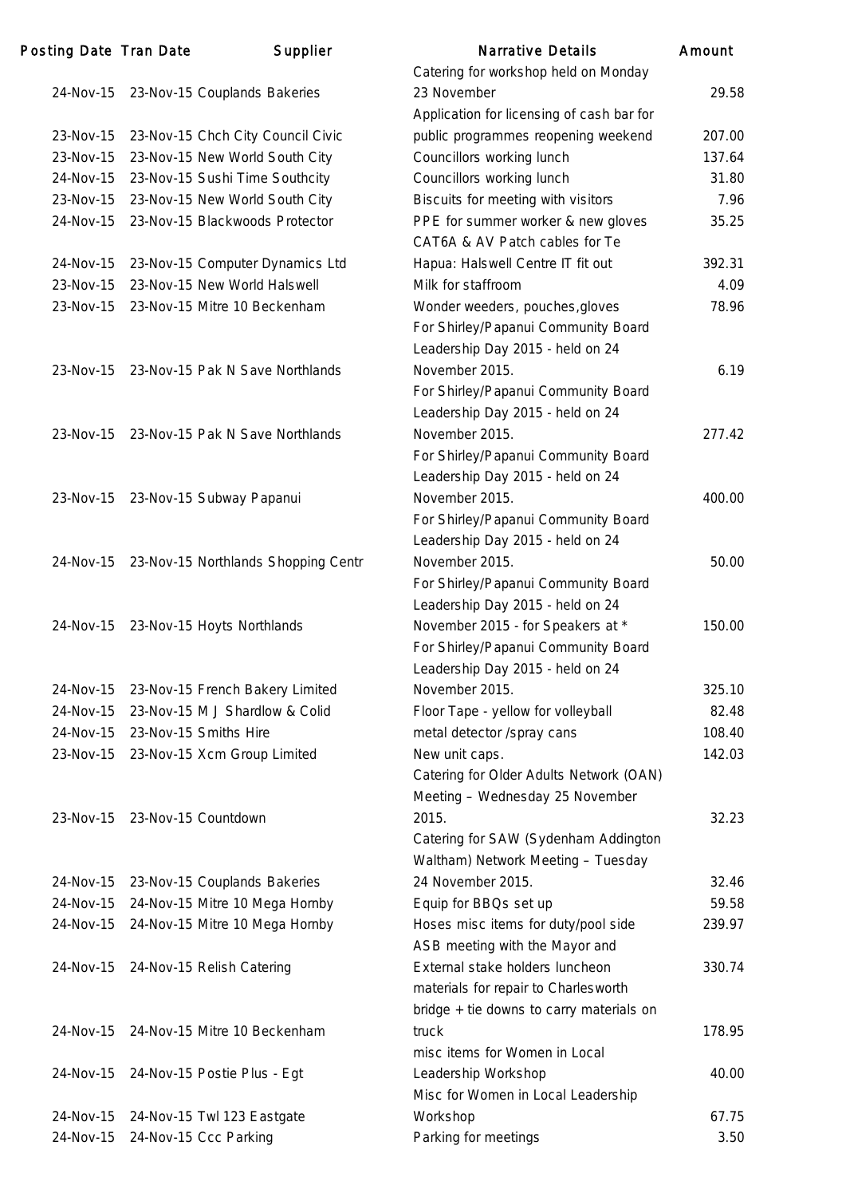| Posting Date | Tran Date | Supplier | Narrative Details | Amount |
|---|---|---|---|---|
| 24-Nov-15 | 23-Nov-15 | Couplands Bakeries | Catering for workshop held on Monday 23 November | 29.58 |
| 23-Nov-15 | 23-Nov-15 | Chch City Council Civic | Application for licensing of cash bar for public programmes reopening weekend | 207.00 |
| 23-Nov-15 | 23-Nov-15 | New World South City | Councillors working lunch | 137.64 |
| 24-Nov-15 | 23-Nov-15 | Sushi Time Southcity | Councillors working lunch | 31.80 |
| 23-Nov-15 | 23-Nov-15 | New World South City | Biscuits for meeting with visitors | 7.96 |
| 24-Nov-15 | 23-Nov-15 | Blackwoods Protector | PPE for summer worker & new gloves | 35.25 |
| 24-Nov-15 | 23-Nov-15 | Computer Dynamics Ltd | CAT6A & AV Patch cables for Te Hapua: Halswell Centre IT fit out | 392.31 |
| 23-Nov-15 | 23-Nov-15 | New World Halswell | Milk for staffroom | 4.09 |
| 23-Nov-15 | 23-Nov-15 | Mitre 10 Beckenham | Wonder weeders, pouches,gloves | 78.96 |
| 23-Nov-15 | 23-Nov-15 | Pak N Save Northlands | For Shirley/Papanui Community Board Leadership Day 2015 - held on 24 November 2015. | 6.19 |
| 23-Nov-15 | 23-Nov-15 | Pak N Save Northlands | For Shirley/Papanui Community Board Leadership Day 2015 - held on 24 November 2015. | 277.42 |
| 23-Nov-15 | 23-Nov-15 | Subway Papanui | For Shirley/Papanui Community Board Leadership Day 2015 - held on 24 November 2015. | 400.00 |
| 24-Nov-15 | 23-Nov-15 | Northlands Shopping Centr | For Shirley/Papanui Community Board Leadership Day 2015 - held on 24 November 2015. | 50.00 |
| 24-Nov-15 | 23-Nov-15 | Hoyts Northlands | For Shirley/Papanui Community Board Leadership Day 2015 - held on 24 November 2015 - for Speakers at * | 150.00 |
| 24-Nov-15 | 23-Nov-15 | French Bakery Limited | For Shirley/Papanui Community Board Leadership Day 2015 - held on 24 November 2015. | 325.10 |
| 24-Nov-15 | 23-Nov-15 | M J Shardlow & Colid | Floor Tape - yellow for volleyball | 82.48 |
| 24-Nov-15 | 23-Nov-15 | Smiths Hire | metal detector /spray cans | 108.40 |
| 23-Nov-15 | 23-Nov-15 | Xcm Group Limited | New unit caps. | 142.03 |
| 23-Nov-15 | 23-Nov-15 | Countdown | Catering for Older Adults Network (OAN) Meeting – Wednesday 25 November 2015. | 32.23 |
| 24-Nov-15 | 23-Nov-15 | Couplands Bakeries | Catering for SAW (Sydenham Addington Waltham) Network Meeting – Tuesday 24 November 2015. | 32.46 |
| 24-Nov-15 | 24-Nov-15 | Mitre 10 Mega Hornby | Equip for BBQs set up | 59.58 |
| 24-Nov-15 | 24-Nov-15 | Mitre 10 Mega Hornby | Hoses misc items for duty/pool side | 239.97 |
| 24-Nov-15 | 24-Nov-15 | Relish Catering | ASB meeting with the Mayor and External stake holders luncheon | 330.74 |
| 24-Nov-15 | 24-Nov-15 | Mitre 10 Beckenham | materials for repair to Charlesworth bridge + tie downs to carry materials on truck | 178.95 |
| 24-Nov-15 | 24-Nov-15 | Postie Plus - Egt | misc items for Women in Local Leadership Workshop | 40.00 |
| 24-Nov-15 | 24-Nov-15 | Twl 123 Eastgate | Misc for Women in Local Leadership Workshop | 67.75 |
| 24-Nov-15 | 24-Nov-15 | Ccc Parking | Parking for meetings | 3.50 |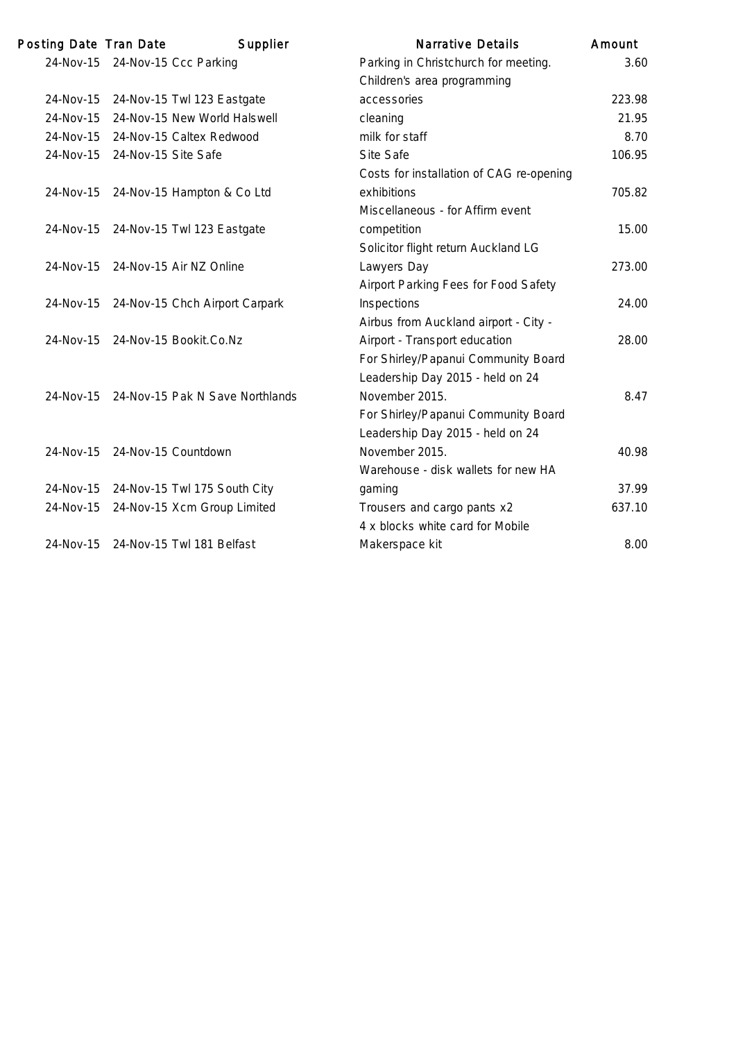| Posting Date | Tran Date | Supplier | Narrative Details | Amount |
|---|---|---|---|---|
| 24-Nov-15 | 24-Nov-15 | Ccc Parking | Parking in Christchurch for meeting. | 3.60 |
| 24-Nov-15 | 24-Nov-15 | Twl 123 Eastgate | Children's area programming accessories | 223.98 |
| 24-Nov-15 | 24-Nov-15 | New World Halswell | cleaning | 21.95 |
| 24-Nov-15 | 24-Nov-15 | Caltex Redwood | milk for staff | 8.70 |
| 24-Nov-15 | 24-Nov-15 | Site Safe | Site Safe | 106.95 |
| 24-Nov-15 | 24-Nov-15 | Hampton & Co Ltd | Costs for installation of CAG re-opening exhibitions | 705.82 |
| 24-Nov-15 | 24-Nov-15 | Twl 123 Eastgate | Miscellaneous - for Affirm event competition | 15.00 |
| 24-Nov-15 | 24-Nov-15 | Air NZ Online | Solicitor flight return Auckland LG Lawyers Day | 273.00 |
| 24-Nov-15 | 24-Nov-15 | Chch Airport Carpark | Airport Parking Fees for Food Safety Inspections | 24.00 |
| 24-Nov-15 | 24-Nov-15 | Bookit.Co.Nz | Airbus from Auckland airport - City - Airport - Transport education | 28.00 |
| 24-Nov-15 | 24-Nov-15 | Pak N Save Northlands | For Shirley/Papanui Community Board Leadership Day 2015 - held on 24 November 2015. | 8.47 |
| 24-Nov-15 | 24-Nov-15 | Countdown | For Shirley/Papanui Community Board Leadership Day 2015 - held on 24 November 2015. | 40.98 |
| 24-Nov-15 | 24-Nov-15 | Twl 175 South City | Warehouse - disk wallets for new HA gaming | 37.99 |
| 24-Nov-15 | 24-Nov-15 | Xcm Group Limited | Trousers and cargo pants x2 | 637.10 |
| 24-Nov-15 | 24-Nov-15 | Twl 181 Belfast | 4 x blocks white card for Mobile Makerspace kit | 8.00 |